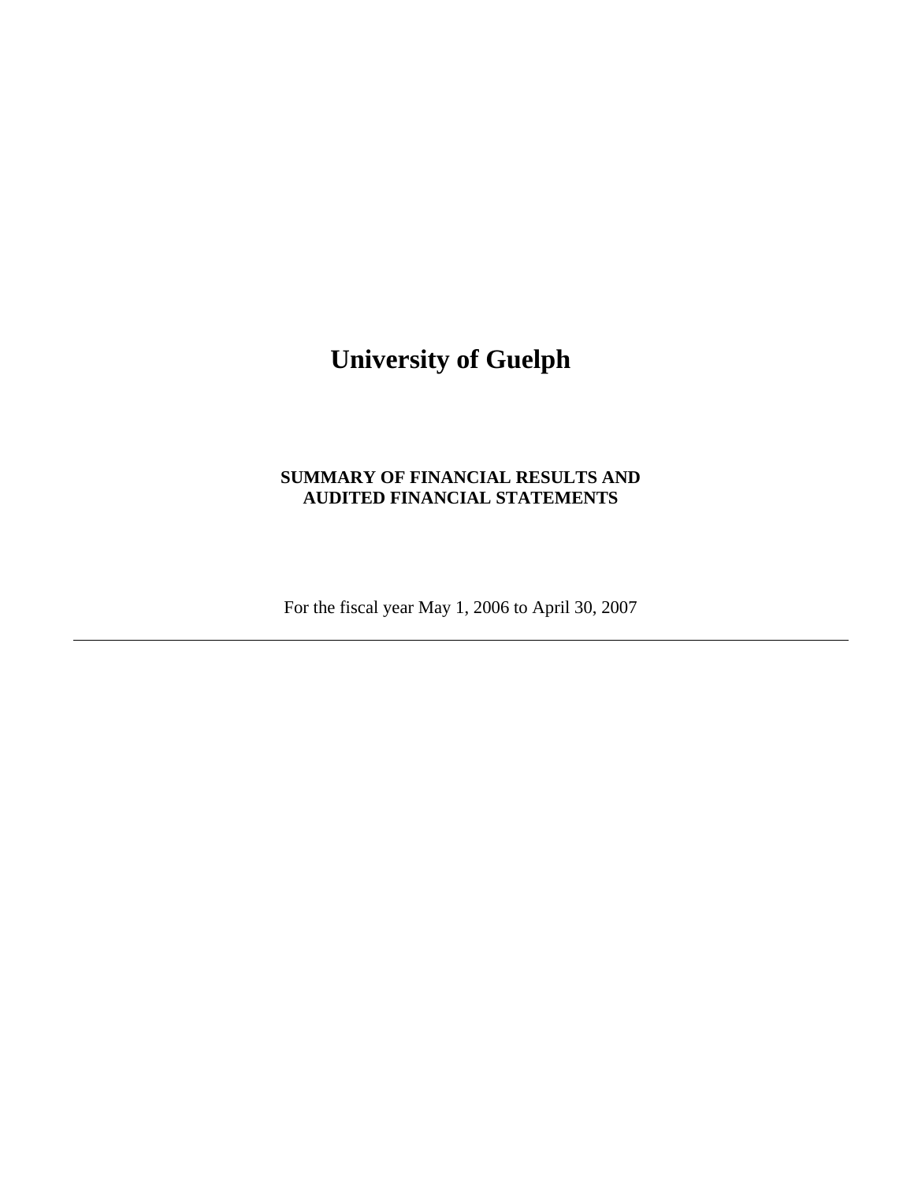# University of Guelph

**SUMMARY OF FINANCIAL RESULTS AND AUDITED FINANCIAL STATEMENTS**

For the fiscal year May 1, 2006 to April 30, 2007

---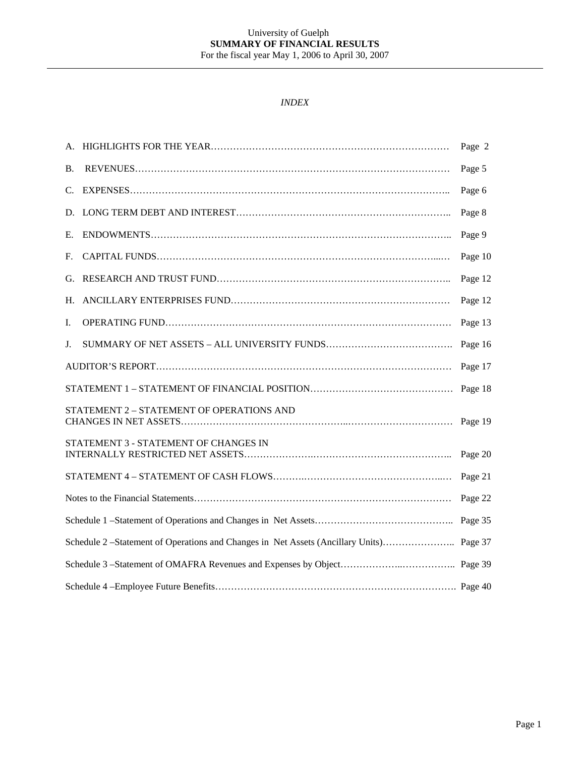University of Guelph

**SUMMARY OF FINANCIAL RESULTS**

For the fiscal year May 1, 2006 to April 30, 2007

*INDEX*

| | |
|---|---|
| A. HIGHLIGHTS FOR THE YEAR | Page 2 |
| B. REVENUES | Page 5 |
| C. EXPENSES | Page 6 |
| D. LONG TERM DEBT AND INTEREST | Page 8 |
| E. ENDOWMENTS | Page 9 |
| F. CAPITAL FUNDS | Page 10 |
| G. RESEARCH AND TRUST FUND | Page 12 |
| H. ANCILLARY ENTERPRISES FUND | Page 12 |
| I. OPERATING FUND | Page 13 |
| J. SUMMARY OF NET ASSETS – ALL UNIVERSITY FUNDS | Page 16 |
| AUDITOR'S REPORT | Page 17 |
| STATEMENT 1 – STATEMENT OF FINANCIAL POSITION | Page 18 |
| STATEMENT 2 – STATEMENT OF OPERATIONS AND CHANGES IN NET ASSETS | Page 19 |
| STATEMENT 3 - STATEMENT OF CHANGES IN INTERNALLY RESTRICTED NET ASSETS | Page 20 |
| STATEMENT 4 – STATEMENT OF CASH FLOWS | Page 21 |
| Notes to the Financial Statements | Page 22 |
| Schedule 1 –Statement of Operations and Changes in Net Assets | Page 35 |
| Schedule 2 –Statement of Operations and Changes in Net Assets (Ancillary Units) | Page 37 |
| Schedule 3 –Statement of OMAFRA Revenues and Expenses by Object | Page 39 |
| Schedule 4 –Employee Future Benefits | Page 40 |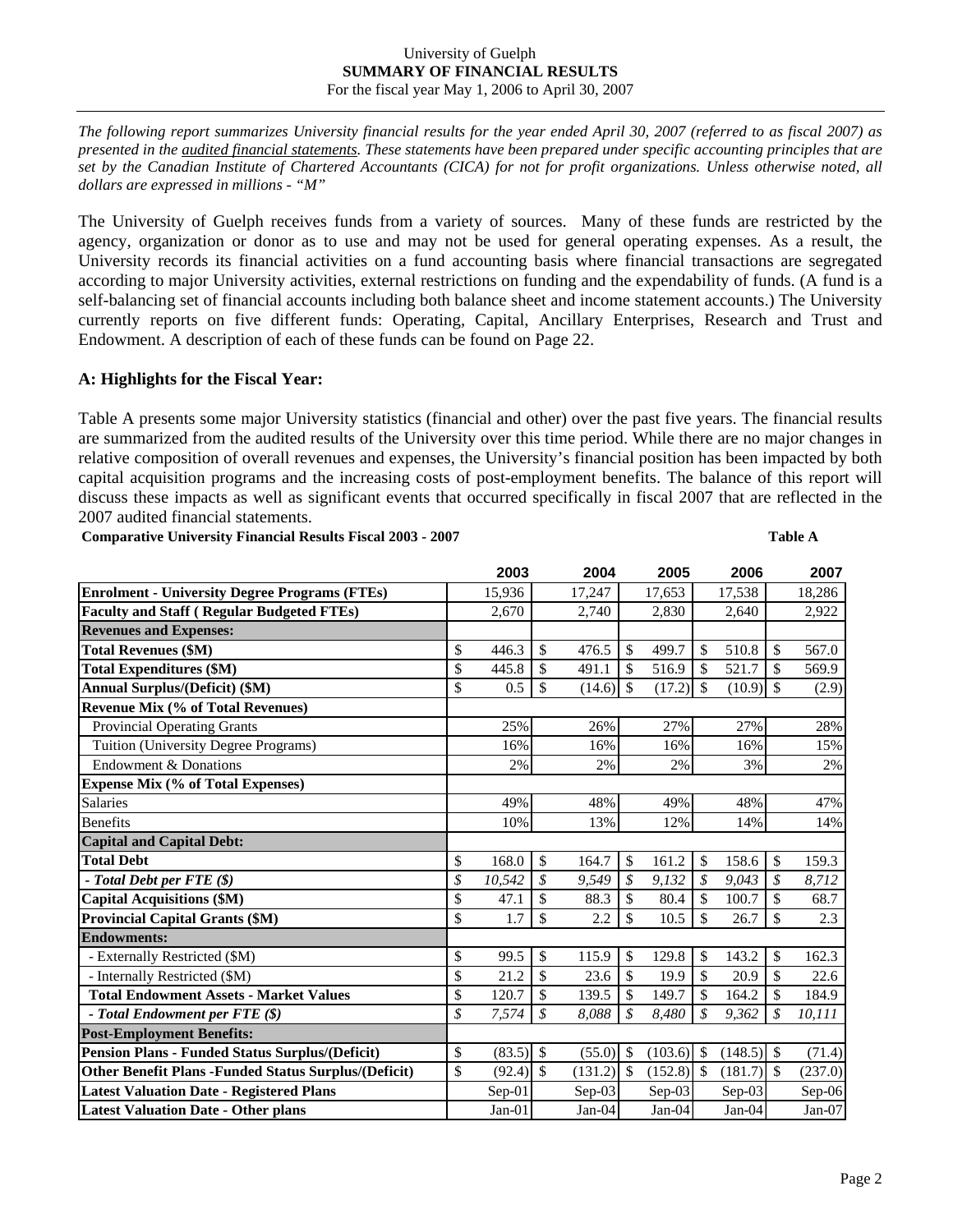University of Guelph
**SUMMARY OF FINANCIAL RESULTS**
For the fiscal year May 1, 2006 to April 30, 2007

*The following report summarizes University financial results for the year ended April 30, 2007 (referred to as fiscal 2007) as presented in the audited financial statements. These statements have been prepared under specific accounting principles that are set by the Canadian Institute of Chartered Accountants (CICA) for not for profit organizations. Unless otherwise noted, all dollars are expressed in millions - "M"*

The University of Guelph receives funds from a variety of sources. Many of these funds are restricted by the agency, organization or donor as to use and may not be used for general operating expenses. As a result, the University records its financial activities on a fund accounting basis where financial transactions are segregated according to major University activities, external restrictions on funding and the expendability of funds. (A fund is a self-balancing set of financial accounts including both balance sheet and income statement accounts.) The University currently reports on five different funds: Operating, Capital, Ancillary Enterprises, Research and Trust and Endowment. A description of each of these funds can be found on Page 22.

### A: Highlights for the Fiscal Year:

Table A presents some major University statistics (financial and other) over the past five years. The financial results are summarized from the audited results of the University over this time period. While there are no major changes in relative composition of overall revenues and expenses, the University's financial position has been impacted by both capital acquisition programs and the increasing costs of post-employment benefits. The balance of this report will discuss these impacts as well as significant events that occurred specifically in fiscal 2007 that are reflected in the 2007 audited financial statements.

**Comparative University Financial Results Fiscal 2003 - 2007** **Table A**

| | 2003 | 2004 | 2005 | 2006 | 2007 |
|---|---|---|---|---|---|
| **Enrolment - University Degree Programs (FTEs)** | 15,936 | 17,247 | 17,653 | 17,538 | 18,286 |
| **Faculty and Staff ( Regular Budgeted FTEs)** | 2,670 | 2,740 | 2,830 | 2,640 | 2,922 |
| **Revenues and Expenses:** | | | | | |
| **Total Revenues ($M)** | $ 446.3 | $ 476.5 | $ 499.7 | $ 510.8 | $ 567.0 |
| **Total Expenditures ($M)** | $ 445.8 | $ 491.1 | $ 516.9 | $ 521.7 | $ 569.9 |
| **Annual Surplus/(Deficit) ($M)** | $ 0.5 | $ (14.6) | $ (17.2) | $ (10.9) | $ (2.9) |
| **Revenue Mix (% of Total Revenues)** | | | | | |
| Provincial Operating Grants | 25% | 26% | 27% | 27% | 28% |
| Tuition (University Degree Programs) | 16% | 16% | 16% | 16% | 15% |
| Endowment & Donations | 2% | 2% | 2% | 3% | 2% |
| **Expense Mix (% of Total Expenses)** | | | | | |
| Salaries | 49% | 48% | 49% | 48% | 47% |
| Benefits | 10% | 13% | 12% | 14% | 14% |
| **Capital and Capital Debt:** | | | | | |
| **Total Debt** | $ 168.0 | $ 164.7 | $ 161.2 | $ 158.6 | $ 159.3 |
| ***- Total Debt per FTE ($)*** | *$ 10,542* | *$ 9,549* | *$ 9,132* | *$ 9,043* | *$ 8,712* |
| **Capital Acquisitions ($M)** | $ 47.1 | $ 88.3 | $ 80.4 | $ 100.7 | $ 68.7 |
| **Provincial Capital Grants ($M)** | $ 1.7 | $ 2.2 | $ 10.5 | $ 26.7 | $ 2.3 |
| **Endowments:** | | | | | |
| - Externally Restricted ($M) | $ 99.5 | $ 115.9 | $ 129.8 | $ 143.2 | $ 162.3 |
| - Internally Restricted ($M) | $ 21.2 | $ 23.6 | $ 19.9 | $ 20.9 | $ 22.6 |
| **Total Endowment Assets - Market Values** | $ 120.7 | $ 139.5 | $ 149.7 | $ 164.2 | $ 184.9 |
| ***- Total Endowment per FTE ($)*** | *$ 7,574* | *$ 8,088* | *$ 8,480* | *$ 9,362* | *$ 10,111* |
| **Post-Employment Benefits:** | | | | | |
| **Pension Plans - Funded Status Surplus/(Deficit)** | $ (83.5) | $ (55.0) | $ (103.6) | $ (148.5) | $ (71.4) |
| **Other Benefit Plans -Funded Status Surplus/(Deficit)** | $ (92.4) | $ (131.2) | $ (152.8) | $ (181.7) | $ (237.0) |
| **Latest Valuation Date - Registered Plans** | Sep-01 | Sep-03 | Sep-03 | Sep-03 | Sep-06 |
| **Latest Valuation Date - Other plans** | Jan-01 | Jan-04 | Jan-04 | Jan-04 | Jan-07 |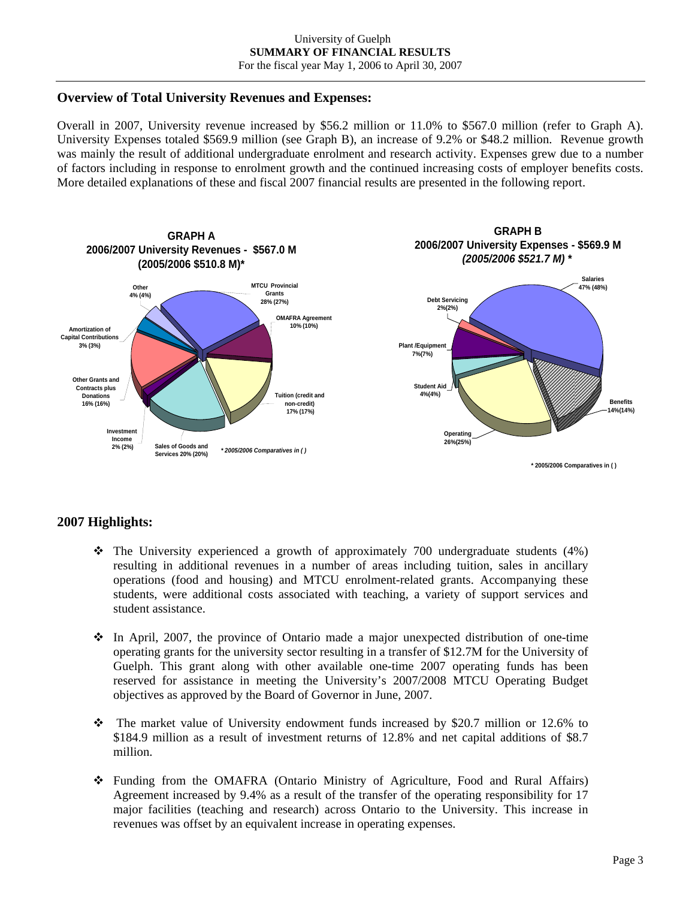University of Guelph
**SUMMARY OF FINANCIAL RESULTS**
For the fiscal year May 1, 2006 to April 30, 2007

## Overview of Total University Revenues and Expenses:

Overall in 2007, University revenue increased by $56.2 million or 11.0% to $567.0 million (refer to Graph A). University Expenses totaled $569.9 million (see Graph B), an increase of 9.2% or $48.2 million. Revenue growth was mainly the result of additional undergraduate enrolment and research activity. Expenses grew due to a number of factors including in response to enrolment growth and the continued increasing costs of employer benefits costs. More detailed explanations of these and fiscal 2007 financial results are presented in the following report.

**GRAPH A**
**2006/2007 University Revenues - $567.0 M (2005/2006 $510.8 M)***

- MTCU Provincial Grants 28% (27%)
- OMAFRA Agreement 10% (10%)
- Tuition (credit and non-credit) 17% (17%)
- Sales of Goods and Services 20% (20%)
- Investment Income 2% (2%)
- Other Grants and Contracts plus Donations 16% (16%)
- Amortization of Capital Contributions 3% (3%)
- Other 4% (4%)

*\* 2005/2006 Comparatives in ( )*

**GRAPH B**
**2006/2007 University Expenses - $569.9 M *(2005/2006 $521.7 M)* ***

- Salaries 47% (48%)
- Benefits 14%(14%)
- Operating 26%(25%)
- Student Aid 4%(4%)
- Plant /Equipment 7%(7%)
- Debt Servicing 2%(2%)

\* 2005/2006 Comparatives in ( )

## 2007 Highlights:

- The University experienced a growth of approximately 700 undergraduate students (4%) resulting in additional revenues in a number of areas including tuition, sales in ancillary operations (food and housing) and MTCU enrolment-related grants. Accompanying these students, were additional costs associated with teaching, a variety of support services and student assistance.

- In April, 2007, the province of Ontario made a major unexpected distribution of one-time operating grants for the university sector resulting in a transfer of $12.7M for the University of Guelph. This grant along with other available one-time 2007 operating funds has been reserved for assistance in meeting the University's 2007/2008 MTCU Operating Budget objectives as approved by the Board of Governor in June, 2007.

- The market value of University endowment funds increased by $20.7 million or 12.6% to $184.9 million as a result of investment returns of 12.8% and net capital additions of $8.7 million.

- Funding from the OMAFRA (Ontario Ministry of Agriculture, Food and Rural Affairs) Agreement increased by 9.4% as a result of the transfer of the operating responsibility for 17 major facilities (teaching and research) across Ontario to the University. This increase in revenues was offset by an equivalent increase in operating expenses.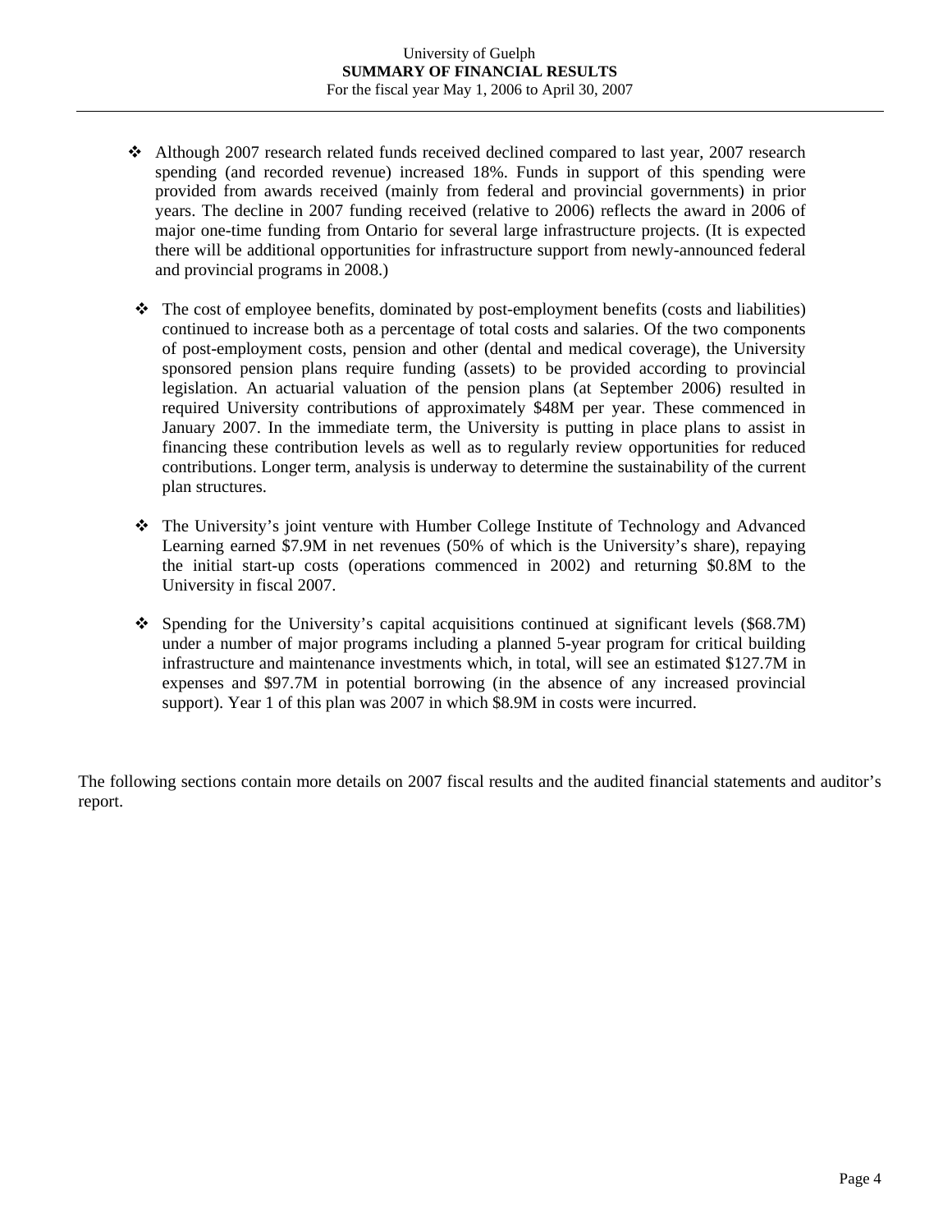- Although 2007 research related funds received declined compared to last year, 2007 research spending (and recorded revenue) increased 18%. Funds in support of this spending were provided from awards received (mainly from federal and provincial governments) in prior years. The decline in 2007 funding received (relative to 2006) reflects the award in 2006 of major one-time funding from Ontario for several large infrastructure projects. (It is expected there will be additional opportunities for infrastructure support from newly-announced federal and provincial programs in 2008.)

- The cost of employee benefits, dominated by post-employment benefits (costs and liabilities) continued to increase both as a percentage of total costs and salaries. Of the two components of post-employment costs, pension and other (dental and medical coverage), the University sponsored pension plans require funding (assets) to be provided according to provincial legislation. An actuarial valuation of the pension plans (at September 2006) resulted in required University contributions of approximately $48M per year. These commenced in January 2007. In the immediate term, the University is putting in place plans to assist in financing these contribution levels as well as to regularly review opportunities for reduced contributions. Longer term, analysis is underway to determine the sustainability of the current plan structures.

- The University's joint venture with Humber College Institute of Technology and Advanced Learning earned $7.9M in net revenues (50% of which is the University's share), repaying the initial start-up costs (operations commenced in 2002) and returning $0.8M to the University in fiscal 2007.

- Spending for the University's capital acquisitions continued at significant levels ($68.7M) under a number of major programs including a planned 5-year program for critical building infrastructure and maintenance investments which, in total, will see an estimated $127.7M in expenses and $97.7M in potential borrowing (in the absence of any increased provincial support). Year 1 of this plan was 2007 in which $8.9M in costs were incurred.

The following sections contain more details on 2007 fiscal results and the audited financial statements and auditor's report.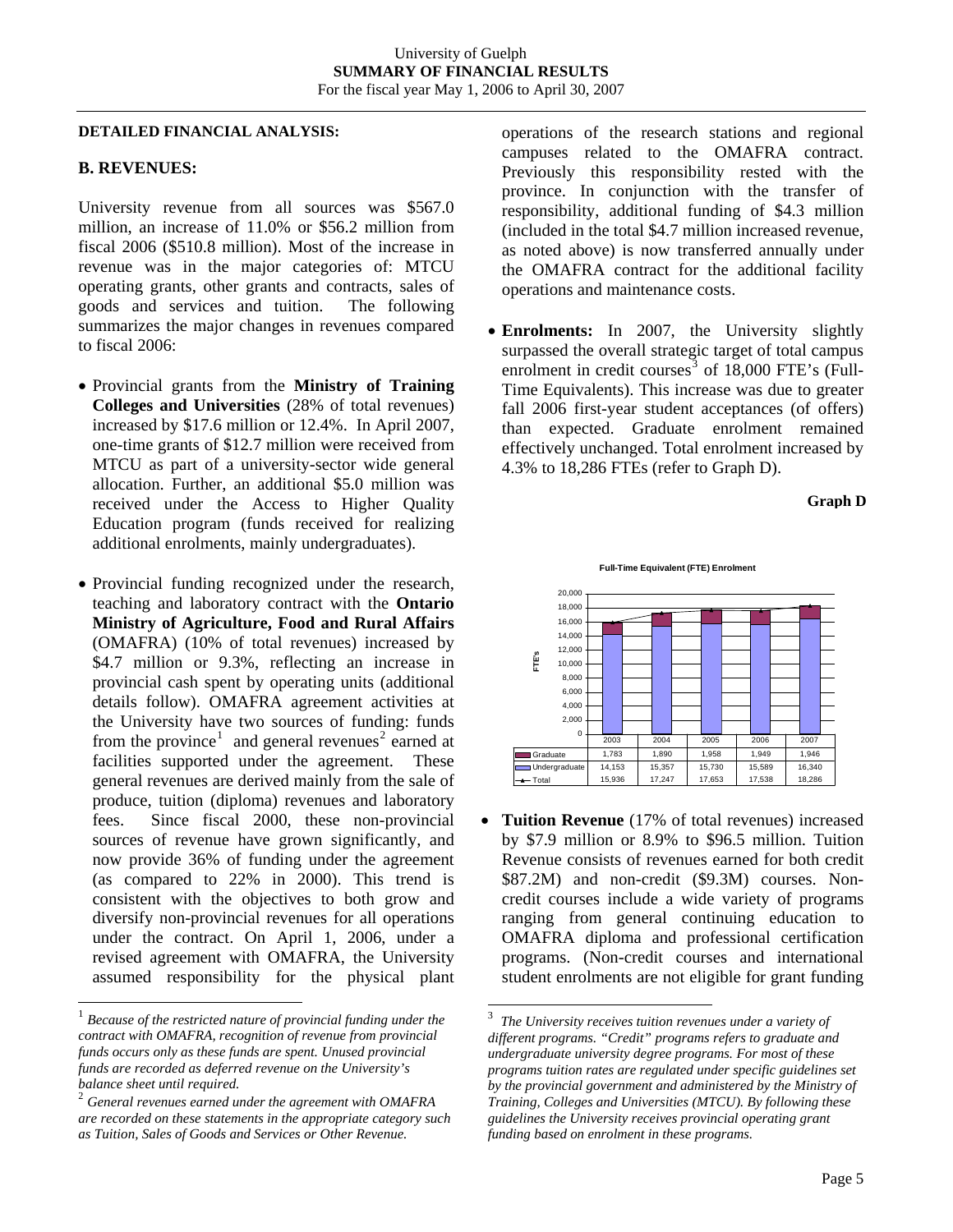## DETAILED FINANCIAL ANALYSIS:

### B. REVENUES:

University revenue from all sources was $567.0 million, an increase of 11.0% or $56.2 million from fiscal 2006 ($510.8 million). Most of the increase in revenue was in the major categories of: MTCU operating grants, other grants and contracts, sales of goods and services and tuition. The following summarizes the major changes in revenues compared to fiscal 2006:

- Provincial grants from the **Ministry of Training Colleges and Universities** (28% of total revenues) increased by $17.6 million or 12.4%. In April 2007, one-time grants of $12.7 million were received from MTCU as part of a university-sector wide general allocation. Further, an additional $5.0 million was received under the Access to Higher Quality Education program (funds received for realizing additional enrolments, mainly undergraduates).

- Provincial funding recognized under the research, teaching and laboratory contract with the **Ontario Ministry of Agriculture, Food and Rural Affairs** (OMAFRA) (10% of total revenues) increased by $4.7 million or 9.3%, reflecting an increase in provincial cash spent by operating units (additional details follow). OMAFRA agreement activities at the University have two sources of funding: funds from the province[1] and general revenues[2] earned at facilities supported under the agreement. These general revenues are derived mainly from the sale of produce, tuition (diploma) revenues and laboratory fees. Since fiscal 2000, these non-provincial sources of revenue have grown significantly, and now provide 36% of funding under the agreement (as compared to 22% in 2000). This trend is consistent with the objectives to both grow and diversify non-provincial revenues for all operations under the contract. On April 1, 2006, under a revised agreement with OMAFRA, the University assumed responsibility for the physical plant operations of the research stations and regional campuses related to the OMAFRA contract. Previously this responsibility rested with the province. In conjunction with the transfer of responsibility, additional funding of $4.3 million (included in the total $4.7 million increased revenue, as noted above) is now transferred annually under the OMAFRA contract for the additional facility operations and maintenance costs.

- **Enrolments:** In 2007, the University slightly surpassed the overall strategic target of total campus enrolment in credit courses[3] of 18,000 FTE's (Full-Time Equivalents). This increase was due to greater fall 2006 first-year student acceptances (of offers) than expected. Graduate enrolment remained effectively unchanged. Total enrolment increased by 4.3% to 18,286 FTEs (refer to Graph D).

**Graph D**

Full-Time Equivalent (FTE) Enrolment

| | 2003 | 2004 | 2005 | 2006 | 2007 |
|---|---|---|---|---|---|
| Graduate | 1,783 | 1,890 | 1,958 | 1,949 | 1,946 |
| Undergraduate | 14,153 | 15,357 | 15,730 | 15,589 | 16,340 |
| Total | 15,936 | 17,247 | 17,653 | 17,538 | 18,286 |

- **Tuition Revenue** (17% of total revenues) increased by $7.9 million or 8.9% to $96.5 million. Tuition Revenue consists of revenues earned for both credit $87.2M) and non-credit ($9.3M) courses. Non-credit courses include a wide variety of programs ranging from general continuing education to OMAFRA diploma and professional certification programs. (Non-credit courses and international student enrolments are not eligible for grant funding

---

[1] *Because of the restricted nature of provincial funding under the contract with OMAFRA, recognition of revenue from provincial funds occurs only as these funds are spent. Unused provincial funds are recorded as deferred revenue on the University's balance sheet until required.*

[2] *General revenues earned under the agreement with OMAFRA are recorded on these statements in the appropriate category such as Tuition, Sales of Goods and Services or Other Revenue.*

[3] *The University receives tuition revenues under a variety of different programs. "Credit" programs refers to graduate and undergraduate university degree programs. For most of these programs tuition rates are regulated under specific guidelines set by the provincial government and administered by the Ministry of Training, Colleges and Universities (MTCU). By following these guidelines the University receives provincial operating grant funding based on enrolment in these programs.*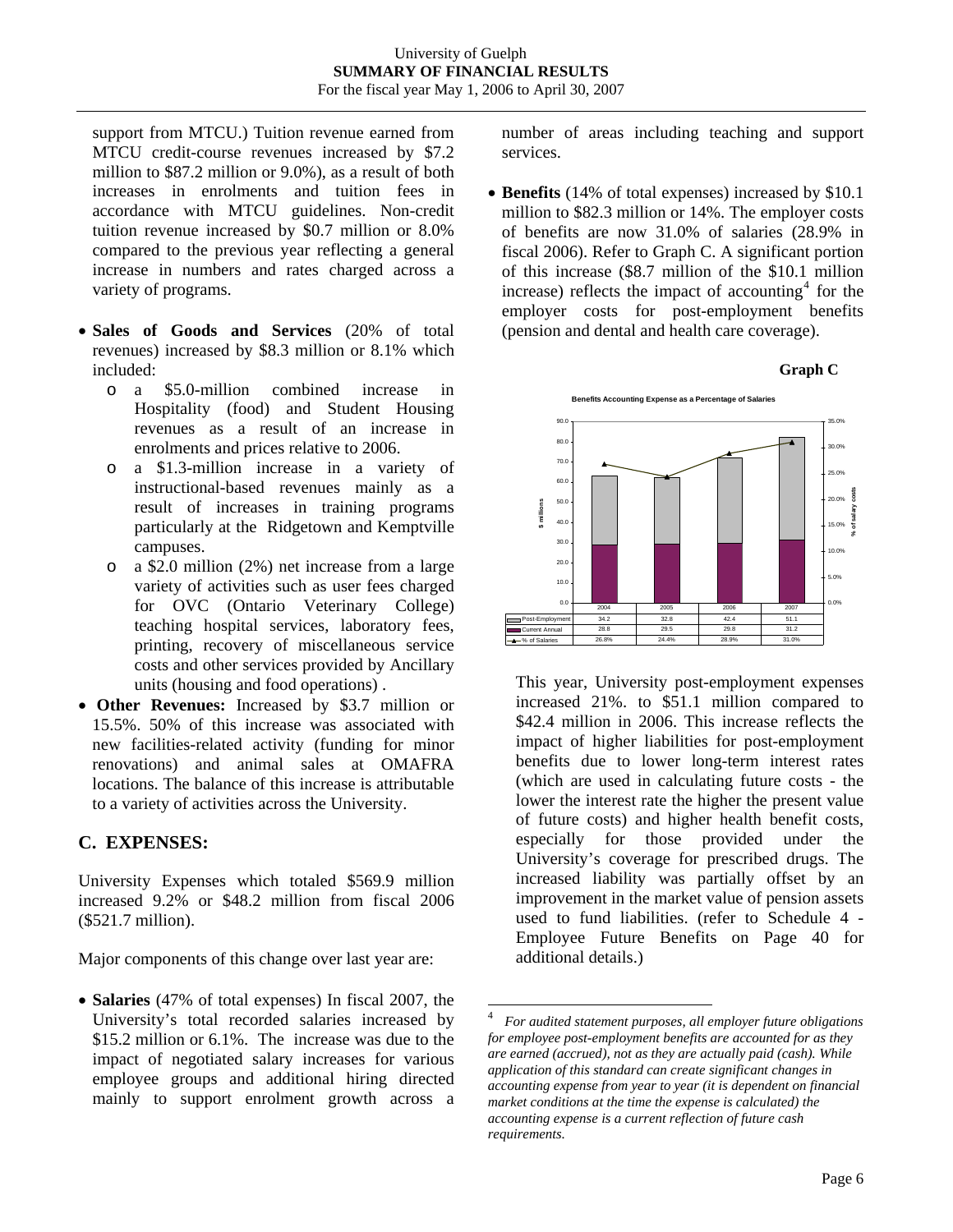support from MTCU.) Tuition revenue earned from MTCU credit-course revenues increased by $7.2 million to $87.2 million or 9.0%), as a result of both increases in enrolments and tuition fees in accordance with MTCU guidelines. Non-credit tuition revenue increased by $0.7 million or 8.0% compared to the previous year reflecting a general increase in numbers and rates charged across a variety of programs.

- **Sales of Goods and Services** (20% of total revenues) increased by $8.3 million or 8.1% which included:
  - a $5.0-million combined increase in Hospitality (food) and Student Housing revenues as a result of an increase in enrolments and prices relative to 2006.
  - a $1.3-million increase in a variety of instructional-based revenues mainly as a result of increases in training programs particularly at the Ridgetown and Kemptville campuses.
  - a $2.0 million (2%) net increase from a large variety of activities such as user fees charged for OVC (Ontario Veterinary College) teaching hospital services, laboratory fees, printing, recovery of miscellaneous service costs and other services provided by Ancillary units (housing and food operations) .
- **Other Revenues:** Increased by $3.7 million or 15.5%. 50% of this increase was associated with new facilities-related activity (funding for minor renovations) and animal sales at OMAFRA locations. The balance of this increase is attributable to a variety of activities across the University.

## C. EXPENSES:

University Expenses which totaled $569.9 million increased 9.2% or $48.2 million from fiscal 2006 ($521.7 million).

Major components of this change over last year are:

- **Salaries** (47% of total expenses) In fiscal 2007, the University's total recorded salaries increased by $15.2 million or 6.1%. The increase was due to the impact of negotiated salary increases for various employee groups and additional hiring directed mainly to support enrolment growth across a number of areas including teaching and support services.
- **Benefits** (14% of total expenses) increased by $10.1 million to $82.3 million or 14%. The employer costs of benefits are now 31.0% of salaries (28.9% in fiscal 2006). Refer to Graph C. A significant portion of this increase ($8.7 million of the $10.1 million increase) reflects the impact of accounting[4] for the employer costs for post-employment benefits (pension and dental and health care coverage).

**Graph C**

Benefits Accounting Expense as a Percentage of Salaries

| | 2004 | 2005 | 2006 | 2007 |
|---|---|---|---|---|
| Post-Employment | 34.2 | 32.8 | 42.4 | 51.1 |
| Current Annual | 28.8 | 29.5 | 29.8 | 31.2 |
| % of Salaries | 26.8% | 24.4% | 28.9% | 31.0% |

This year, University post-employment expenses increased 21%. to $51.1 million compared to $42.4 million in 2006. This increase reflects the impact of higher liabilities for post-employment benefits due to lower long-term interest rates (which are used in calculating future costs - the lower the interest rate the higher the present value of future costs) and higher health benefit costs, especially for those provided under the University's coverage for prescribed drugs. The increased liability was partially offset by an improvement in the market value of pension assets used to fund liabilities. (refer to Schedule 4 - Employee Future Benefits on Page 40 for additional details.)

[4] *For audited statement purposes, all employer future obligations for employee post-employment benefits are accounted for as they are earned (accrued), not as they are actually paid (cash). While application of this standard can create significant changes in accounting expense from year to year (it is dependent on financial market conditions at the time the expense is calculated) the accounting expense is a current reflection of future cash requirements.*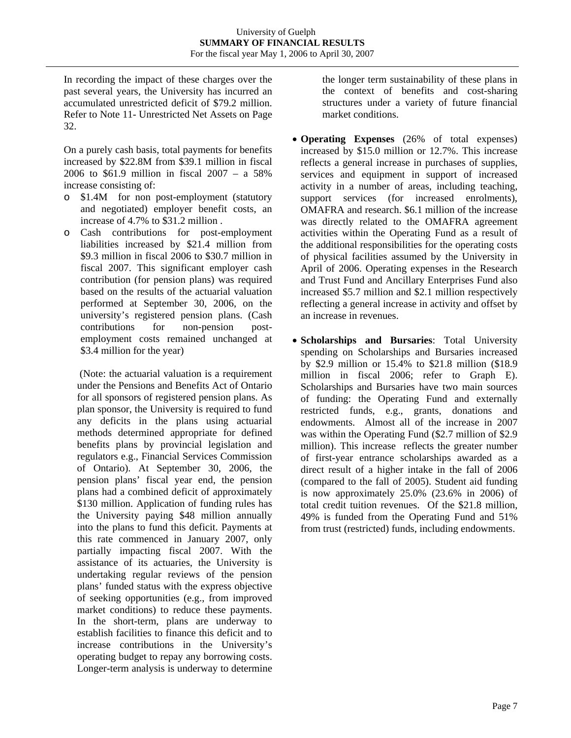In recording the impact of these charges over the past several years, the University has incurred an accumulated unrestricted deficit of $79.2 million. Refer to Note 11- Unrestricted Net Assets on Page 32.

On a purely cash basis, total payments for benefits increased by $22.8M from $39.1 million in fiscal 2006 to $61.9 million in fiscal 2007 – a 58% increase consisting of:

- $1.4M for non post-employment (statutory and negotiated) employer benefit costs, an increase of 4.7% to $31.2 million .
- Cash contributions for post-employment liabilities increased by $21.4 million from $9.3 million in fiscal 2006 to $30.7 million in fiscal 2007. This significant employer cash contribution (for pension plans) was required based on the results of the actuarial valuation performed at September 30, 2006, on the university's registered pension plans. (Cash contributions for non-pension post-employment costs remained unchanged at $3.4 million for the year)

  (Note: the actuarial valuation is a requirement under the Pensions and Benefits Act of Ontario for all sponsors of registered pension plans. As plan sponsor, the University is required to fund any deficits in the plans using actuarial methods determined appropriate for defined benefits plans by provincial legislation and regulators e.g., Financial Services Commission of Ontario). At September 30, 2006, the pension plans' fiscal year end, the pension plans had a combined deficit of approximately $130 million. Application of funding rules has the University paying $48 million annually into the plans to fund this deficit. Payments at this rate commenced in January 2007, only partially impacting fiscal 2007. With the assistance of its actuaries, the University is undertaking regular reviews of the pension plans' funded status with the express objective of seeking opportunities (e.g., from improved market conditions) to reduce these payments. In the short-term, plans are underway to establish facilities to finance this deficit and to increase contributions in the University's operating budget to repay any borrowing costs. Longer-term analysis is underway to determine the longer term sustainability of these plans in the context of benefits and cost-sharing structures under a variety of future financial market conditions.

- **Operating Expenses** (26% of total expenses) increased by $15.0 million or 12.7%. This increase reflects a general increase in purchases of supplies, services and equipment in support of increased activity in a number of areas, including teaching, support services (for increased enrolments), OMAFRA and research. $6.1 million of the increase was directly related to the OMAFRA agreement activities within the Operating Fund as a result of the additional responsibilities for the operating costs of physical facilities assumed by the University in April of 2006. Operating expenses in the Research and Trust Fund and Ancillary Enterprises Fund also increased $5.7 million and $2.1 million respectively reflecting a general increase in activity and offset by an increase in revenues.

- **Scholarships and Bursaries**: Total University spending on Scholarships and Bursaries increased by $2.9 million or 15.4% to $21.8 million ($18.9 million in fiscal 2006; refer to Graph E). Scholarships and Bursaries have two main sources of funding: the Operating Fund and externally restricted funds, e.g., grants, donations and endowments. Almost all of the increase in 2007 was within the Operating Fund ($2.7 million of $2.9 million). This increase reflects the greater number of first-year entrance scholarships awarded as a direct result of a higher intake in the fall of 2006 (compared to the fall of 2005). Student aid funding is now approximately 25.0% (23.6% in 2006) of total credit tuition revenues. Of the $21.8 million, 49% is funded from the Operating Fund and 51% from trust (restricted) funds, including endowments.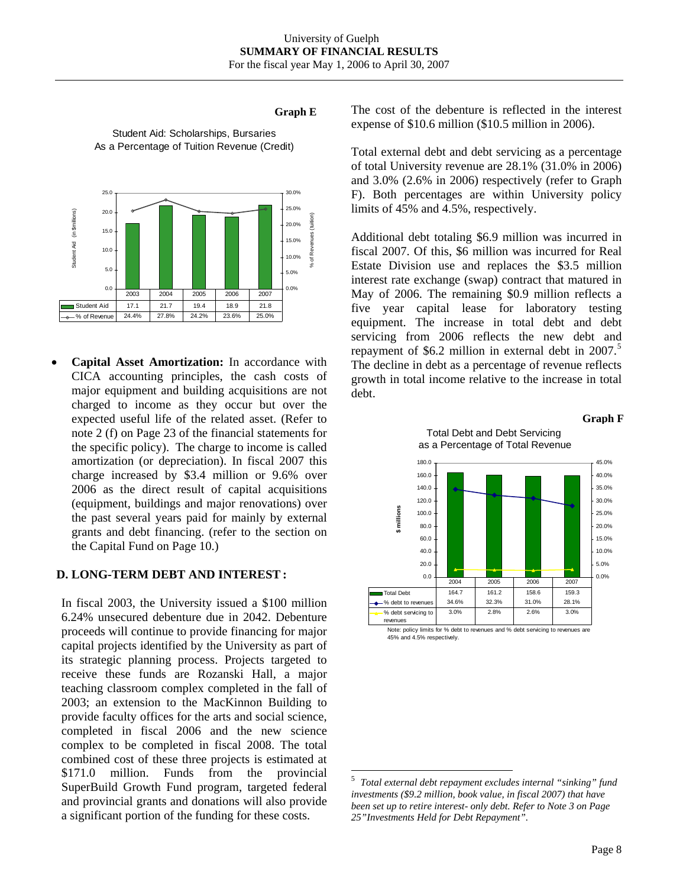**Graph E**

Student Aid: Scholarships, Bursaries
As a Percentage of Tuition Revenue (Credit)

| | 2003 | 2004 | 2005 | 2006 | 2007 |
|---|---|---|---|---|---|
| Student Aid | 17.1 | 21.7 | 19.4 | 18.9 | 21.8 |
| % of Revenue | 24.4% | 27.8% | 24.2% | 23.6% | 25.0% |

- **Capital Asset Amortization:** In accordance with CICA accounting principles, the cash costs of major equipment and building acquisitions are not charged to income as they occur but over the expected useful life of the related asset. (Refer to note 2 (f) on Page 23 of the financial statements for the specific policy). The charge to income is called amortization (or depreciation). In fiscal 2007 this charge increased by $3.4 million or 9.6% over 2006 as the direct result of capital acquisitions (equipment, buildings and major renovations) over the past several years paid for mainly by external grants and debt financing. (refer to the section on the Capital Fund on Page 10.)

## D. LONG-TERM DEBT AND INTEREST :

In fiscal 2003, the University issued a $100 million 6.24% unsecured debenture due in 2042. Debenture proceeds will continue to provide financing for major capital projects identified by the University as part of its strategic planning process. Projects targeted to receive these funds are Rozanski Hall, a major teaching classroom complex completed in the fall of 2003; an extension to the MacKinnon Building to provide faculty offices for the arts and social science, completed in fiscal 2006 and the new science complex to be completed in fiscal 2008. The total combined cost of these three projects is estimated at $171.0 million. Funds from the provincial SuperBuild Growth Fund program, targeted federal and provincial grants and donations will also provide a significant portion of the funding for these costs.

The cost of the debenture is reflected in the interest expense of $10.6 million ($10.5 million in 2006).

Total external debt and debt servicing as a percentage of total University revenue are 28.1% (31.0% in 2006) and 3.0% (2.6% in 2006) respectively (refer to Graph F). Both percentages are within University policy limits of 45% and 4.5%, respectively.

Additional debt totaling $6.9 million was incurred in fiscal 2007. Of this, $6 million was incurred for Real Estate Division use and replaces the $3.5 million interest rate exchange (swap) contract that matured in May of 2006. The remaining $0.9 million reflects a five year capital lease for laboratory testing equipment. The increase in total debt and debt servicing from 2006 reflects the new debt and repayment of $6.2 million in external debt in 2007.[5] The decline in debt as a percentage of revenue reflects growth in total income relative to the increase in total debt.

**Graph F**

Total Debt and Debt Servicing
as a Percentage of Total Revenue

| | 2004 | 2005 | 2006 | 2007 |
|---|---|---|---|---|
| Total Debt | 164.7 | 161.2 | 158.6 | 159.3 |
| % debt to revenues | 34.6% | 32.3% | 31.0% | 28.1% |
| % debt servicing to revenues | 3.0% | 2.8% | 2.6% | 3.0% |

Note: policy limits for % debt to revenues and % debt servicing to revenues are 45% and 4.5% respectively.

[5] *Total external debt repayment excludes internal "sinking" fund investments ($9.2 million, book value, in fiscal 2007) that have been set up to retire interest- only debt. Refer to Note 3 on Page 25"Investments Held for Debt Repayment".*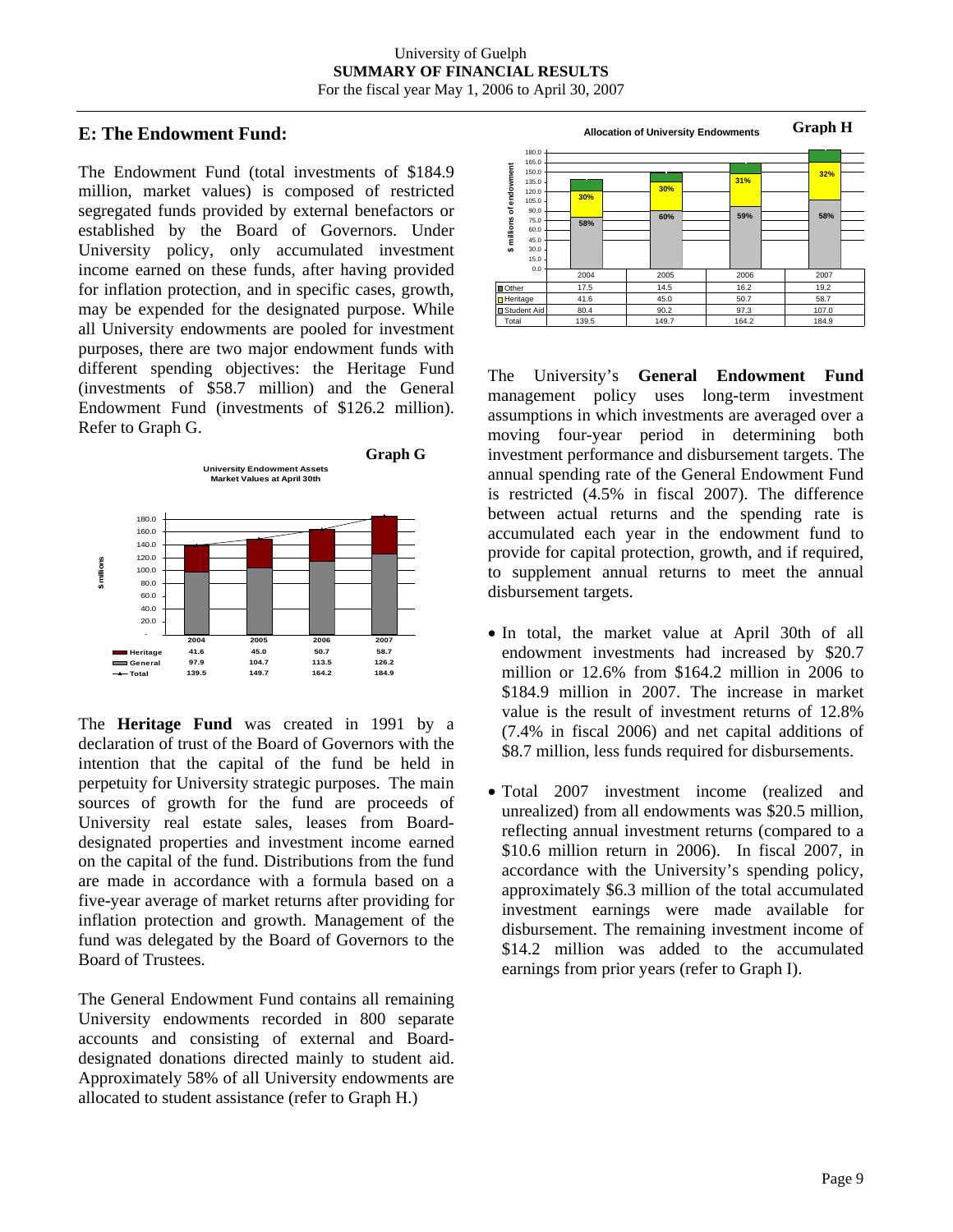## E: The Endowment Fund:

The Endowment Fund (total investments of $184.9 million, market values) is composed of restricted segregated funds provided by external benefactors or established by the Board of Governors. Under University policy, only accumulated investment income earned on these funds, after having provided for inflation protection, and in specific cases, growth, may be expended for the designated purpose. While all University endowments are pooled for investment purposes, there are two major endowment funds with different spending objectives: the Heritage Fund (investments of $58.7 million) and the General Endowment Fund (investments of $126.2 million). Refer to Graph G.

**Graph G**

University Endowment Assets
Market Values at April 30th

| | 2004 | 2005 | 2006 | 2007 |
|---|---|---|---|---|
| Heritage | 41.6 | 45.0 | 50.7 | 58.7 |
| General | 97.9 | 104.7 | 113.5 | 126.2 |
| Total | 139.5 | 149.7 | 164.2 | 184.9 |

The **Heritage Fund** was created in 1991 by a declaration of trust of the Board of Governors with the intention that the capital of the fund be held in perpetuity for University strategic purposes. The main sources of growth for the fund are proceeds of University real estate sales, leases from Board-designated properties and investment income earned on the capital of the fund. Distributions from the fund are made in accordance with a formula based on a five-year average of market returns after providing for inflation protection and growth. Management of the fund was delegated by the Board of Governors to the Board of Trustees.

The General Endowment Fund contains all remaining University endowments recorded in 800 separate accounts and consisting of external and Board-designated donations directed mainly to student aid. Approximately 58% of all University endowments are allocated to student assistance (refer to Graph H.)

**Graph H**

Allocation of University Endowments

| | 2004 | 2005 | 2006 | 2007 |
|---|---|---|---|---|
| Other | 17.5 | 14.5 | 16.2 | 19.2 |
| Heritage | 41.6 (30%) | 45.0 (30%) | 50.7 (31%) | 58.7 (32%) |
| Student Aid | 80.4 (58%) | 90.2 (60%) | 97.3 (59%) | 107.0 (58%) |
| Total | 139.5 | 149.7 | 164.2 | 184.9 |

The University's **General Endowment Fund** management policy uses long-term investment assumptions in which investments are averaged over a moving four-year period in determining both investment performance and disbursement targets. The annual spending rate of the General Endowment Fund is restricted (4.5% in fiscal 2007). The difference between actual returns and the spending rate is accumulated each year in the endowment fund to provide for capital protection, growth, and if required, to supplement annual returns to meet the annual disbursement targets.

- In total, the market value at April 30th of all endowment investments had increased by $20.7 million or 12.6% from $164.2 million in 2006 to $184.9 million in 2007. The increase in market value is the result of investment returns of 12.8% (7.4% in fiscal 2006) and net capital additions of $8.7 million, less funds required for disbursements.

- Total 2007 investment income (realized and unrealized) from all endowments was $20.5 million, reflecting annual investment returns (compared to a $10.6 million return in 2006). In fiscal 2007, in accordance with the University's spending policy, approximately $6.3 million of the total accumulated investment earnings were made available for disbursement. The remaining investment income of $14.2 million was added to the accumulated earnings from prior years (refer to Graph I).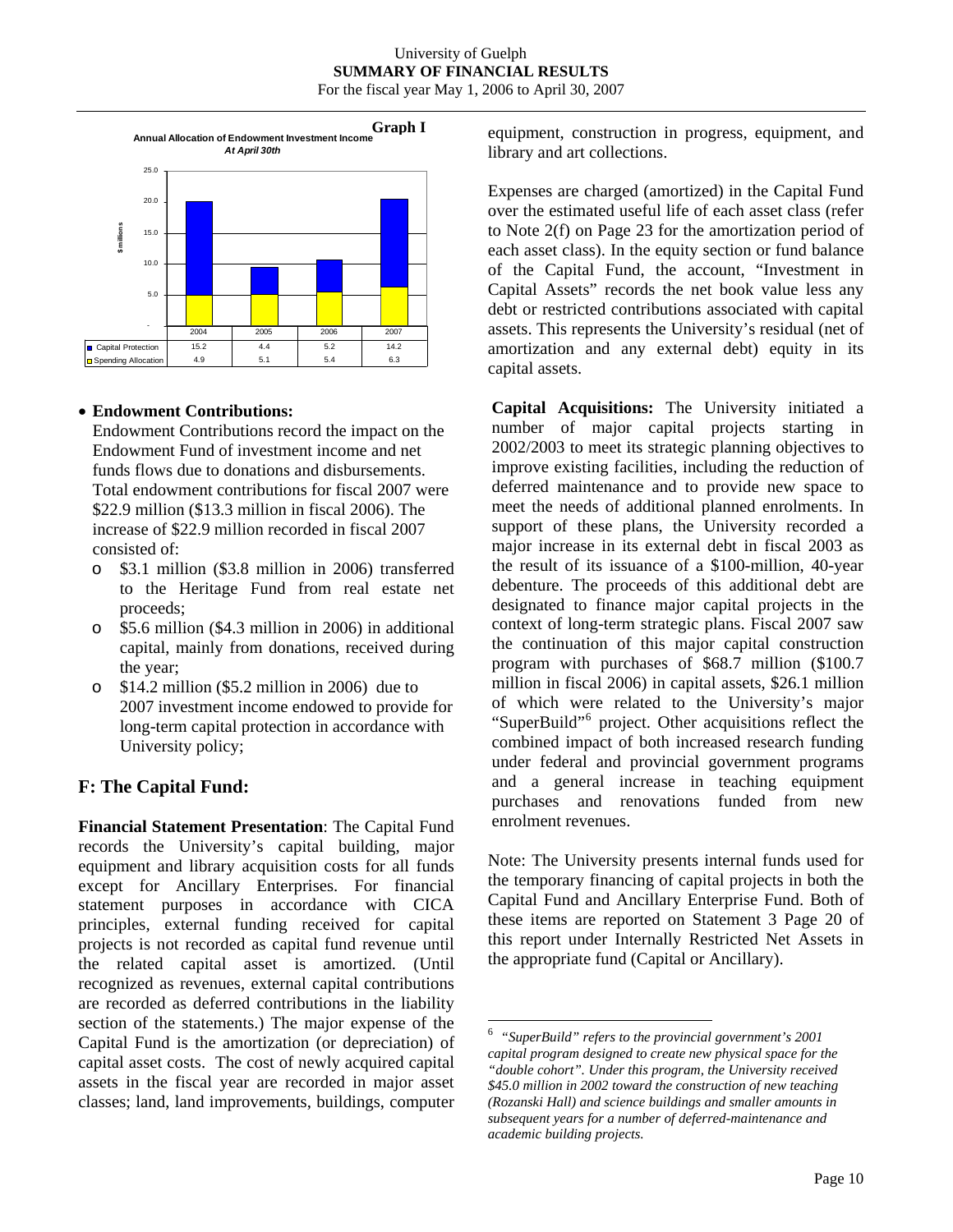**Graph I**

**Annual Allocation of Endowment Investment Income**
*At April 30th*

| ($ millions) | 2004 | 2005 | 2006 | 2007 |
|---|---|---|---|---|
| Capital Protection | 15.2 | 4.4 | 5.2 | 14.2 |
| Spending Allocation | 4.9 | 5.1 | 5.4 | 6.3 |

- **Endowment Contributions:**
  Endowment Contributions record the impact on the Endowment Fund of investment income and net funds flows due to donations and disbursements. Total endowment contributions for fiscal 2007 were $22.9 million ($13.3 million in fiscal 2006). The increase of $22.9 million recorded in fiscal 2007 consisted of:
  - $3.1 million ($3.8 million in 2006) transferred to the Heritage Fund from real estate net proceeds;
  - $5.6 million ($4.3 million in 2006) in additional capital, mainly from donations, received during the year;
  - $14.2 million ($5.2 million in 2006) due to 2007 investment income endowed to provide for long-term capital protection in accordance with University policy;

## F: The Capital Fund:

**Financial Statement Presentation**: The Capital Fund records the University's capital building, major equipment and library acquisition costs for all funds except for Ancillary Enterprises. For financial statement purposes in accordance with CICA principles, external funding received for capital projects is not recorded as capital fund revenue until the related capital asset is amortized. (Until recognized as revenues, external capital contributions are recorded as deferred contributions in the liability section of the statements.) The major expense of the Capital Fund is the amortization (or depreciation) of capital asset costs. The cost of newly acquired capital assets in the fiscal year are recorded in major asset classes; land, land improvements, buildings, computer equipment, construction in progress, equipment, and library and art collections.

Expenses are charged (amortized) in the Capital Fund over the estimated useful life of each asset class (refer to Note 2(f) on Page 23 for the amortization period of each asset class). In the equity section or fund balance of the Capital Fund, the account, "Investment in Capital Assets" records the net book value less any debt or restricted contributions associated with capital assets. This represents the University's residual (net of amortization and any external debt) equity in its capital assets.

**Capital Acquisitions:** The University initiated a number of major capital projects starting in 2002/2003 to meet its strategic planning objectives to improve existing facilities, including the reduction of deferred maintenance and to provide new space to meet the needs of additional planned enrolments. In support of these plans, the University recorded a major increase in its external debt in fiscal 2003 as the result of its issuance of a $100-million, 40-year debenture. The proceeds of this additional debt are designated to finance major capital projects in the context of long-term strategic plans. Fiscal 2007 saw the continuation of this major capital construction program with purchases of $68.7 million ($100.7 million in fiscal 2006) in capital assets, $26.1 million of which were related to the University's major "SuperBuild"[6] project. Other acquisitions reflect the combined impact of both increased research funding under federal and provincial government programs and a general increase in teaching equipment purchases and renovations funded from new enrolment revenues.

Note: The University presents internal funds used for the temporary financing of capital projects in both the Capital Fund and Ancillary Enterprise Fund. Both of these items are reported on Statement 3 Page 20 of this report under Internally Restricted Net Assets in the appropriate fund (Capital or Ancillary).

---

[6] *"SuperBuild" refers to the provincial government's 2001 capital program designed to create new physical space for the "double cohort". Under this program, the University received $45.0 million in 2002 toward the construction of new teaching (Rozanski Hall) and science buildings and smaller amounts in subsequent years for a number of deferred-maintenance and academic building projects.*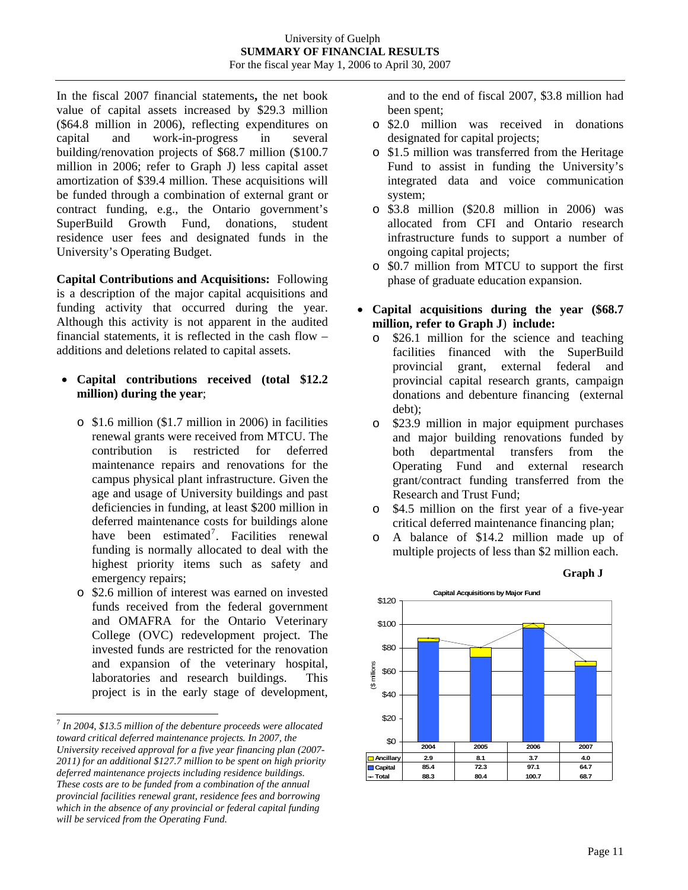In the fiscal 2007 financial statements**,** the net book value of capital assets increased by $29.3 million ($64.8 million in 2006), reflecting expenditures on capital and work-in-progress in several building/renovation projects of $68.7 million ($100.7 million in 2006; refer to Graph J) less capital asset amortization of $39.4 million. These acquisitions will be funded through a combination of external grant or contract funding, e.g., the Ontario government's SuperBuild Growth Fund, donations, student residence user fees and designated funds in the University's Operating Budget.

**Capital Contributions and Acquisitions:** Following is a description of the major capital acquisitions and funding activity that occurred during the year. Although this activity is not apparent in the audited financial statements, it is reflected in the cash flow – additions and deletions related to capital assets.

- **Capital contributions received (total $12.2 million) during the year**;
  - $1.6 million ($1.7 million in 2006) in facilities renewal grants were received from MTCU. The contribution is restricted for deferred maintenance repairs and renovations for the campus physical plant infrastructure. Given the age and usage of University buildings and past deficiencies in funding, at least $200 million in deferred maintenance costs for buildings alone have been estimated[7]. Facilities renewal funding is normally allocated to deal with the highest priority items such as safety and emergency repairs;
  - $2.6 million of interest was earned on invested funds received from the federal government and OMAFRA for the Ontario Veterinary College (OVC) redevelopment project. The invested funds are restricted for the renovation and expansion of the veterinary hospital, laboratories and research buildings. This project is in the early stage of development, and to the end of fiscal 2007, $3.8 million had been spent;
  - $2.0 million was received in donations designated for capital projects;
  - $1.5 million was transferred from the Heritage Fund to assist in funding the University's integrated data and voice communication system;
  - $3.8 million ($20.8 million in 2006) was allocated from CFI and Ontario research infrastructure funds to support a number of ongoing capital projects;
  - $0.7 million from MTCU to support the first phase of graduate education expansion.
- **Capital acquisitions during the year ($68.7 million, refer to Graph J) include:**
  - $26.1 million for the science and teaching facilities financed with the SuperBuild provincial grant, external federal and provincial capital research grants, campaign donations and debenture financing (external debt);
  - $23.9 million in major equipment purchases and major building renovations funded by both departmental transfers from the Operating Fund and external research grant/contract funding transferred from the Research and Trust Fund;
  - $4.5 million on the first year of a five-year critical deferred maintenance financing plan;
  - A balance of $14.2 million made up of multiple projects of less than $2 million each.

**Graph J**

Capital Acquisitions by Major Fund

($ millions)

| | 2004 | 2005 | 2006 | 2007 |
|---|---|---|---|---|
| Ancillary | 2.9 | 8.1 | 3.7 | 4.0 |
| Capital | 85.4 | 72.3 | 97.1 | 64.7 |
| Total | 88.3 | 80.4 | 100.7 | 68.7 |

[7] *In 2004, $13.5 million of the debenture proceeds were allocated toward critical deferred maintenance projects. In 2007, the University received approval for a five year financing plan (2007-2011) for an additional $127.7 million to be spent on high priority deferred maintenance projects including residence buildings. These costs are to be funded from a combination of the annual provincial facilities renewal grant, residence fees and borrowing which in the absence of any provincial or federal capital funding will be serviced from the Operating Fund.*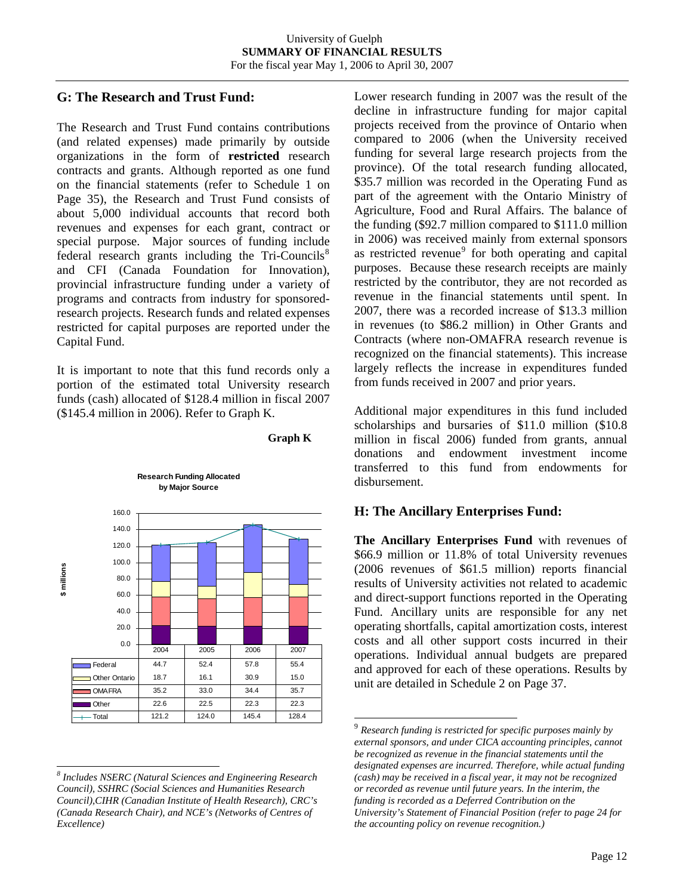## G: The Research and Trust Fund:

The Research and Trust Fund contains contributions (and related expenses) made primarily by outside organizations in the form of **restricted** research contracts and grants. Although reported as one fund on the financial statements (refer to Schedule 1 on Page 35), the Research and Trust Fund consists of about 5,000 individual accounts that record both revenues and expenses for each grant, contract or special purpose. Major sources of funding include federal research grants including the Tri-Councils[8] and CFI (Canada Foundation for Innovation), provincial infrastructure funding under a variety of programs and contracts from industry for sponsored-research projects. Research funds and related expenses restricted for capital purposes are reported under the Capital Fund.

It is important to note that this fund records only a portion of the estimated total University research funds (cash) allocated of $128.4 million in fiscal 2007 ($145.4 million in 2006). Refer to Graph K.

**Graph K**

**Research Funding Allocated by Major Source**

| ($ millions) | 2004 | 2005 | 2006 | 2007 |
|---|---|---|---|---|
| Federal | 44.7 | 52.4 | 57.8 | 55.4 |
| Other Ontario | 18.7 | 16.1 | 30.9 | 15.0 |
| OMAFRA | 35.2 | 33.0 | 34.4 | 35.7 |
| Other | 22.6 | 22.5 | 22.3 | 22.3 |
| Total | 121.2 | 124.0 | 145.4 | 128.4 |

Lower research funding in 2007 was the result of the decline in infrastructure funding for major capital projects received from the province of Ontario when compared to 2006 (when the University received funding for several large research projects from the province). Of the total research funding allocated, $35.7 million was recorded in the Operating Fund as part of the agreement with the Ontario Ministry of Agriculture, Food and Rural Affairs. The balance of the funding ($92.7 million compared to $111.0 million in 2006) was received mainly from external sponsors as restricted revenue[9] for both operating and capital purposes. Because these research receipts are mainly restricted by the contributor, they are not recorded as revenue in the financial statements until spent. In 2007, there was a recorded increase of $13.3 million in revenues (to $86.2 million) in Other Grants and Contracts (where non-OMAFRA research revenue is recognized on the financial statements). This increase largely reflects the increase in expenditures funded from funds received in 2007 and prior years.

Additional major expenditures in this fund included scholarships and bursaries of $11.0 million ($10.8 million in fiscal 2006) funded from grants, annual donations and endowment investment income transferred to this fund from endowments for disbursement.

## H: The Ancillary Enterprises Fund:

**The Ancillary Enterprises Fund** with revenues of $66.9 million or 11.8% of total University revenues (2006 revenues of $61.5 million) reports financial results of University activities not related to academic and direct-support functions reported in the Operating Fund. Ancillary units are responsible for any net operating shortfalls, capital amortization costs, interest costs and all other support costs incurred in their operations. Individual annual budgets are prepared and approved for each of these operations. Results by unit are detailed in Schedule 2 on Page 37.

---

*[8] Includes NSERC (Natural Sciences and Engineering Research Council), SSHRC (Social Sciences and Humanities Research Council),CIHR (Canadian Institute of Health Research), CRC's (Canada Research Chair), and NCE's (Networks of Centres of Excellence)*

*[9] Research funding is restricted for specific purposes mainly by external sponsors, and under CICA accounting principles, cannot be recognized as revenue in the financial statements until the designated expenses are incurred. Therefore, while actual funding (cash) may be received in a fiscal year, it may not be recognized or recorded as revenue until future years. In the interim, the funding is recorded as a Deferred Contribution on the University's Statement of Financial Position (refer to page 24 for the accounting policy on revenue recognition.)*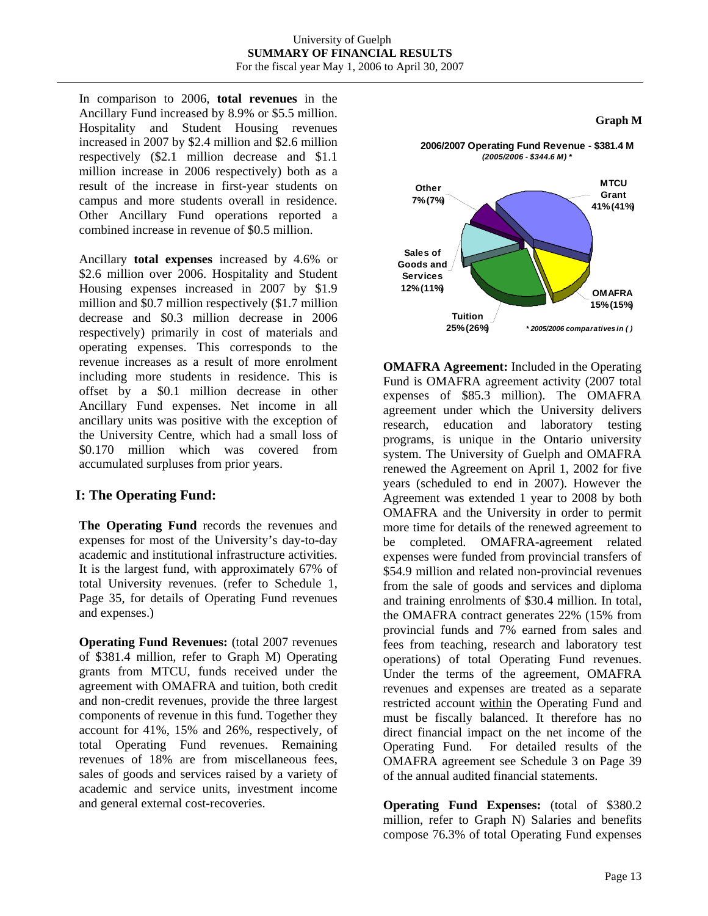In comparison to 2006, **total revenues** in the Ancillary Fund increased by 8.9% or $5.5 million. Hospitality and Student Housing revenues increased in 2007 by $2.4 million and $2.6 million respectively ($2.1 million decrease and $1.1 million increase in 2006 respectively) both as a result of the increase in first-year students on campus and more students overall in residence. Other Ancillary Fund operations reported a combined increase in revenue of $0.5 million.

Ancillary **total expenses** increased by 4.6% or $2.6 million over 2006. Hospitality and Student Housing expenses increased in 2007 by $1.9 million and $0.7 million respectively ($1.7 million decrease and $0.3 million decrease in 2006 respectively) primarily in cost of materials and operating expenses. This corresponds to the revenue increases as a result of more enrolment including more students in residence. This is offset by a $0.1 million decrease in other Ancillary Fund expenses. Net income in all ancillary units was positive with the exception of the University Centre, which had a small loss of $0.170 million which was covered from accumulated surpluses from prior years.

## I: The Operating Fund:

**The Operating Fund** records the revenues and expenses for most of the University's day-to-day academic and institutional infrastructure activities. It is the largest fund, with approximately 67% of total University revenues. (refer to Schedule 1, Page 35, for details of Operating Fund revenues and expenses.)

**Operating Fund Revenues:** (total 2007 revenues of $381.4 million, refer to Graph M) Operating grants from MTCU, funds received under the agreement with OMAFRA and tuition, both credit and non-credit revenues, provide the three largest components of revenue in this fund. Together they account for 41%, 15% and 26%, respectively, of total Operating Fund revenues. Remaining revenues of 18% are from miscellaneous fees, sales of goods and services raised by a variety of academic and service units, investment income and general external cost-recoveries.

**Graph M**

**2006/2007 Operating Fund Revenue - $381.4 M**
*(2005/2006 - $344.6 M) \**

| Category | 2006/2007 | (2005/2006) |
|---|---|---|
| MTCU Grant | 41% | (41%) |
| OMAFRA | 15% | (15%) |
| Tuition | 25% | (26%) |
| Sales of Goods and Services | 12% | (11%) |
| Other | 7% | (7%) |

*\* 2005/2006 comparatives in ( )*

**OMAFRA Agreement:** Included in the Operating Fund is OMAFRA agreement activity (2007 total expenses of $85.3 million). The OMAFRA agreement under which the University delivers research, education and laboratory testing programs, is unique in the Ontario university system. The University of Guelph and OMAFRA renewed the Agreement on April 1, 2002 for five years (scheduled to end in 2007). However the Agreement was extended 1 year to 2008 by both OMAFRA and the University in order to permit more time for details of the renewed agreement to be completed. OMAFRA-agreement related expenses were funded from provincial transfers of $54.9 million and related non-provincial revenues from the sale of goods and services and diploma and training enrolments of $30.4 million. In total, the OMAFRA contract generates 22% (15% from provincial funds and 7% earned from sales and fees from teaching, research and laboratory test operations) of total Operating Fund revenues. Under the terms of the agreement, OMAFRA revenues and expenses are treated as a separate restricted account within the Operating Fund and must be fiscally balanced. It therefore has no direct financial impact on the net income of the Operating Fund. For detailed results of the OMAFRA agreement see Schedule 3 on Page 39 of the annual audited financial statements.

**Operating Fund Expenses:** (total of $380.2 million, refer to Graph N) Salaries and benefits compose 76.3% of total Operating Fund expenses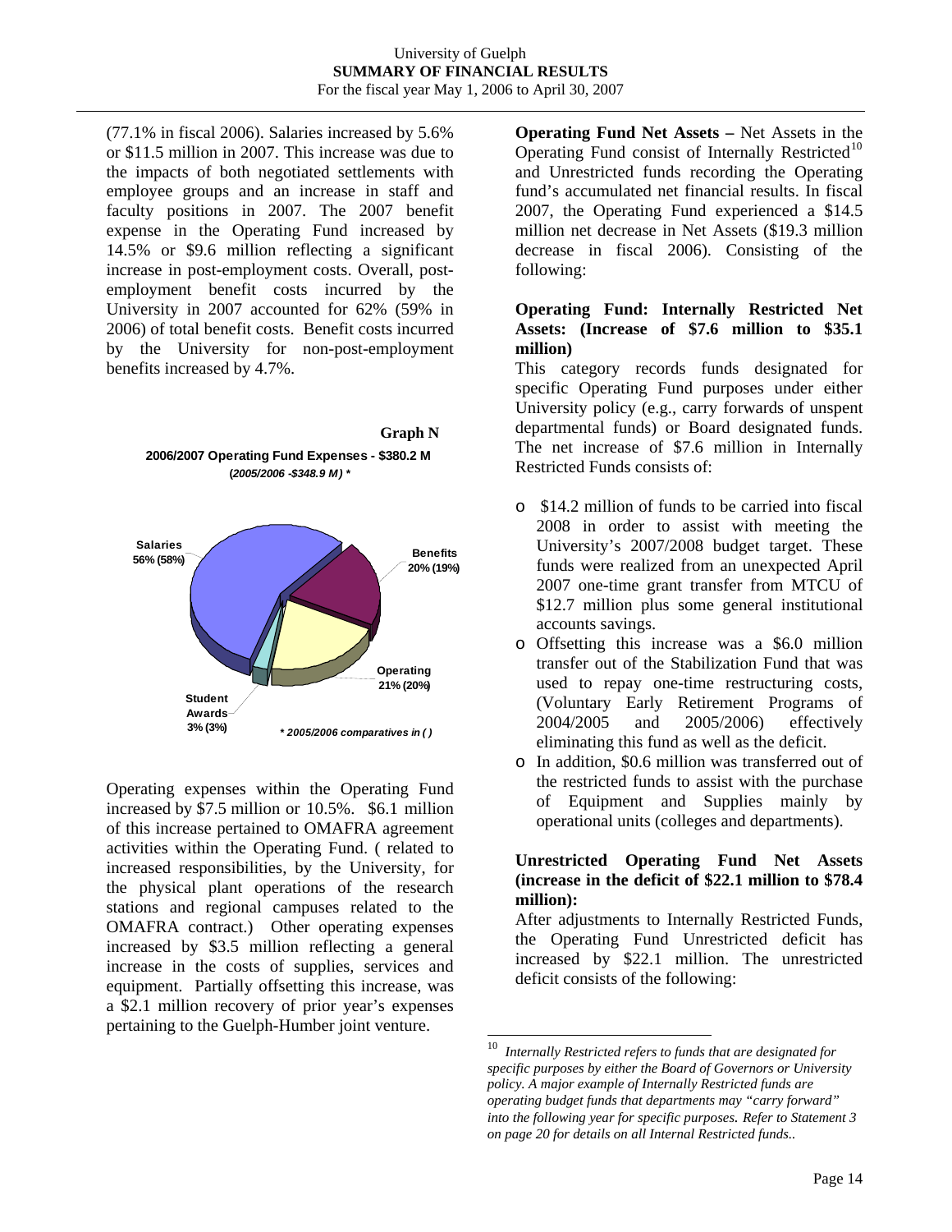(77.1% in fiscal 2006). Salaries increased by 5.6% or $11.5 million in 2007. This increase was due to the impacts of both negotiated settlements with employee groups and an increase in staff and faculty positions in 2007. The 2007 benefit expense in the Operating Fund increased by 14.5% or $9.6 million reflecting a significant increase in post-employment costs. Overall, post-employment benefit costs incurred by the University in 2007 accounted for 62% (59% in 2006) of total benefit costs. Benefit costs incurred by the University for non-post-employment benefits increased by 4.7%.

**Graph N**

**2006/2007 Operating Fund Expenses - $380.2 M**
***(2005/2006 -$348.9 M) \****

| Category | 2006/2007 | (2005/2006) |
|---|---|---|
| Salaries | 56% | (58%) |
| Benefits | 20% | (19%) |
| Operating | 21% | (20%) |
| Student Awards | 3% | (3%) |

*\* 2005/2006 comparatives in ( )*

Operating expenses within the Operating Fund increased by $7.5 million or 10.5%. $6.1 million of this increase pertained to OMAFRA agreement activities within the Operating Fund. ( related to increased responsibilities, by the University, for the physical plant operations of the research stations and regional campuses related to the OMAFRA contract.) Other operating expenses increased by $3.5 million reflecting a general increase in the costs of supplies, services and equipment. Partially offsetting this increase, was a $2.1 million recovery of prior year's expenses pertaining to the Guelph-Humber joint venture.

**Operating Fund Net Assets –** Net Assets in the Operating Fund consist of Internally Restricted[10] and Unrestricted funds recording the Operating fund's accumulated net financial results. In fiscal 2007, the Operating Fund experienced a $14.5 million net decrease in Net Assets ($19.3 million decrease in fiscal 2006). Consisting of the following:

**Operating Fund: Internally Restricted Net Assets: (Increase of $7.6 million to $35.1 million)**

This category records funds designated for specific Operating Fund purposes under either University policy (e.g., carry forwards of unspent departmental funds) or Board designated funds. The net increase of $7.6 million in Internally Restricted Funds consists of:

- $14.2 million of funds to be carried into fiscal 2008 in order to assist with meeting the University's 2007/2008 budget target. These funds were realized from an unexpected April 2007 one-time grant transfer from MTCU of $12.7 million plus some general institutional accounts savings.
- Offsetting this increase was a $6.0 million transfer out of the Stabilization Fund that was used to repay one-time restructuring costs, (Voluntary Early Retirement Programs of 2004/2005 and 2005/2006) effectively eliminating this fund as well as the deficit.
- In addition, $0.6 million was transferred out of the restricted funds to assist with the purchase of Equipment and Supplies mainly by operational units (colleges and departments).

**Unrestricted Operating Fund Net Assets (increase in the deficit of $22.1 million to $78.4 million):**

After adjustments to Internally Restricted Funds, the Operating Fund Unrestricted deficit has increased by $22.1 million. The unrestricted deficit consists of the following:

---

[10] *Internally Restricted refers to funds that are designated for specific purposes by either the Board of Governors or University policy. A major example of Internally Restricted funds are operating budget funds that departments may "carry forward" into the following year for specific purposes. Refer to Statement 3 on page 20 for details on all Internal Restricted funds..*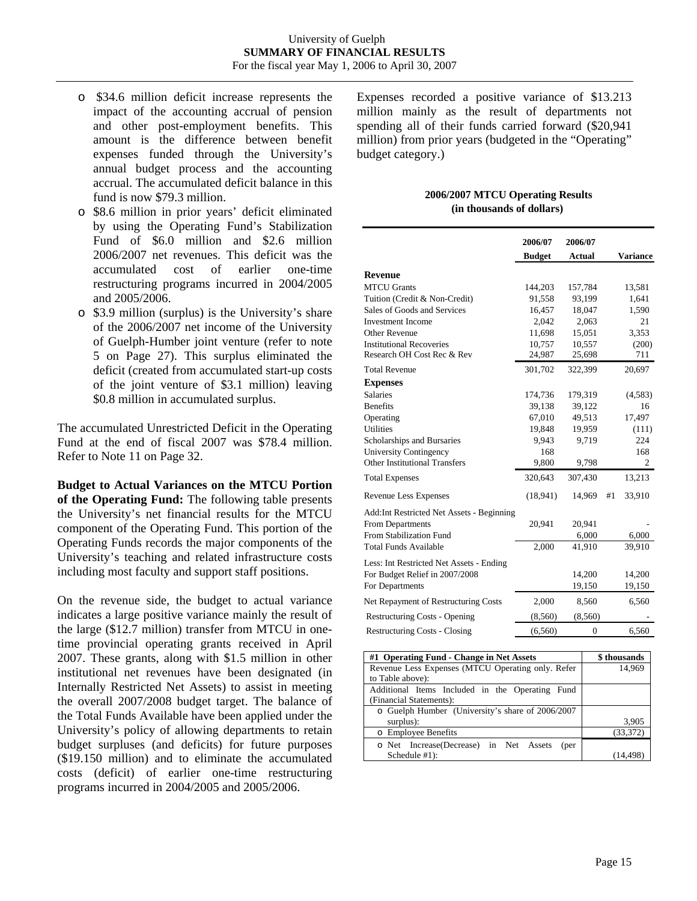- $34.6 million deficit increase represents the impact of the accounting accrual of pension and other post-employment benefits. This amount is the difference between benefit expenses funded through the University's annual budget process and the accounting accrual. The accumulated deficit balance in this fund is now $79.3 million.
- $8.6 million in prior years' deficit eliminated by using the Operating Fund's Stabilization Fund of $6.0 million and $2.6 million 2006/2007 net revenues. This deficit was the accumulated cost of earlier one-time restructuring programs incurred in 2004/2005 and 2005/2006.
- $3.9 million (surplus) is the University's share of the 2006/2007 net income of the University of Guelph-Humber joint venture (refer to note 5 on Page 27). This surplus eliminated the deficit (created from accumulated start-up costs of the joint venture of $3.1 million) leaving $0.8 million in accumulated surplus.

The accumulated Unrestricted Deficit in the Operating Fund at the end of fiscal 2007 was $78.4 million. Refer to Note 11 on Page 32.

**Budget to Actual Variances on the MTCU Portion of the Operating Fund:** The following table presents the University's net financial results for the MTCU component of the Operating Fund. This portion of the Operating Funds records the major components of the University's teaching and related infrastructure costs including most faculty and support staff positions.

On the revenue side, the budget to actual variance indicates a large positive variance mainly the result of the large ($12.7 million) transfer from MTCU in one-time provincial operating grants received in April 2007. These grants, along with $1.5 million in other institutional net revenues have been designated (in Internally Restricted Net Assets) to assist in meeting the overall 2007/2008 budget target. The balance of the Total Funds Available have been applied under the University's policy of allowing departments to retain budget surpluses (and deficits) for future purposes ($19.150 million) and to eliminate the accumulated costs (deficit) of earlier one-time restructuring programs incurred in 2004/2005 and 2005/2006.

Expenses recorded a positive variance of $13.213 million mainly as the result of departments not spending all of their funds carried forward ($20,941 million) from prior years (budgeted in the "Operating" budget category.)

**2006/2007 MTCU Operating Results**
**(in thousands of dollars)**

| | 2006/07 Budget | 2006/07 Actual | | Variance |
|---|---|---|---|---|
| **Revenue** | | | | |
| MTCU Grants | 144,203 | 157,784 | | 13,581 |
| Tuition (Credit & Non-Credit) | 91,558 | 93,199 | | 1,641 |
| Sales of Goods and Services | 16,457 | 18,047 | | 1,590 |
| Investment Income | 2,042 | 2,063 | | 21 |
| Other Revenue | 11,698 | 15,051 | | 3,353 |
| Institutional Recoveries | 10,757 | 10,557 | | (200) |
| Research OH Cost Rec & Rev | 24,987 | 25,698 | | 711 |
| Total Revenue | 301,702 | 322,399 | | 20,697 |
| **Expenses** | | | | |
| Salaries | 174,736 | 179,319 | | (4,583) |
| Benefits | 39,138 | 39,122 | | 16 |
| Operating | 67,010 | 49,513 | | 17,497 |
| Utilities | 19,848 | 19,959 | | (111) |
| Scholarships and Bursaries | 9,943 | 9,719 | | 224 |
| University Contingency | 168 | | | 168 |
| Other Institutional Transfers | 9,800 | 9,798 | | 2 |
| Total Expenses | 320,643 | 307,430 | | 13,213 |
| Revenue Less Expenses | (18,941) | 14,969 | #1 | 33,910 |
| Add:Int Restricted Net Assets - Beginning | | | | |
| From Departments | 20,941 | 20,941 | | - |
| From Stabilization Fund | | 6,000 | | 6,000 |
| Total Funds Available | 2,000 | 41,910 | | 39,910 |
| Less: Int Restricted Net Assets - Ending | | | | |
| For Budget Relief in 2007/2008 | | 14,200 | | 14,200 |
| For Departments | | 19,150 | | 19,150 |
| Net Repayment of Restructuring Costs | 2,000 | 8,560 | | 6,560 |
| Restructuring Costs - Opening | (8,560) | (8,560) | | - |
| Restructuring Costs - Closing | (6,560) | 0 | | 6,560 |

| #1 Operating Fund - Change in Net Assets | $ thousands |
|---|---|
| Revenue Less Expenses (MTCU Operating only. Refer to Table above): | 14,969 |
| Additional Items Included in the Operating Fund (Financial Statements): | |
| o Guelph Humber (University's share of 2006/2007 surplus): | 3,905 |
| o Employee Benefits | (33,372) |
| o Net Increase(Decrease) in Net Assets (per Schedule #1): | (14,498) |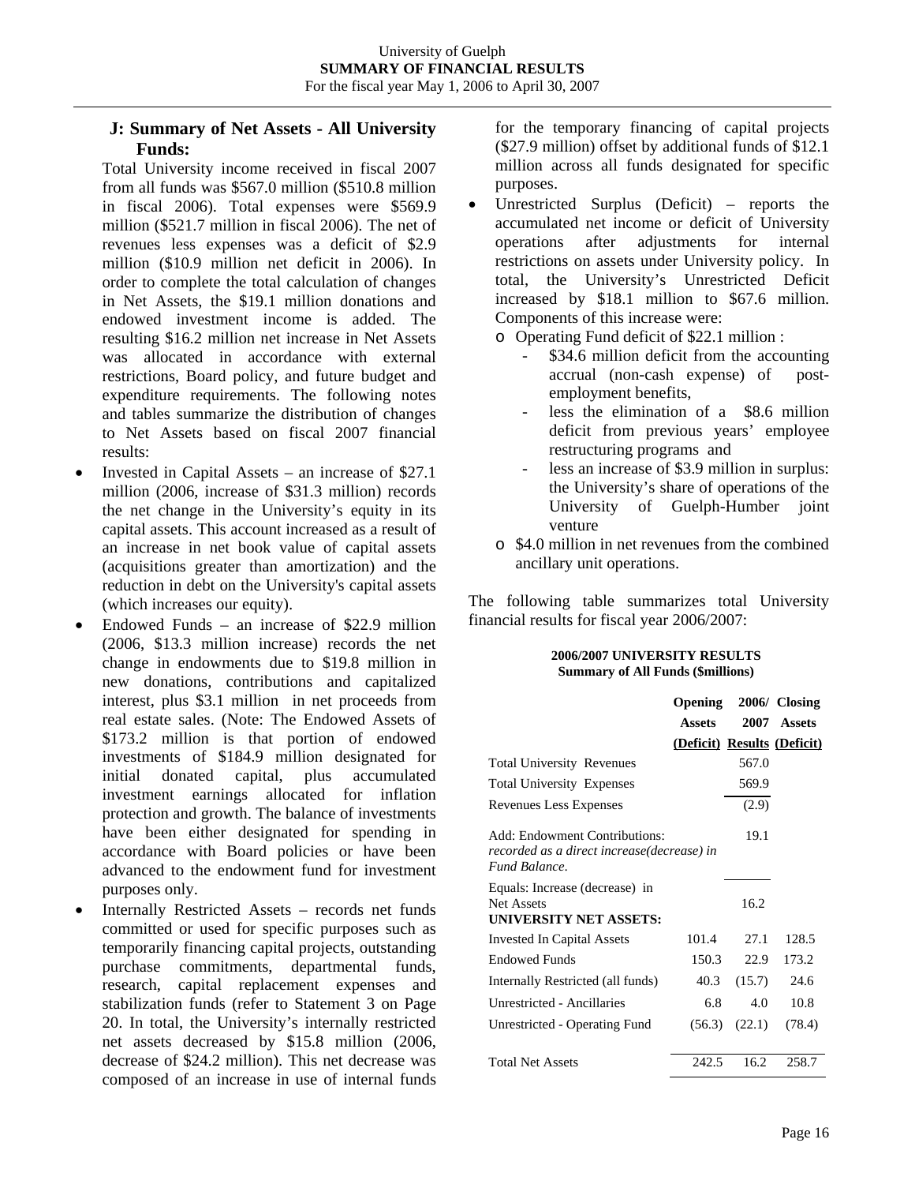## J: Summary of Net Assets - All University Funds:

Total University income received in fiscal 2007 from all funds was $567.0 million ($510.8 million in fiscal 2006). Total expenses were $569.9 million ($521.7 million in fiscal 2006). The net of revenues less expenses was a deficit of $2.9 million ($10.9 million net deficit in 2006). In order to complete the total calculation of changes in Net Assets, the $19.1 million donations and endowed investment income is added. The resulting $16.2 million net increase in Net Assets was allocated in accordance with external restrictions, Board policy, and future budget and expenditure requirements. The following notes and tables summarize the distribution of changes to Net Assets based on fiscal 2007 financial results:

- Invested in Capital Assets – an increase of $27.1 million (2006, increase of $31.3 million) records the net change in the University's equity in its capital assets. This account increased as a result of an increase in net book value of capital assets (acquisitions greater than amortization) and the reduction in debt on the University's capital assets (which increases our equity).
- Endowed Funds – an increase of $22.9 million (2006, $13.3 million increase) records the net change in endowments due to $19.8 million in new donations, contributions and capitalized interest, plus $3.1 million in net proceeds from real estate sales. (Note: The Endowed Assets of $173.2 million is that portion of endowed investments of $184.9 million designated for initial donated capital, plus accumulated investment earnings allocated for inflation protection and growth. The balance of investments have been either designated for spending in accordance with Board policies or have been advanced to the endowment fund for investment purposes only.
- Internally Restricted Assets – records net funds committed or used for specific purposes such as temporarily financing capital projects, outstanding purchase commitments, departmental funds, research, capital replacement expenses and stabilization funds (refer to Statement 3 on Page 20. In total, the University's internally restricted net assets decreased by $15.8 million (2006, decrease of $24.2 million). This net decrease was composed of an increase in use of internal funds for the temporary financing of capital projects ($27.9 million) offset by additional funds of $12.1 million across all funds designated for specific purposes.
- Unrestricted Surplus (Deficit) – reports the accumulated net income or deficit of University operations after adjustments for internal restrictions on assets under University policy. In total, the University's Unrestricted Deficit increased by $18.1 million to $67.6 million. Components of this increase were:
  - Operating Fund deficit of $22.1 million :
    - $34.6 million deficit from the accounting accrual (non-cash expense) of post-employment benefits,
    - less the elimination of a $8.6 million deficit from previous years' employee restructuring programs and
    - less an increase of $3.9 million in surplus: the University's share of operations of the University of Guelph-Humber joint venture
  - $4.0 million in net revenues from the combined ancillary unit operations.

The following table summarizes total University financial results for fiscal year 2006/2007:

**2006/2007 UNIVERSITY RESULTS**
**Summary of All Funds ($millions)**

| | Opening Assets (Deficit) | 2006/ 2007 Results | Closing Assets (Deficit) |
|---|---|---|---|
| Total University Revenues | | 567.0 | |
| Total University Expenses | | 569.9 | |
| Revenues Less Expenses | | (2.9) | |
| Add: Endowment Contributions: *recorded as a direct increase(decrease) in Fund Balance.* | | 19.1 | |
| Equals: Increase (decrease) in Net Assets | | 16.2 | |
| **UNIVERSITY NET ASSETS:** | | | |
| Invested In Capital Assets | 101.4 | 27.1 | 128.5 |
| Endowed Funds | 150.3 | 22.9 | 173.2 |
| Internally Restricted (all funds) | 40.3 | (15.7) | 24.6 |
| Unrestricted - Ancillaries | 6.8 | 4.0 | 10.8 |
| Unrestricted - Operating Fund | (56.3) | (22.1) | (78.4) |
| Total Net Assets | 242.5 | 16.2 | 258.7 |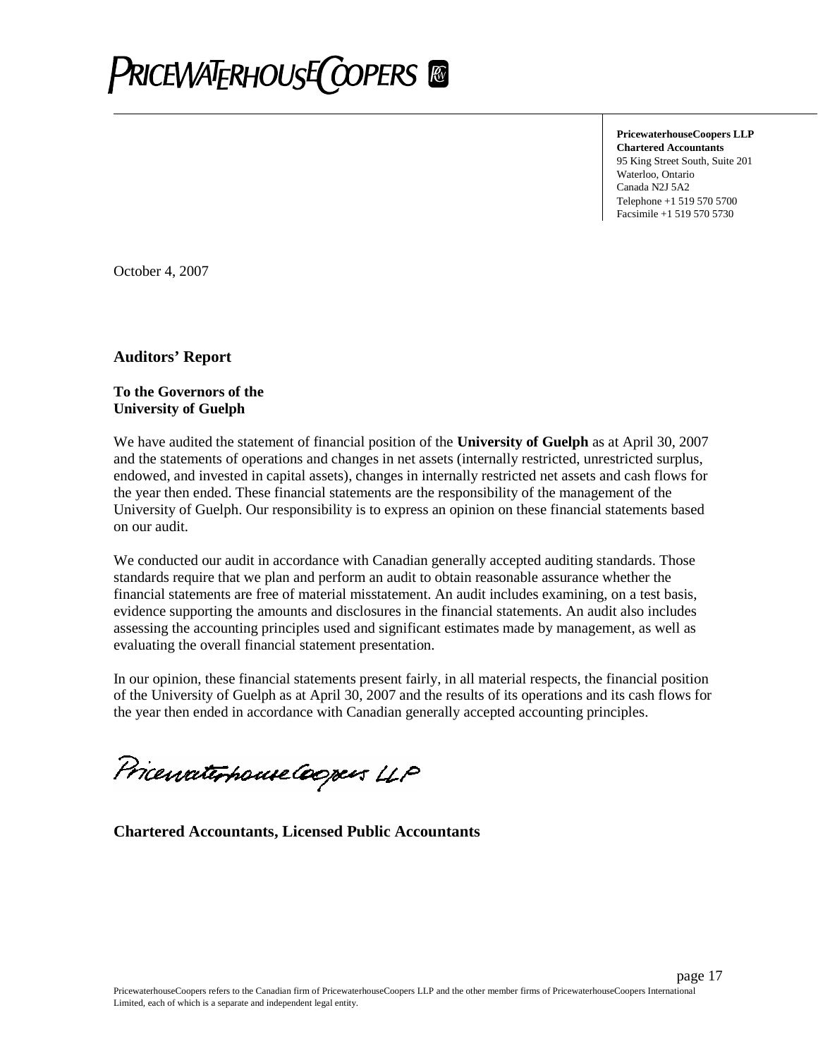**PRICEWATERHOUSECOOPERS**

**PricewaterhouseCoopers LLP**
**Chartered Accountants**
95 King Street South, Suite 201
Waterloo, Ontario
Canada N2J 5A2
Telephone +1 519 570 5700
Facsimile +1 519 570 5730

October 4, 2007

## Auditors' Report

**To the Governors of the**
**University of Guelph**

We have audited the statement of financial position of the **University of Guelph** as at April 30, 2007 and the statements of operations and changes in net assets (internally restricted, unrestricted surplus, endowed, and invested in capital assets), changes in internally restricted net assets and cash flows for the year then ended. These financial statements are the responsibility of the management of the University of Guelph. Our responsibility is to express an opinion on these financial statements based on our audit.

We conducted our audit in accordance with Canadian generally accepted auditing standards. Those standards require that we plan and perform an audit to obtain reasonable assurance whether the financial statements are free of material misstatement. An audit includes examining, on a test basis, evidence supporting the amounts and disclosures in the financial statements. An audit also includes assessing the accounting principles used and significant estimates made by management, as well as evaluating the overall financial statement presentation.

In our opinion, these financial statements present fairly, in all material respects, the financial position of the University of Guelph as at April 30, 2007 and the results of its operations and its cash flows for the year then ended in accordance with Canadian generally accepted accounting principles.

PricewaterhouseCoopers LLP

**Chartered Accountants, Licensed Public Accountants**

PricewaterhouseCoopers refers to the Canadian firm of PricewaterhouseCoopers LLP and the other member firms of PricewaterhouseCoopers International Limited, each of which is a separate and independent legal entity.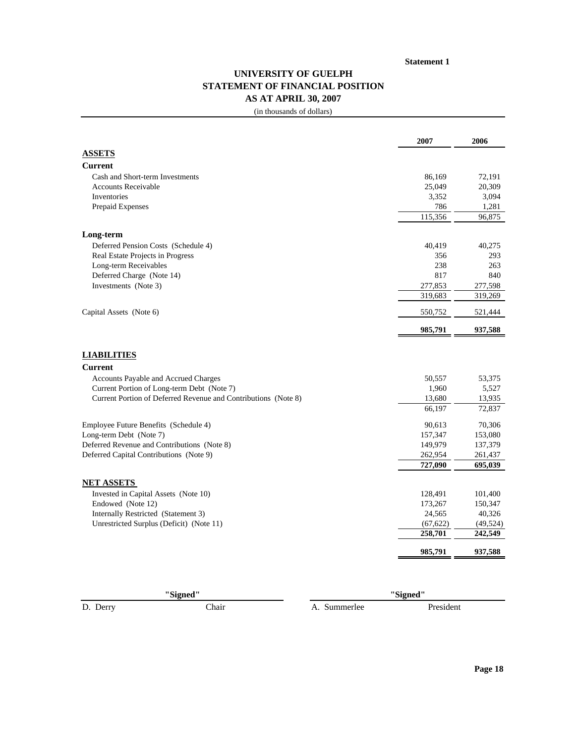**Statement 1**

# UNIVERSITY OF GUELPH
## STATEMENT OF FINANCIAL POSITION
### AS AT APRIL 30, 2007

(in thousands of dollars)

| | 2007 | 2006 |
|---|---|---|
| **ASSETS** | | |
| **Current** | | |
| Cash and Short-term Investments | 86,169 | 72,191 |
| Accounts Receivable | 25,049 | 20,309 |
| Inventories | 3,352 | 3,094 |
| Prepaid Expenses | 786 | 1,281 |
| | 115,356 | 96,875 |
| **Long-term** | | |
| Deferred Pension Costs (Schedule 4) | 40,419 | 40,275 |
| Real Estate Projects in Progress | 356 | 293 |
| Long-term Receivables | 238 | 263 |
| Deferred Charge (Note 14) | 817 | 840 |
| Investments (Note 3) | 277,853 | 277,598 |
| | 319,683 | 319,269 |
| Capital Assets (Note 6) | 550,752 | 521,444 |
| | **985,791** | **937,588** |
| **LIABILITIES** | | |
| **Current** | | |
| Accounts Payable and Accrued Charges | 50,557 | 53,375 |
| Current Portion of Long-term Debt (Note 7) | 1,960 | 5,527 |
| Current Portion of Deferred Revenue and Contributions (Note 8) | 13,680 | 13,935 |
| | 66,197 | 72,837 |
| Employee Future Benefits (Schedule 4) | 90,613 | 70,306 |
| Long-term Debt (Note 7) | 157,347 | 153,080 |
| Deferred Revenue and Contributions (Note 8) | 149,979 | 137,379 |
| Deferred Capital Contributions (Note 9) | 262,954 | 261,437 |
| | **727,090** | **695,039** |
| **NET ASSETS** | | |
| Invested in Capital Assets (Note 10) | 128,491 | 101,400 |
| Endowed (Note 12) | 173,267 | 150,347 |
| Internally Restricted (Statement 3) | 24,565 | 40,326 |
| Unrestricted Surplus (Deficit) (Note 11) | (67,622) | (49,524) |
| | **258,701** | **242,549** |
| | **985,791** | **937,588** |

**"Signed"**
D. Derry, Chair

**"Signed"**
A. Summerlee, President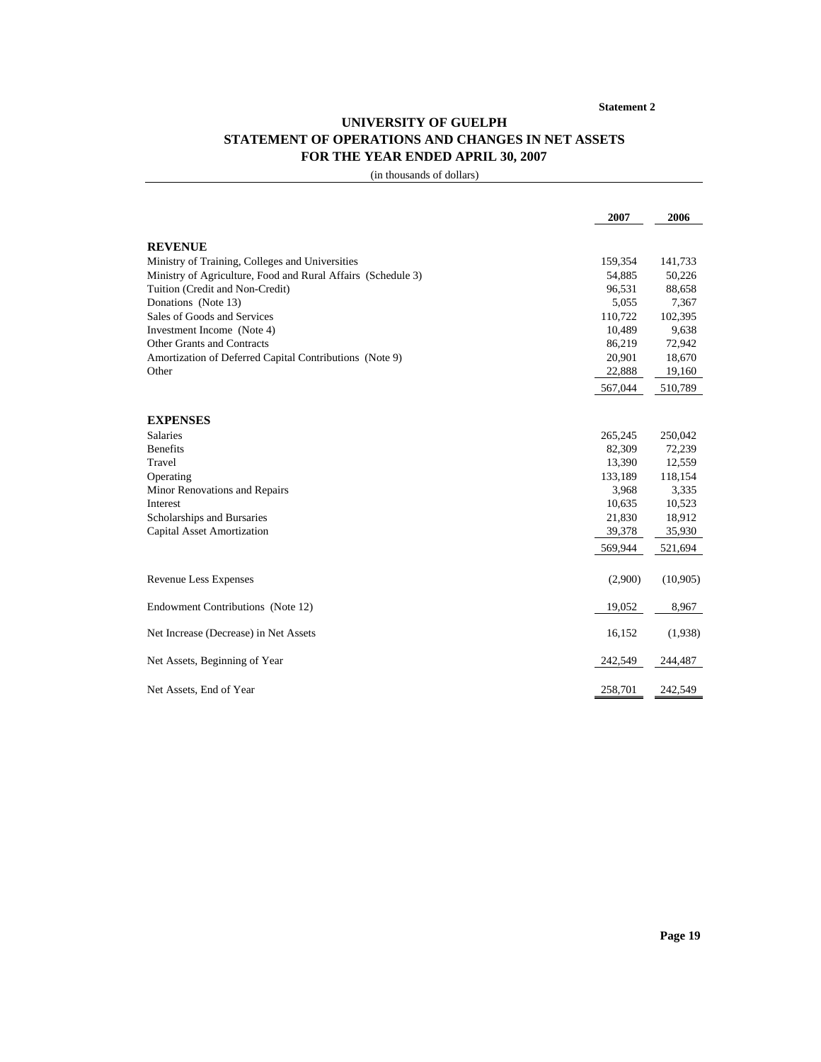Statement 2

# UNIVERSITY OF GUELPH
## STATEMENT OF OPERATIONS AND CHANGES IN NET ASSETS
## FOR THE YEAR ENDED APRIL 30, 2007

(in thousands of dollars)

| | 2007 | 2006 |
|---|---|---|
| **REVENUE** | | |
| Ministry of Training, Colleges and Universities | 159,354 | 141,733 |
| Ministry of Agriculture, Food and Rural Affairs (Schedule 3) | 54,885 | 50,226 |
| Tuition (Credit and Non-Credit) | 96,531 | 88,658 |
| Donations (Note 13) | 5,055 | 7,367 |
| Sales of Goods and Services | 110,722 | 102,395 |
| Investment Income (Note 4) | 10,489 | 9,638 |
| Other Grants and Contracts | 86,219 | 72,942 |
| Amortization of Deferred Capital Contributions (Note 9) | 20,901 | 18,670 |
| Other | 22,888 | 19,160 |
| | 567,044 | 510,789 |
| **EXPENSES** | | |
| Salaries | 265,245 | 250,042 |
| Benefits | 82,309 | 72,239 |
| Travel | 13,390 | 12,559 |
| Operating | 133,189 | 118,154 |
| Minor Renovations and Repairs | 3,968 | 3,335 |
| Interest | 10,635 | 10,523 |
| Scholarships and Bursaries | 21,830 | 18,912 |
| Capital Asset Amortization | 39,378 | 35,930 |
| | 569,944 | 521,694 |
| Revenue Less Expenses | (2,900) | (10,905) |
| Endowment Contributions (Note 12) | 19,052 | 8,967 |
| Net Increase (Decrease) in Net Assets | 16,152 | (1,938) |
| Net Assets, Beginning of Year | 242,549 | 244,487 |
| Net Assets, End of Year | 258,701 | 242,549 |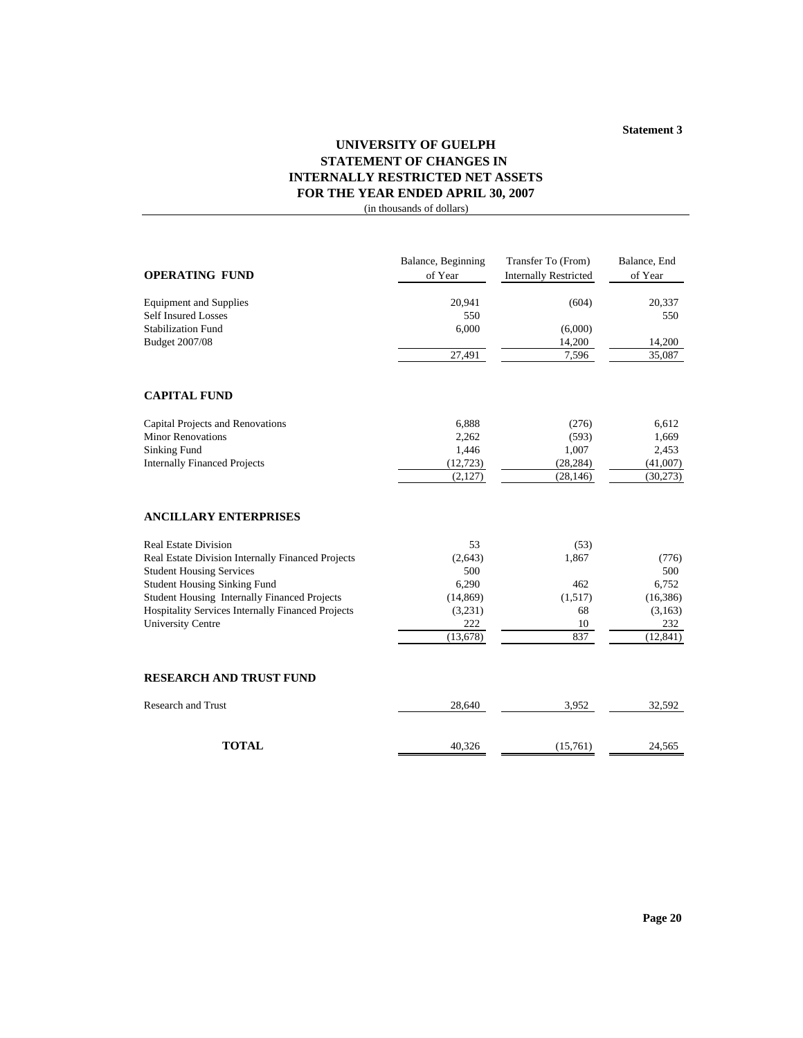Statement 3

# UNIVERSITY OF GUELPH
## STATEMENT OF CHANGES IN INTERNALLY RESTRICTED NET ASSETS
## FOR THE YEAR ENDED APRIL 30, 2007
(in thousands of dollars)

| | Balance, Beginning of Year | Transfer To (From) Internally Restricted | Balance, End of Year |
|---|---|---|---|
| **OPERATING FUND** | | | |
| Equipment and Supplies | 20,941 | (604) | 20,337 |
| Self Insured Losses | 550 | | 550 |
| Stabilization Fund | 6,000 | (6,000) | |
| Budget 2007/08 | | 14,200 | 14,200 |
| | 27,491 | 7,596 | 35,087 |
| **CAPITAL FUND** | | | |
| Capital Projects and Renovations | 6,888 | (276) | 6,612 |
| Minor Renovations | 2,262 | (593) | 1,669 |
| Sinking Fund | 1,446 | 1,007 | 2,453 |
| Internally Financed Projects | (12,723) | (28,284) | (41,007) |
| | (2,127) | (28,146) | (30,273) |
| **ANCILLARY ENTERPRISES** | | | |
| Real Estate Division | 53 | (53) | |
| Real Estate Division Internally Financed Projects | (2,643) | 1,867 | (776) |
| Student Housing Services | 500 | | 500 |
| Student Housing Sinking Fund | 6,290 | 462 | 6,752 |
| Student Housing Internally Financed Projects | (14,869) | (1,517) | (16,386) |
| Hospitality Services Internally Financed Projects | (3,231) | 68 | (3,163) |
| University Centre | 222 | 10 | 232 |
| | (13,678) | 837 | (12,841) |
| **RESEARCH AND TRUST FUND** | | | |
| Research and Trust | 28,640 | 3,952 | 32,592 |
| **TOTAL** | 40,326 | (15,761) | 24,565 |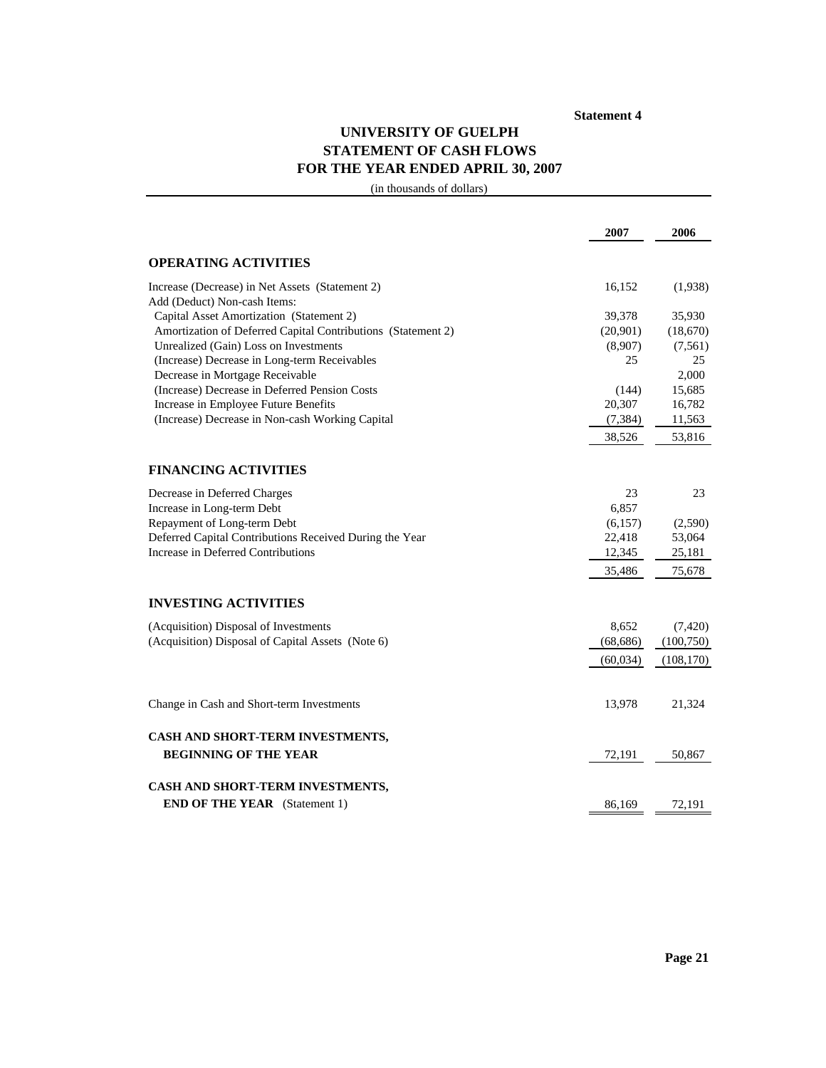Statement 4

# UNIVERSITY OF GUELPH
# STATEMENT OF CASH FLOWS
# FOR THE YEAR ENDED APRIL 30, 2007

(in thousands of dollars)

| | 2007 | 2006 |
|---|---|---|
| **OPERATING ACTIVITIES** | | |
| Increase (Decrease) in Net Assets (Statement 2) | 16,152 | (1,938) |
| Add (Deduct) Non-cash Items: | | |
| Capital Asset Amortization (Statement 2) | 39,378 | 35,930 |
| Amortization of Deferred Capital Contributions (Statement 2) | (20,901) | (18,670) |
| Unrealized (Gain) Loss on Investments | (8,907) | (7,561) |
| (Increase) Decrease in Long-term Receivables | 25 | 25 |
| Decrease in Mortgage Receivable | | 2,000 |
| (Increase) Decrease in Deferred Pension Costs | (144) | 15,685 |
| Increase in Employee Future Benefits | 20,307 | 16,782 |
| (Increase) Decrease in Non-cash Working Capital | (7,384) | 11,563 |
| | 38,526 | 53,816 |
| **FINANCING ACTIVITIES** | | |
| Decrease in Deferred Charges | 23 | 23 |
| Increase in Long-term Debt | 6,857 | |
| Repayment of Long-term Debt | (6,157) | (2,590) |
| Deferred Capital Contributions Received During the Year | 22,418 | 53,064 |
| Increase in Deferred Contributions | 12,345 | 25,181 |
| | 35,486 | 75,678 |
| **INVESTING ACTIVITIES** | | |
| (Acquisition) Disposal of Investments | 8,652 | (7,420) |
| (Acquisition) Disposal of Capital Assets (Note 6) | (68,686) | (100,750) |
| | (60,034) | (108,170) |
| Change in Cash and Short-term Investments | 13,978 | 21,324 |
| **CASH AND SHORT-TERM INVESTMENTS, BEGINNING OF THE YEAR** | 72,191 | 50,867 |
| **CASH AND SHORT-TERM INVESTMENTS, END OF THE YEAR** (Statement 1) | 86,169 | 72,191 |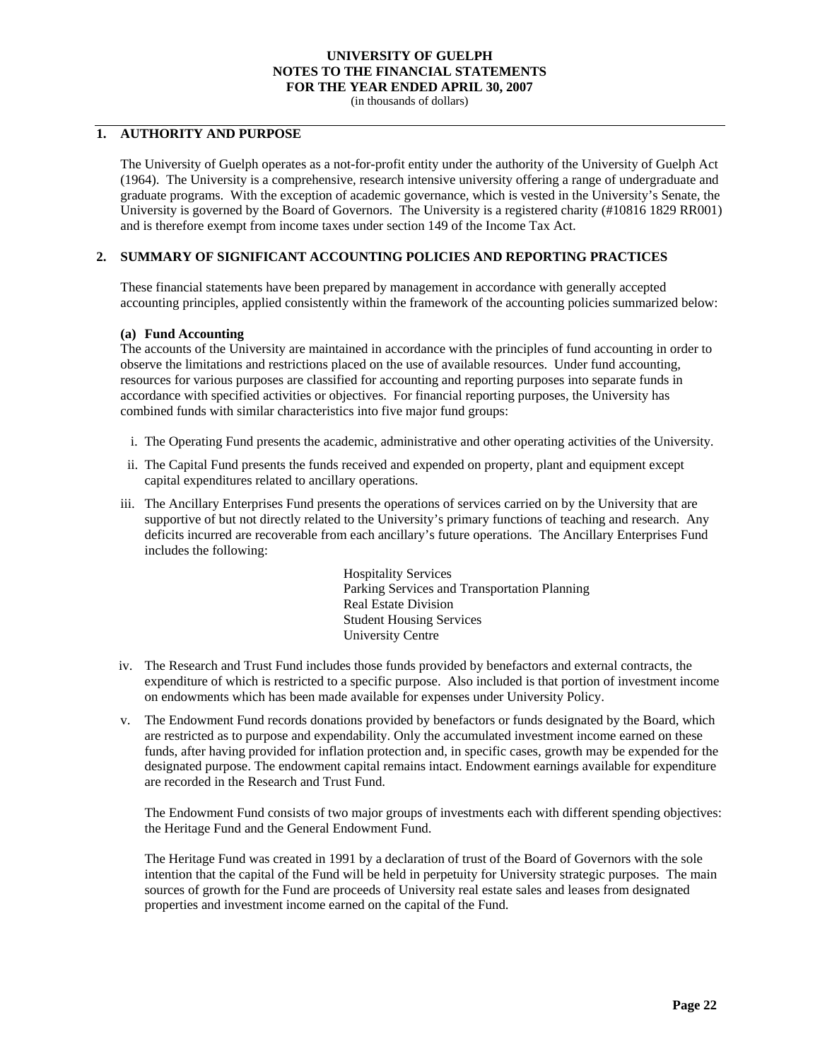# UNIVERSITY OF GUELPH
# NOTES TO THE FINANCIAL STATEMENTS
# FOR THE YEAR ENDED APRIL 30, 2007
(in thousands of dollars)

## 1. AUTHORITY AND PURPOSE

The University of Guelph operates as a not-for-profit entity under the authority of the University of Guelph Act (1964). The University is a comprehensive, research intensive university offering a range of undergraduate and graduate programs. With the exception of academic governance, which is vested in the University's Senate, the University is governed by the Board of Governors. The University is a registered charity (#10816 1829 RR001) and is therefore exempt from income taxes under section 149 of the Income Tax Act.

## 2. SUMMARY OF SIGNIFICANT ACCOUNTING POLICIES AND REPORTING PRACTICES

These financial statements have been prepared by management in accordance with generally accepted accounting principles, applied consistently within the framework of the accounting policies summarized below:

### (a) Fund Accounting

The accounts of the University are maintained in accordance with the principles of fund accounting in order to observe the limitations and restrictions placed on the use of available resources. Under fund accounting, resources for various purposes are classified for accounting and reporting purposes into separate funds in accordance with specified activities or objectives. For financial reporting purposes, the University has combined funds with similar characteristics into five major fund groups:

i. The Operating Fund presents the academic, administrative and other operating activities of the University.

ii. The Capital Fund presents the funds received and expended on property, plant and equipment except capital expenditures related to ancillary operations.

iii. The Ancillary Enterprises Fund presents the operations of services carried on by the University that are supportive of but not directly related to the University's primary functions of teaching and research. Any deficits incurred are recoverable from each ancillary's future operations. The Ancillary Enterprises Fund includes the following:

   Hospitality Services
   Parking Services and Transportation Planning
   Real Estate Division
   Student Housing Services
   University Centre

iv. The Research and Trust Fund includes those funds provided by benefactors and external contracts, the expenditure of which is restricted to a specific purpose. Also included is that portion of investment income on endowments which has been made available for expenses under University Policy.

v. The Endowment Fund records donations provided by benefactors or funds designated by the Board, which are restricted as to purpose and expendability. Only the accumulated investment income earned on these funds, after having provided for inflation protection and, in specific cases, growth may be expended for the designated purpose. The endowment capital remains intact. Endowment earnings available for expenditure are recorded in the Research and Trust Fund.

   The Endowment Fund consists of two major groups of investments each with different spending objectives: the Heritage Fund and the General Endowment Fund.

   The Heritage Fund was created in 1991 by a declaration of trust of the Board of Governors with the sole intention that the capital of the Fund will be held in perpetuity for University strategic purposes. The main sources of growth for the Fund are proceeds of University real estate sales and leases from designated properties and investment income earned on the capital of the Fund.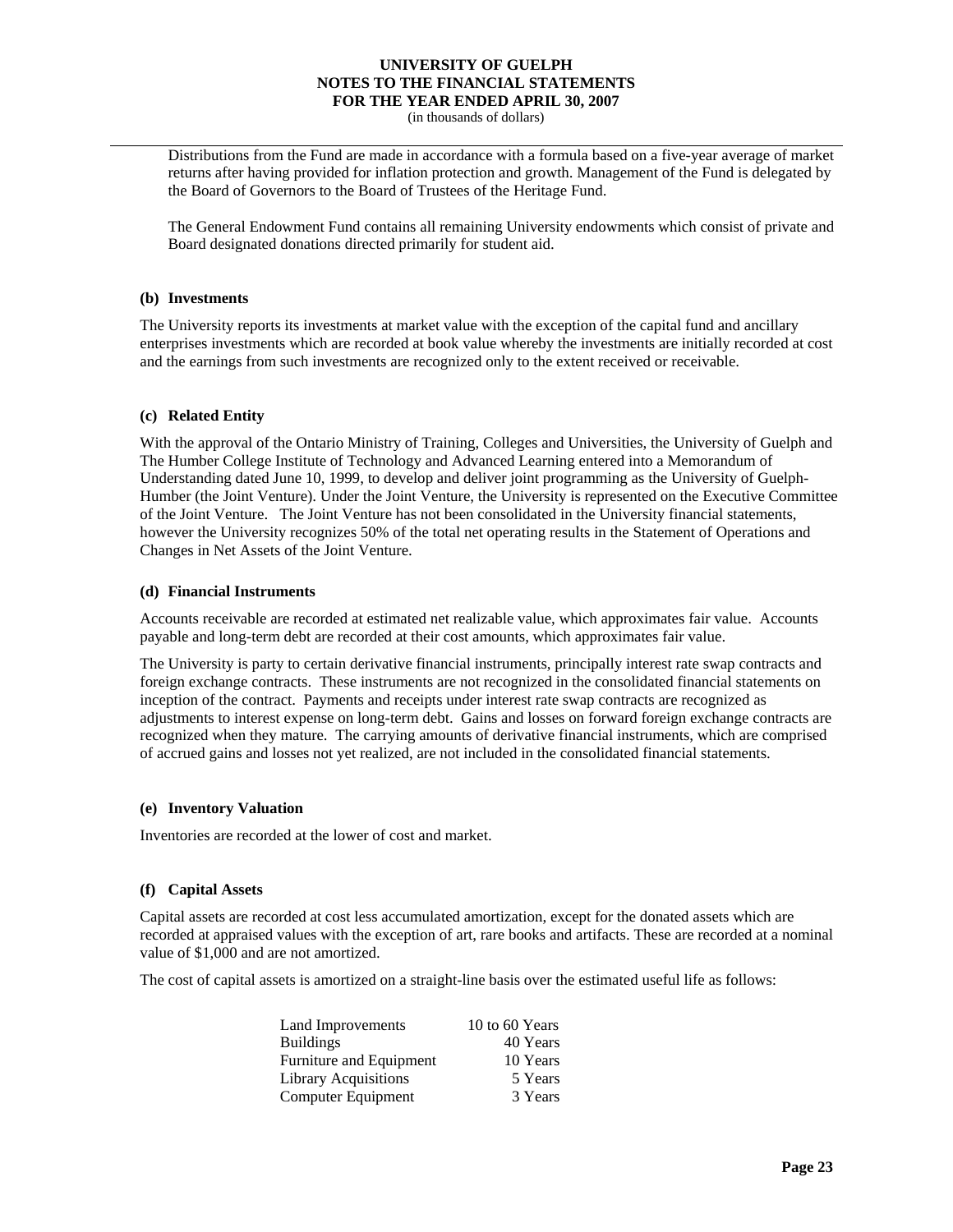Distributions from the Fund are made in accordance with a formula based on a five-year average of market returns after having provided for inflation protection and growth. Management of the Fund is delegated by the Board of Governors to the Board of Trustees of the Heritage Fund.

The General Endowment Fund contains all remaining University endowments which consist of private and Board designated donations directed primarily for student aid.

### (b) Investments

The University reports its investments at market value with the exception of the capital fund and ancillary enterprises investments which are recorded at book value whereby the investments are initially recorded at cost and the earnings from such investments are recognized only to the extent received or receivable.

### (c) Related Entity

With the approval of the Ontario Ministry of Training, Colleges and Universities, the University of Guelph and The Humber College Institute of Technology and Advanced Learning entered into a Memorandum of Understanding dated June 10, 1999, to develop and deliver joint programming as the University of Guelph-Humber (the Joint Venture). Under the Joint Venture, the University is represented on the Executive Committee of the Joint Venture. The Joint Venture has not been consolidated in the University financial statements, however the University recognizes 50% of the total net operating results in the Statement of Operations and Changes in Net Assets of the Joint Venture.

### (d) Financial Instruments

Accounts receivable are recorded at estimated net realizable value, which approximates fair value. Accounts payable and long-term debt are recorded at their cost amounts, which approximates fair value.

The University is party to certain derivative financial instruments, principally interest rate swap contracts and foreign exchange contracts. These instruments are not recognized in the consolidated financial statements on inception of the contract. Payments and receipts under interest rate swap contracts are recognized as adjustments to interest expense on long-term debt. Gains and losses on forward foreign exchange contracts are recognized when they mature. The carrying amounts of derivative financial instruments, which are comprised of accrued gains and losses not yet realized, are not included in the consolidated financial statements.

### (e) Inventory Valuation

Inventories are recorded at the lower of cost and market.

### (f) Capital Assets

Capital assets are recorded at cost less accumulated amortization, except for the donated assets which are recorded at appraised values with the exception of art, rare books and artifacts. These are recorded at a nominal value of $1,000 and are not amortized.

The cost of capital assets is amortized on a straight-line basis over the estimated useful life as follows:

| Asset | Useful Life |
|---|---|
| Land Improvements | 10 to 60 Years |
| Buildings | 40 Years |
| Furniture and Equipment | 10 Years |
| Library Acquisitions | 5 Years |
| Computer Equipment | 3 Years |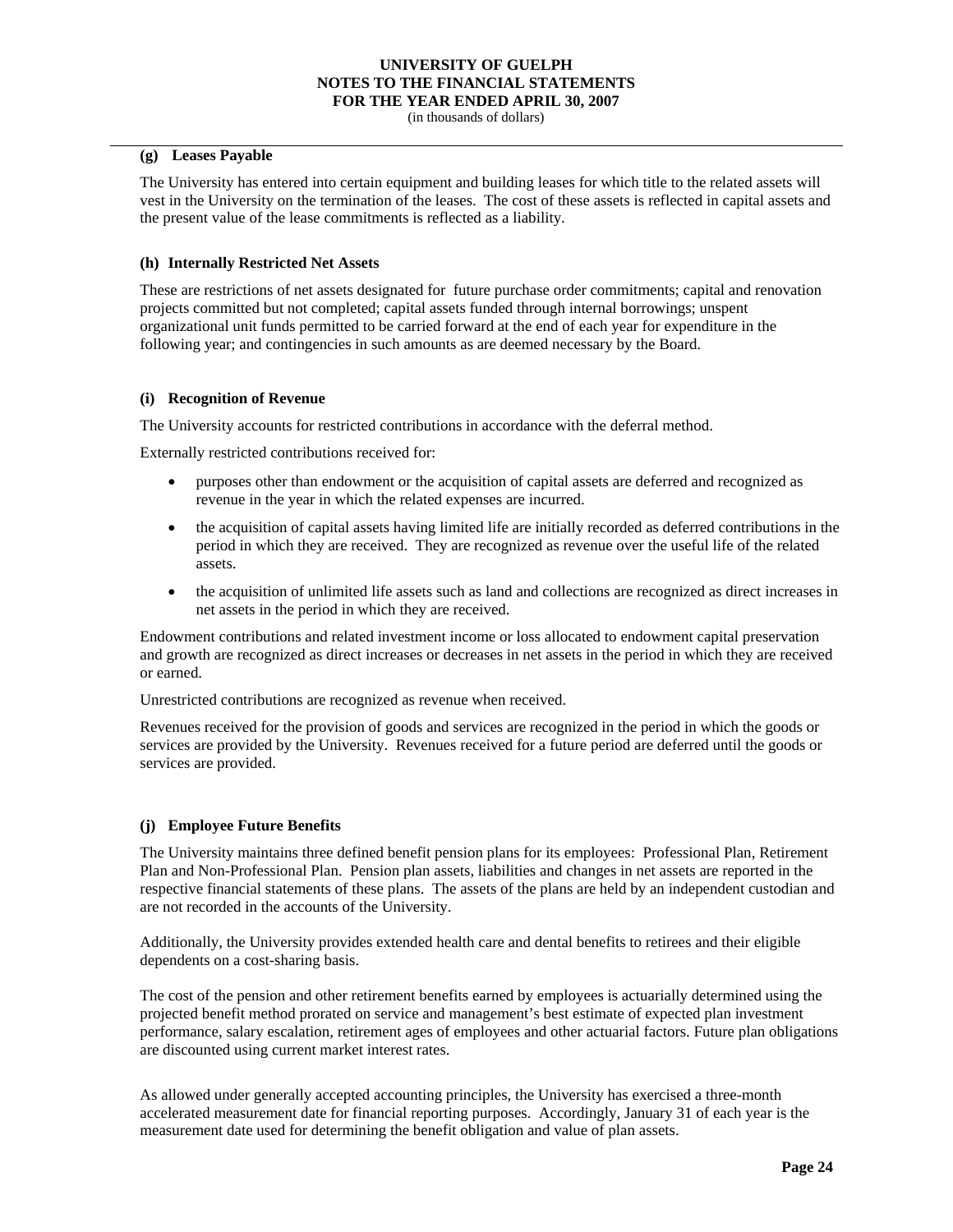### (g) Leases Payable

The University has entered into certain equipment and building leases for which title to the related assets will vest in the University on the termination of the leases. The cost of these assets is reflected in capital assets and the present value of the lease commitments is reflected as a liability.

### (h) Internally Restricted Net Assets

These are restrictions of net assets designated for future purchase order commitments; capital and renovation projects committed but not completed; capital assets funded through internal borrowings; unspent organizational unit funds permitted to be carried forward at the end of each year for expenditure in the following year; and contingencies in such amounts as are deemed necessary by the Board.

### (i) Recognition of Revenue

The University accounts for restricted contributions in accordance with the deferral method.

Externally restricted contributions received for:

- purposes other than endowment or the acquisition of capital assets are deferred and recognized as revenue in the year in which the related expenses are incurred.
- the acquisition of capital assets having limited life are initially recorded as deferred contributions in the period in which they are received. They are recognized as revenue over the useful life of the related assets.
- the acquisition of unlimited life assets such as land and collections are recognized as direct increases in net assets in the period in which they are received.

Endowment contributions and related investment income or loss allocated to endowment capital preservation and growth are recognized as direct increases or decreases in net assets in the period in which they are received or earned.

Unrestricted contributions are recognized as revenue when received.

Revenues received for the provision of goods and services are recognized in the period in which the goods or services are provided by the University. Revenues received for a future period are deferred until the goods or services are provided.

### (j) Employee Future Benefits

The University maintains three defined benefit pension plans for its employees: Professional Plan, Retirement Plan and Non-Professional Plan. Pension plan assets, liabilities and changes in net assets are reported in the respective financial statements of these plans. The assets of the plans are held by an independent custodian and are not recorded in the accounts of the University.

Additionally, the University provides extended health care and dental benefits to retirees and their eligible dependents on a cost-sharing basis.

The cost of the pension and other retirement benefits earned by employees is actuarially determined using the projected benefit method prorated on service and management's best estimate of expected plan investment performance, salary escalation, retirement ages of employees and other actuarial factors. Future plan obligations are discounted using current market interest rates.

As allowed under generally accepted accounting principles, the University has exercised a three-month accelerated measurement date for financial reporting purposes. Accordingly, January 31 of each year is the measurement date used for determining the benefit obligation and value of plan assets.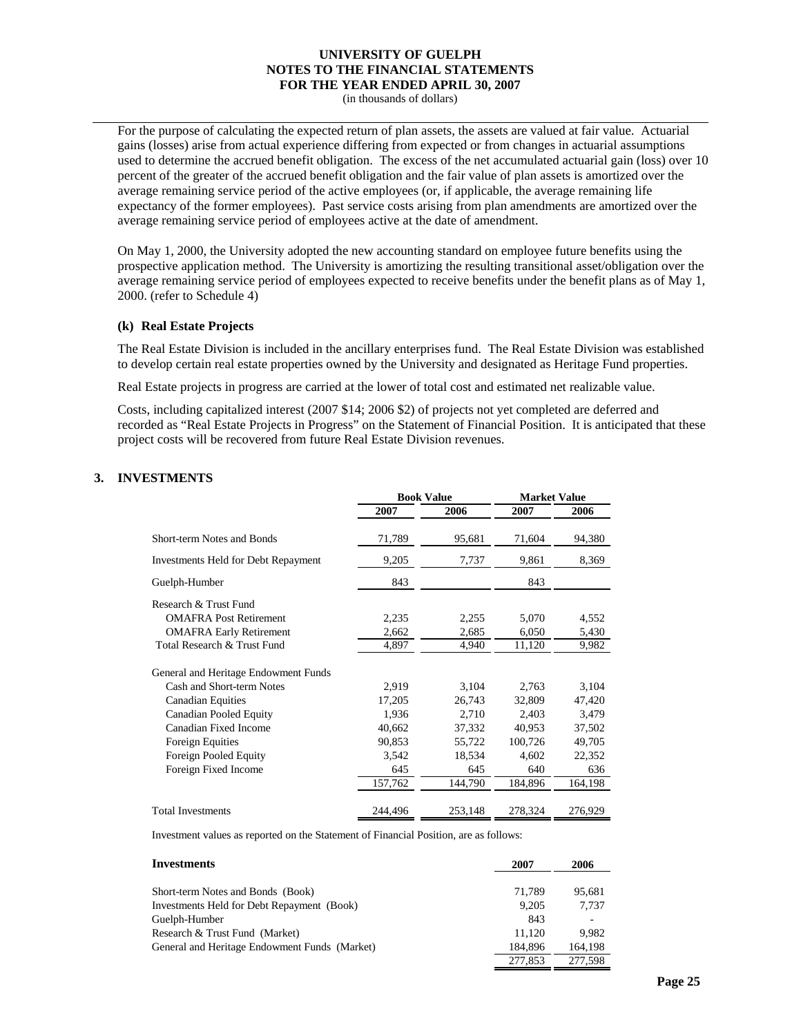For the purpose of calculating the expected return of plan assets, the assets are valued at fair value. Actuarial gains (losses) arise from actual experience differing from expected or from changes in actuarial assumptions used to determine the accrued benefit obligation. The excess of the net accumulated actuarial gain (loss) over 10 percent of the greater of the accrued benefit obligation and the fair value of plan assets is amortized over the average remaining service period of the active employees (or, if applicable, the average remaining life expectancy of the former employees). Past service costs arising from plan amendments are amortized over the average remaining service period of employees active at the date of amendment.

On May 1, 2000, the University adopted the new accounting standard on employee future benefits using the prospective application method. The University is amortizing the resulting transitional asset/obligation over the average remaining service period of employees expected to receive benefits under the benefit plans as of May 1, 2000. (refer to Schedule 4)

**(k) Real Estate Projects**

The Real Estate Division is included in the ancillary enterprises fund. The Real Estate Division was established to develop certain real estate properties owned by the University and designated as Heritage Fund properties.

Real Estate projects in progress are carried at the lower of total cost and estimated net realizable value.

Costs, including capitalized interest (2007 $14; 2006 $2) of projects not yet completed are deferred and recorded as "Real Estate Projects in Progress" on the Statement of Financial Position. It is anticipated that these project costs will be recovered from future Real Estate Division revenues.

## 3. INVESTMENTS

| | Book Value | | Market Value | |
|---|---|---|---|---|
| | 2007 | 2006 | 2007 | 2006 |
| Short-term Notes and Bonds | 71,789 | 95,681 | 71,604 | 94,380 |
| Investments Held for Debt Repayment | 9,205 | 7,737 | 9,861 | 8,369 |
| Guelph-Humber | 843 | | 843 | |
| Research & Trust Fund | | | | |
| OMAFRA Post Retirement | 2,235 | 2,255 | 5,070 | 4,552 |
| OMAFRA Early Retirement | 2,662 | 2,685 | 6,050 | 5,430 |
| Total Research & Trust Fund | 4,897 | 4,940 | 11,120 | 9,982 |
| General and Heritage Endowment Funds | | | | |
| Cash and Short-term Notes | 2,919 | 3,104 | 2,763 | 3,104 |
| Canadian Equities | 17,205 | 26,743 | 32,809 | 47,420 |
| Canadian Pooled Equity | 1,936 | 2,710 | 2,403 | 3,479 |
| Canadian Fixed Income | 40,662 | 37,332 | 40,953 | 37,502 |
| Foreign Equities | 90,853 | 55,722 | 100,726 | 49,705 |
| Foreign Pooled Equity | 3,542 | 18,534 | 4,602 | 22,352 |
| Foreign Fixed Income | 645 | 645 | 640 | 636 |
| | 157,762 | 144,790 | 184,896 | 164,198 |
| Total Investments | 244,496 | 253,148 | 278,324 | 276,929 |

Investment values as reported on the Statement of Financial Position, are as follows:

| Investments | 2007 | 2006 |
|---|---|---|
| Short-term Notes and Bonds (Book) | 71,789 | 95,681 |
| Investments Held for Debt Repayment (Book) | 9,205 | 7,737 |
| Guelph-Humber | 843 | - |
| Research & Trust Fund (Market) | 11,120 | 9,982 |
| General and Heritage Endowment Funds (Market) | 184,896 | 164,198 |
| | 277,853 | 277,598 |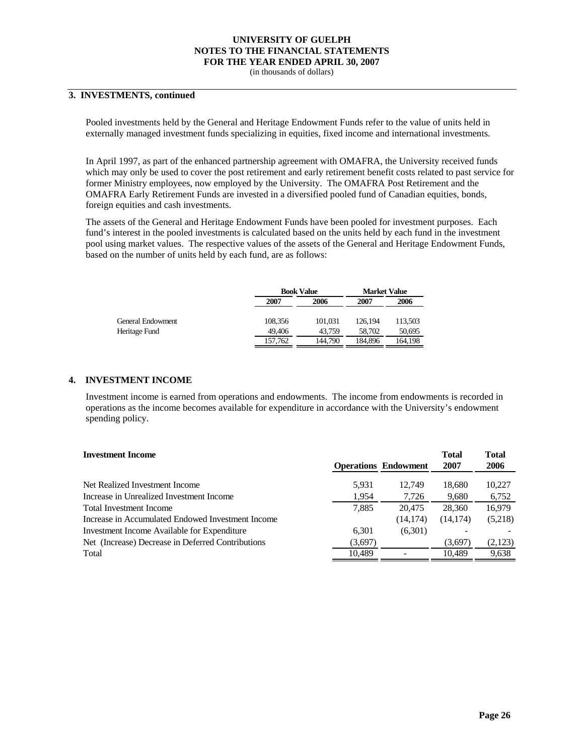## 3. INVESTMENTS, continued

Pooled investments held by the General and Heritage Endowment Funds refer to the value of units held in externally managed investment funds specializing in equities, fixed income and international investments.

In April 1997, as part of the enhanced partnership agreement with OMAFRA, the University received funds which may only be used to cover the post retirement and early retirement benefit costs related to past service for former Ministry employees, now employed by the University. The OMAFRA Post Retirement and the OMAFRA Early Retirement Funds are invested in a diversified pooled fund of Canadian equities, bonds, foreign equities and cash investments.

The assets of the General and Heritage Endowment Funds have been pooled for investment purposes. Each fund's interest in the pooled investments is calculated based on the units held by each fund in the investment pool using market values. The respective values of the assets of the General and Heritage Endowment Funds, based on the number of units held by each fund, are as follows:

| | Book Value | | Market Value | |
|---|---|---|---|---|
| | 2007 | 2006 | 2007 | 2006 |
| General Endowment | 108,356 | 101,031 | 126,194 | 113,503 |
| Heritage Fund | 49,406 | 43,759 | 58,702 | 50,695 |
| | 157,762 | 144,790 | 184,896 | 164,198 |

## 4. INVESTMENT INCOME

Investment income is earned from operations and endowments. The income from endowments is recorded in operations as the income becomes available for expenditure in accordance with the University's endowment spending policy.

| Investment Income | Operations | Endowment | Total 2007 | Total 2006 |
|---|---|---|---|---|
| Net Realized Investment Income | 5,931 | 12,749 | 18,680 | 10,227 |
| Increase in Unrealized Investment Income | 1,954 | 7,726 | 9,680 | 6,752 |
| Total Investment Income | 7,885 | 20,475 | 28,360 | 16,979 |
| Increase in Accumulated Endowed Investment Income | | (14,174) | (14,174) | (5,218) |
| Investment Income Available for Expenditure | 6,301 | (6,301) | - | - |
| Net (Increase) Decrease in Deferred Contributions | (3,697) | | (3,697) | (2,123) |
| Total | 10,489 | - | 10,489 | 9,638 |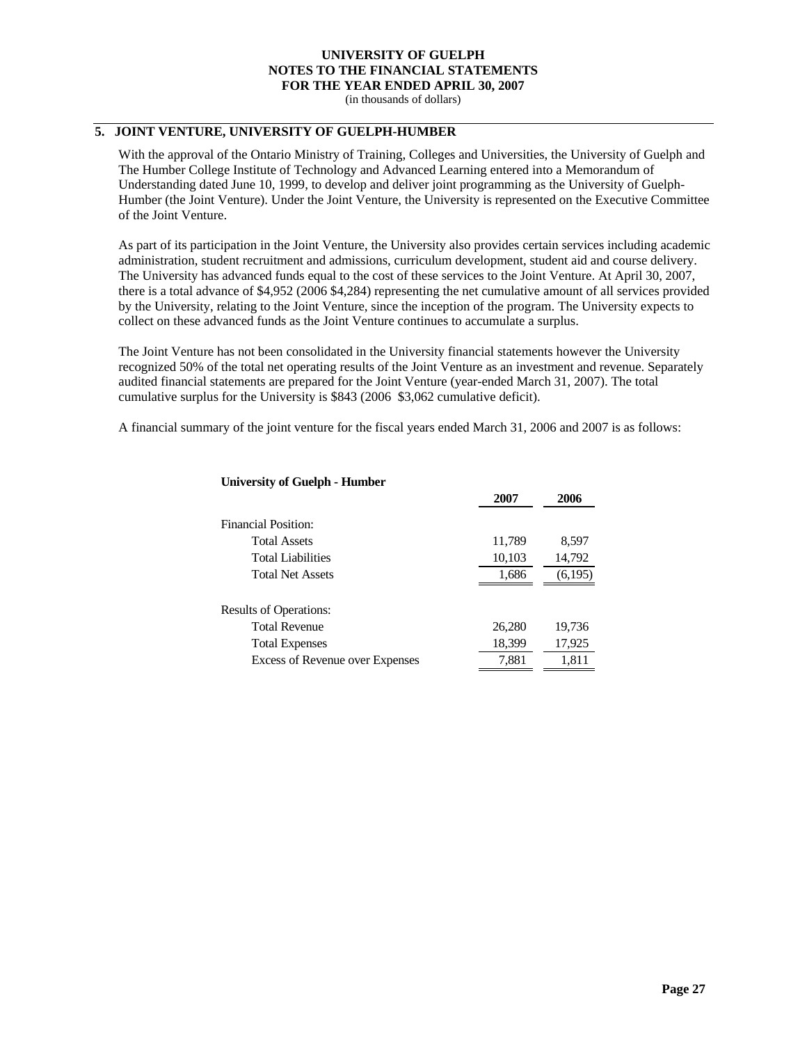**UNIVERSITY OF GUELPH**
**NOTES TO THE FINANCIAL STATEMENTS**
**FOR THE YEAR ENDED APRIL 30, 2007**
(in thousands of dollars)

## 5. JOINT VENTURE, UNIVERSITY OF GUELPH-HUMBER

With the approval of the Ontario Ministry of Training, Colleges and Universities, the University of Guelph and The Humber College Institute of Technology and Advanced Learning entered into a Memorandum of Understanding dated June 10, 1999, to develop and deliver joint programming as the University of Guelph-Humber (the Joint Venture). Under the Joint Venture, the University is represented on the Executive Committee of the Joint Venture.

As part of its participation in the Joint Venture, the University also provides certain services including academic administration, student recruitment and admissions, curriculum development, student aid and course delivery. The University has advanced funds equal to the cost of these services to the Joint Venture. At April 30, 2007, there is a total advance of $4,952 (2006 $4,284) representing the net cumulative amount of all services provided by the University, relating to the Joint Venture, since the inception of the program. The University expects to collect on these advanced funds as the Joint Venture continues to accumulate a surplus.

The Joint Venture has not been consolidated in the University financial statements however the University recognized 50% of the total net operating results of the Joint Venture as an investment and revenue. Separately audited financial statements are prepared for the Joint Venture (year-ended March 31, 2007). The total cumulative surplus for the University is $843 (2006 $3,062 cumulative deficit).

A financial summary of the joint venture for the fiscal years ended March 31, 2006 and 2007 is as follows:

**University of Guelph - Humber**

| | 2007 | 2006 |
|---|---|---|
| Financial Position: | | |
| Total Assets | 11,789 | 8,597 |
| Total Liabilities | 10,103 | 14,792 |
| Total Net Assets | 1,686 | (6,195) |
| Results of Operations: | | |
| Total Revenue | 26,280 | 19,736 |
| Total Expenses | 18,399 | 17,925 |
| Excess of Revenue over Expenses | 7,881 | 1,811 |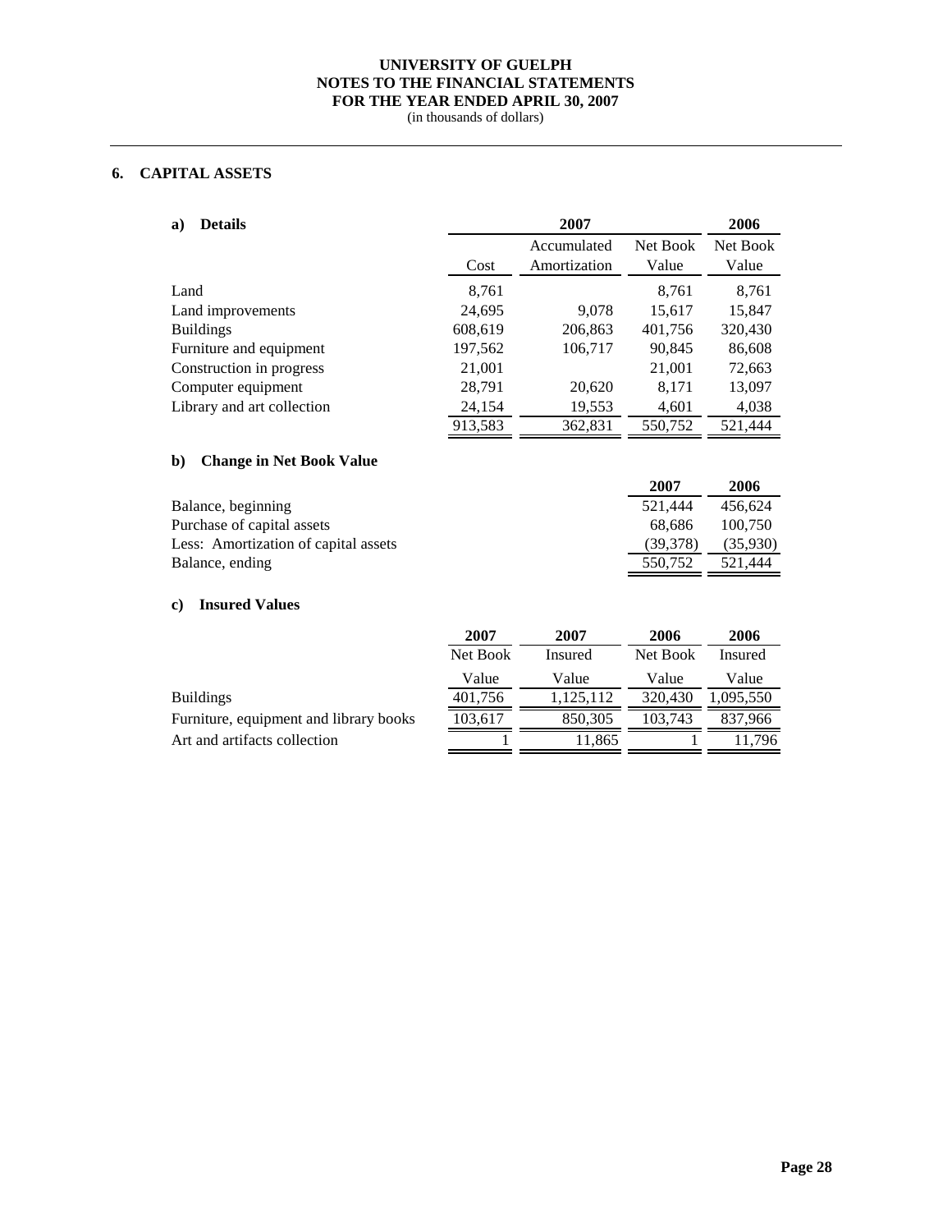# UNIVERSITY OF GUELPH
## NOTES TO THE FINANCIAL STATEMENTS
## FOR THE YEAR ENDED APRIL 30, 2007

(in thousands of dollars)

## 6. CAPITAL ASSETS

### a) Details

| | 2007 | | | 2006 |
|---|---|---|---|---|
| | Cost | Accumulated Amortization | Net Book Value | Net Book Value |
| Land | 8,761 | | 8,761 | 8,761 |
| Land improvements | 24,695 | 9,078 | 15,617 | 15,847 |
| Buildings | 608,619 | 206,863 | 401,756 | 320,430 |
| Furniture and equipment | 197,562 | 106,717 | 90,845 | 86,608 |
| Construction in progress | 21,001 | | 21,001 | 72,663 |
| Computer equipment | 28,791 | 20,620 | 8,171 | 13,097 |
| Library and art collection | 24,154 | 19,553 | 4,601 | 4,038 |
| | 913,583 | 362,831 | 550,752 | 521,444 |

### b) Change in Net Book Value

| | 2007 | 2006 |
|---|---|---|
| Balance, beginning | 521,444 | 456,624 |
| Purchase of capital assets | 68,686 | 100,750 |
| Less: Amortization of capital assets | (39,378) | (35,930) |
| Balance, ending | 550,752 | 521,444 |

### c) Insured Values

| | 2007 Net Book Value | 2007 Insured Value | 2006 Net Book Value | 2006 Insured Value |
|---|---|---|---|---|
| Buildings | 401,756 | 1,125,112 | 320,430 | 1,095,550 |
| Furniture, equipment and library books | 103,617 | 850,305 | 103,743 | 837,966 |
| Art and artifacts collection | 1 | 11,865 | 1 | 11,796 |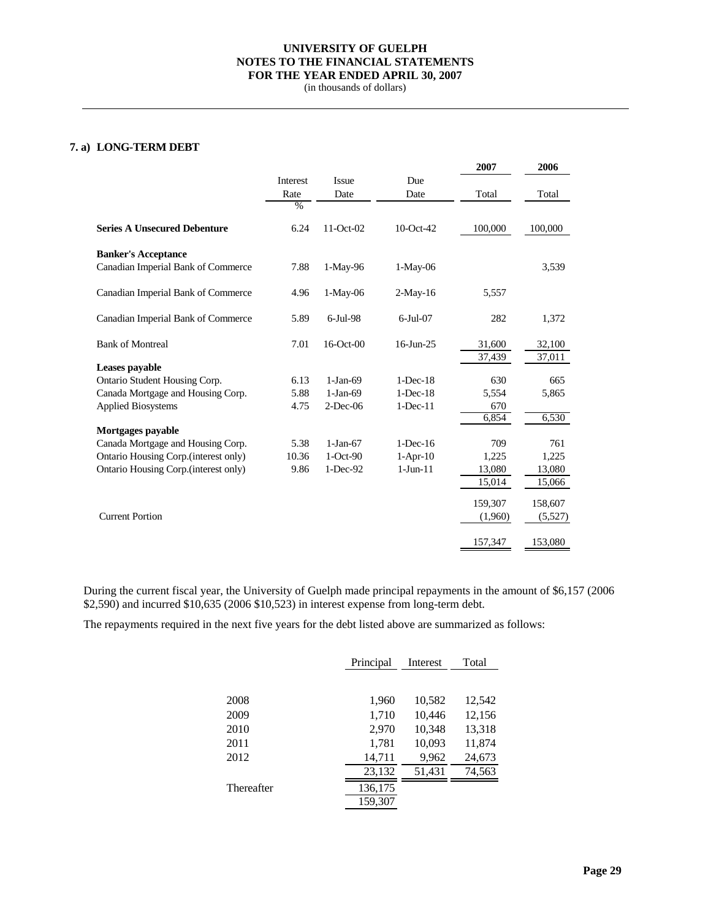**UNIVERSITY OF GUELPH**
**NOTES TO THE FINANCIAL STATEMENTS**
**FOR THE YEAR ENDED APRIL 30, 2007**
(in thousands of dollars)

## 7. a) LONG-TERM DEBT

| | Interest Rate % | Issue Date | Due Date | 2007 Total | 2006 Total |
|---|---|---|---|---|---|
| **Series A Unsecured Debenture** | 6.24 | 11-Oct-02 | 10-Oct-42 | 100,000 | 100,000 |
| **Banker's Acceptance** | | | | | |
| Canadian Imperial Bank of Commerce | 7.88 | 1-May-96 | 1-May-06 | | 3,539 |
| Canadian Imperial Bank of Commerce | 4.96 | 1-May-06 | 2-May-16 | 5,557 | |
| Canadian Imperial Bank of Commerce | 5.89 | 6-Jul-98 | 6-Jul-07 | 282 | 1,372 |
| Bank of Montreal | 7.01 | 16-Oct-00 | 16-Jun-25 | 31,600 | 32,100 |
| | | | | 37,439 | 37,011 |
| **Leases payable** | | | | | |
| Ontario Student Housing Corp. | 6.13 | 1-Jan-69 | 1-Dec-18 | 630 | 665 |
| Canada Mortgage and Housing Corp. | 5.88 | 1-Jan-69 | 1-Dec-18 | 5,554 | 5,865 |
| Applied Biosystems | 4.75 | 2-Dec-06 | 1-Dec-11 | 670 | |
| | | | | 6,854 | 6,530 |
| **Mortgages payable** | | | | | |
| Canada Mortgage and Housing Corp. | 5.38 | 1-Jan-67 | 1-Dec-16 | 709 | 761 |
| Ontario Housing Corp.(interest only) | 10.36 | 1-Oct-90 | 1-Apr-10 | 1,225 | 1,225 |
| Ontario Housing Corp.(interest only) | 9.86 | 1-Dec-92 | 1-Jun-11 | 13,080 | 13,080 |
| | | | | 15,014 | 15,066 |
| | | | | 159,307 | 158,607 |
| Current Portion | | | | (1,960) | (5,527) |
| | | | | 157,347 | 153,080 |

During the current fiscal year, the University of Guelph made principal repayments in the amount of $6,157 (2006 $2,590) and incurred $10,635 (2006 $10,523) in interest expense from long-term debt.

The repayments required in the next five years for the debt listed above are summarized as follows:

| | Principal | Interest | Total |
|---|---|---|---|
| 2008 | 1,960 | 10,582 | 12,542 |
| 2009 | 1,710 | 10,446 | 12,156 |
| 2010 | 2,970 | 10,348 | 13,318 |
| 2011 | 1,781 | 10,093 | 11,874 |
| 2012 | 14,711 | 9,962 | 24,673 |
| | 23,132 | 51,431 | 74,563 |
| Thereafter | 136,175 | | |
| | 159,307 | | |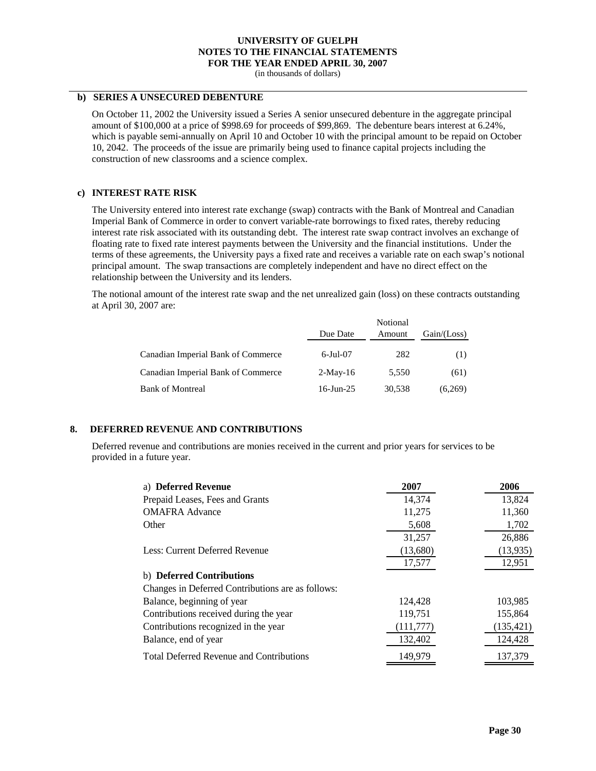**UNIVERSITY OF GUELPH**
**NOTES TO THE FINANCIAL STATEMENTS**
**FOR THE YEAR ENDED APRIL 30, 2007**
(in thousands of dollars)

### b) SERIES A UNSECURED DEBENTURE

On October 11, 2002 the University issued a Series A senior unsecured debenture in the aggregate principal amount of $100,000 at a price of $998.69 for proceeds of $99,869. The debenture bears interest at 6.24%, which is payable semi-annually on April 10 and October 10 with the principal amount to be repaid on October 10, 2042. The proceeds of the issue are primarily being used to finance capital projects including the construction of new classrooms and a science complex.

### c) INTEREST RATE RISK

The University entered into interest rate exchange (swap) contracts with the Bank of Montreal and Canadian Imperial Bank of Commerce in order to convert variable-rate borrowings to fixed rates, thereby reducing interest rate risk associated with its outstanding debt. The interest rate swap contract involves an exchange of floating rate to fixed rate interest payments between the University and the financial institutions. Under the terms of these agreements, the University pays a fixed rate and receives a variable rate on each swap's notional principal amount. The swap transactions are completely independent and have no direct effect on the relationship between the University and its lenders.

The notional amount of the interest rate swap and the net unrealized gain (loss) on these contracts outstanding at April 30, 2007 are:

| | Due Date | Notional Amount | Gain/(Loss) |
|---|---|---|---|
| Canadian Imperial Bank of Commerce | 6-Jul-07 | 282 | (1) |
| Canadian Imperial Bank of Commerce | 2-May-16 | 5,550 | (61) |
| Bank of Montreal | 16-Jun-25 | 30,538 | (6,269) |

## 8. DEFERRED REVENUE AND CONTRIBUTIONS

Deferred revenue and contributions are monies received in the current and prior years for services to be provided in a future year.

| a) **Deferred Revenue** | **2007** | **2006** |
|---|---|---|
| Prepaid Leases, Fees and Grants | 14,374 | 13,824 |
| OMAFRA Advance | 11,275 | 11,360 |
| Other | 5,608 | 1,702 |
| | 31,257 | 26,886 |
| Less: Current Deferred Revenue | (13,680) | (13,935) |
| | 17,577 | 12,951 |
| b) **Deferred Contributions** | | |
| Changes in Deferred Contributions are as follows: | | |
| Balance, beginning of year | 124,428 | 103,985 |
| Contributions received during the year | 119,751 | 155,864 |
| Contributions recognized in the year | (111,777) | (135,421) |
| Balance, end of year | 132,402 | 124,428 |
| Total Deferred Revenue and Contributions | 149,979 | 137,379 |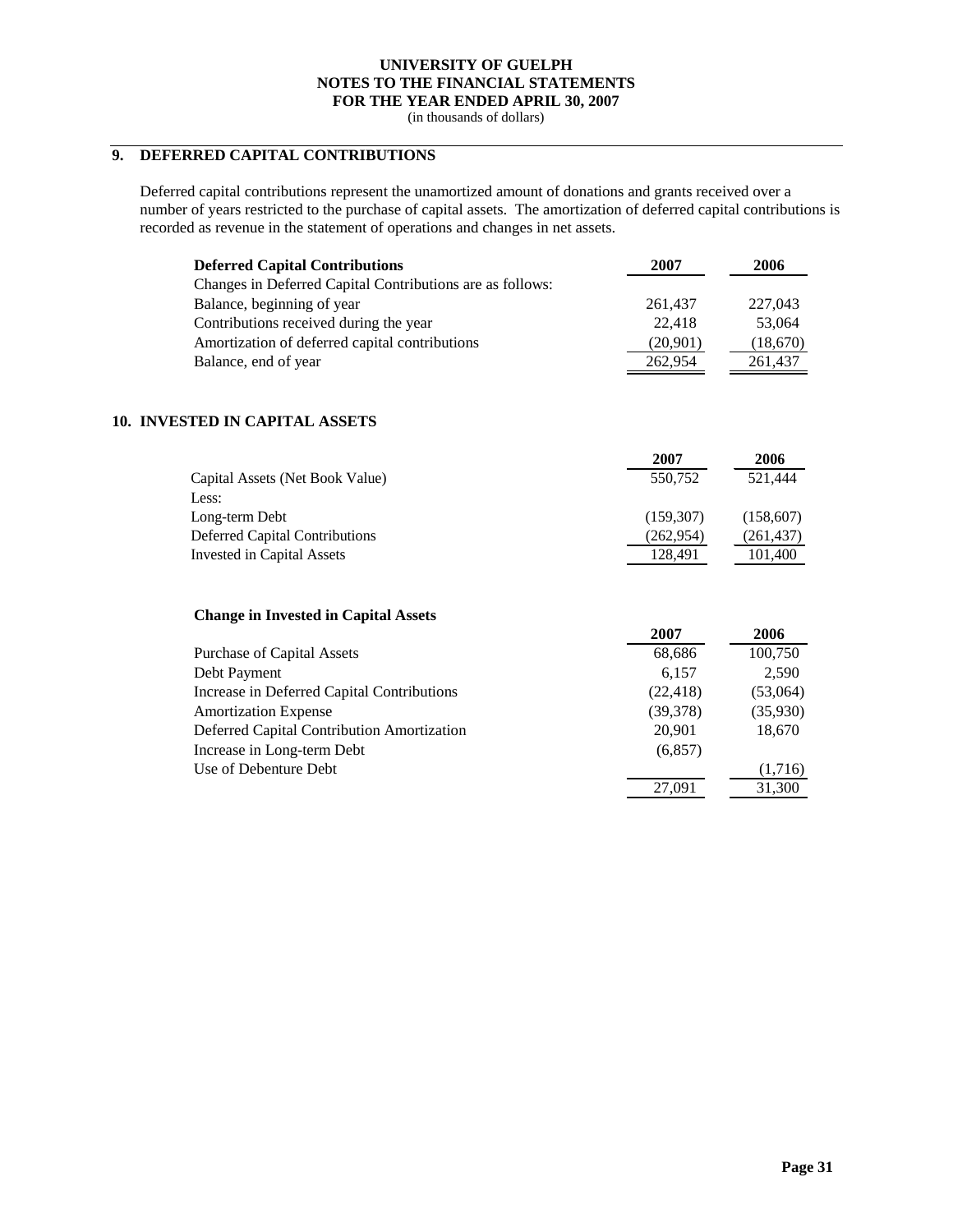# UNIVERSITY OF GUELPH
## NOTES TO THE FINANCIAL STATEMENTS
## FOR THE YEAR ENDED APRIL 30, 2007
(in thousands of dollars)

## 9. DEFERRED CAPITAL CONTRIBUTIONS

Deferred capital contributions represent the unamortized amount of donations and grants received over a number of years restricted to the purchase of capital assets. The amortization of deferred capital contributions is recorded as revenue in the statement of operations and changes in net assets.

| Deferred Capital Contributions | 2007 | 2006 |
|---|---|---|
| Changes in Deferred Capital Contributions are as follows: | | |
| Balance, beginning of year | 261,437 | 227,043 |
| Contributions received during the year | 22,418 | 53,064 |
| Amortization of deferred capital contributions | (20,901) | (18,670) |
| Balance, end of year | 262,954 | 261,437 |

## 10. INVESTED IN CAPITAL ASSETS

| | 2007 | 2006 |
|---|---|---|
| Capital Assets (Net Book Value) | 550,752 | 521,444 |
| Less: | | |
| Long-term Debt | (159,307) | (158,607) |
| Deferred Capital Contributions | (262,954) | (261,437) |
| Invested in Capital Assets | 128,491 | 101,400 |

**Change in Invested in Capital Assets**

| | 2007 | 2006 |
|---|---|---|
| Purchase of Capital Assets | 68,686 | 100,750 |
| Debt Payment | 6,157 | 2,590 |
| Increase in Deferred Capital Contributions | (22,418) | (53,064) |
| Amortization Expense | (39,378) | (35,930) |
| Deferred Capital Contribution Amortization | 20,901 | 18,670 |
| Increase in Long-term Debt | (6,857) | |
| Use of Debenture Debt | | (1,716) |
| | 27,091 | 31,300 |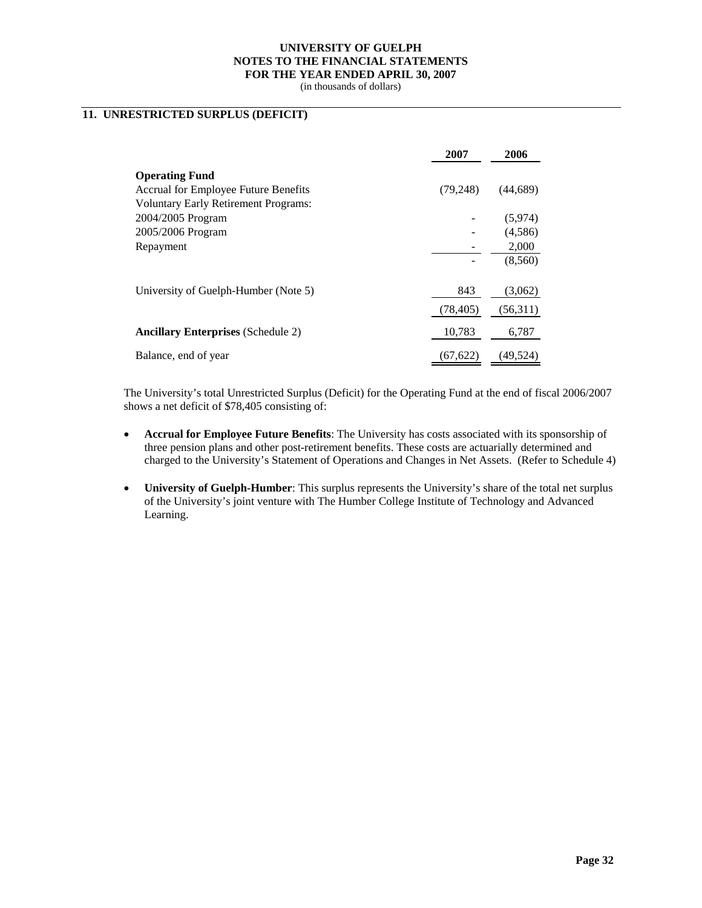**UNIVERSITY OF GUELPH**
**NOTES TO THE FINANCIAL STATEMENTS**
**FOR THE YEAR ENDED APRIL 30, 2007**
(in thousands of dollars)

## 11. UNRESTRICTED SURPLUS (DEFICIT)

| | 2007 | 2006 |
|---|---|---|
| **Operating Fund** | | |
| Accrual for Employee Future Benefits | (79,248) | (44,689) |
| Voluntary Early Retirement Programs: | | |
| 2004/2005 Program | - | (5,974) |
| 2005/2006 Program | - | (4,586) |
| Repayment | - | 2,000 |
| | - | (8,560) |
| University of Guelph-Humber (Note 5) | 843 | (3,062) |
| | (78,405) | (56,311) |
| **Ancillary Enterprises** (Schedule 2) | 10,783 | 6,787 |
| Balance, end of year | (67,622) | (49,524) |

The University's total Unrestricted Surplus (Deficit) for the Operating Fund at the end of fiscal 2006/2007 shows a net deficit of $78,405 consisting of:

- **Accrual for Employee Future Benefits**: The University has costs associated with its sponsorship of three pension plans and other post-retirement benefits. These costs are actuarially determined and charged to the University's Statement of Operations and Changes in Net Assets. (Refer to Schedule 4)
- **University of Guelph-Humber**: This surplus represents the University's share of the total net surplus of the University's joint venture with The Humber College Institute of Technology and Advanced Learning.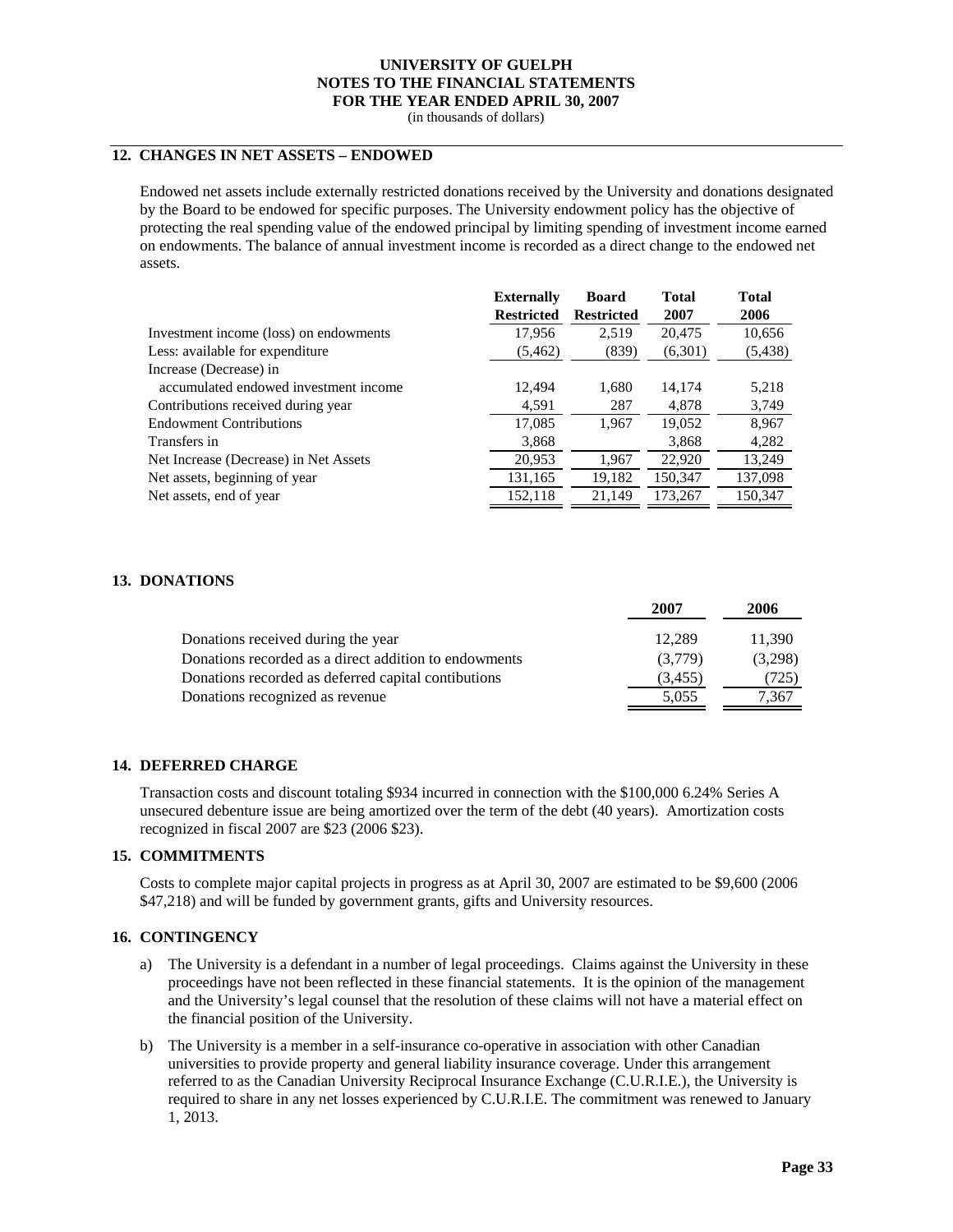**UNIVERSITY OF GUELPH**
**NOTES TO THE FINANCIAL STATEMENTS**
**FOR THE YEAR ENDED APRIL 30, 2007**
(in thousands of dollars)

## 12. CHANGES IN NET ASSETS – ENDOWED

Endowed net assets include externally restricted donations received by the University and donations designated by the Board to be endowed for specific purposes. The University endowment policy has the objective of protecting the real spending value of the endowed principal by limiting spending of investment income earned on endowments. The balance of annual investment income is recorded as a direct change to the endowed net assets.

| | Externally Restricted | Board Restricted | Total 2007 | Total 2006 |
|---|---|---|---|---|
| Investment income (loss) on endowments | 17,956 | 2,519 | 20,475 | 10,656 |
| Less: available for expenditure | (5,462) | (839) | (6,301) | (5,438) |
| Increase (Decrease) in accumulated endowed investment income | 12,494 | 1,680 | 14,174 | 5,218 |
| Contributions received during year | 4,591 | 287 | 4,878 | 3,749 |
| Endowment Contributions | 17,085 | 1,967 | 19,052 | 8,967 |
| Transfers in | 3,868 | | 3,868 | 4,282 |
| Net Increase (Decrease) in Net Assets | 20,953 | 1,967 | 22,920 | 13,249 |
| Net assets, beginning of year | 131,165 | 19,182 | 150,347 | 137,098 |
| Net assets, end of year | 152,118 | 21,149 | 173,267 | 150,347 |

## 13. DONATIONS

| | 2007 | 2006 |
|---|---|---|
| Donations received during the year | 12,289 | 11,390 |
| Donations recorded as a direct addition to endowments | (3,779) | (3,298) |
| Donations recorded as deferred capital contibutions | (3,455) | (725) |
| Donations recognized as revenue | 5,055 | 7,367 |

## 14. DEFERRED CHARGE

Transaction costs and discount totaling $934 incurred in connection with the $100,000 6.24% Series A unsecured debenture issue are being amortized over the term of the debt (40 years). Amortization costs recognized in fiscal 2007 are $23 (2006 $23).

## 15. COMMITMENTS

Costs to complete major capital projects in progress as at April 30, 2007 are estimated to be $9,600 (2006 $47,218) and will be funded by government grants, gifts and University resources.

## 16. CONTINGENCY

a) The University is a defendant in a number of legal proceedings. Claims against the University in these proceedings have not been reflected in these financial statements. It is the opinion of the management and the University's legal counsel that the resolution of these claims will not have a material effect on the financial position of the University.

b) The University is a member in a self-insurance co-operative in association with other Canadian universities to provide property and general liability insurance coverage. Under this arrangement referred to as the Canadian University Reciprocal Insurance Exchange (C.U.R.I.E.), the University is required to share in any net losses experienced by C.U.R.I.E. The commitment was renewed to January 1, 2013.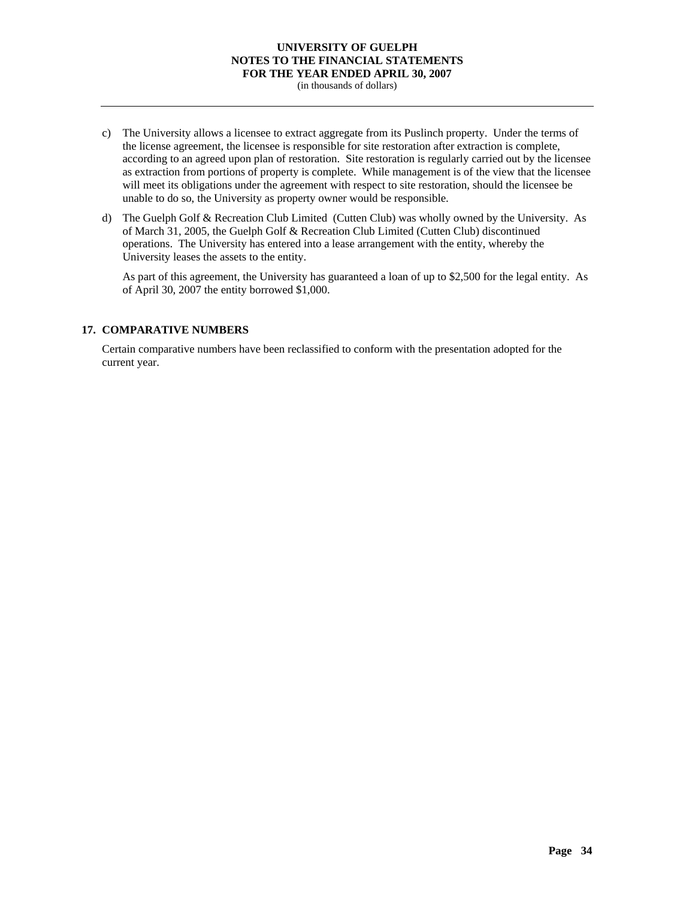c) The University allows a licensee to extract aggregate from its Puslinch property. Under the terms of the license agreement, the licensee is responsible for site restoration after extraction is complete, according to an agreed upon plan of restoration. Site restoration is regularly carried out by the licensee as extraction from portions of property is complete. While management is of the view that the licensee will meet its obligations under the agreement with respect to site restoration, should the licensee be unable to do so, the University as property owner would be responsible.

d) The Guelph Golf & Recreation Club Limited (Cutten Club) was wholly owned by the University. As of March 31, 2005, the Guelph Golf & Recreation Club Limited (Cutten Club) discontinued operations. The University has entered into a lease arrangement with the entity, whereby the University leases the assets to the entity.

   As part of this agreement, the University has guaranteed a loan of up to $2,500 for the legal entity. As of April 30, 2007 the entity borrowed $1,000.

## 17. COMPARATIVE NUMBERS

Certain comparative numbers have been reclassified to conform with the presentation adopted for the current year.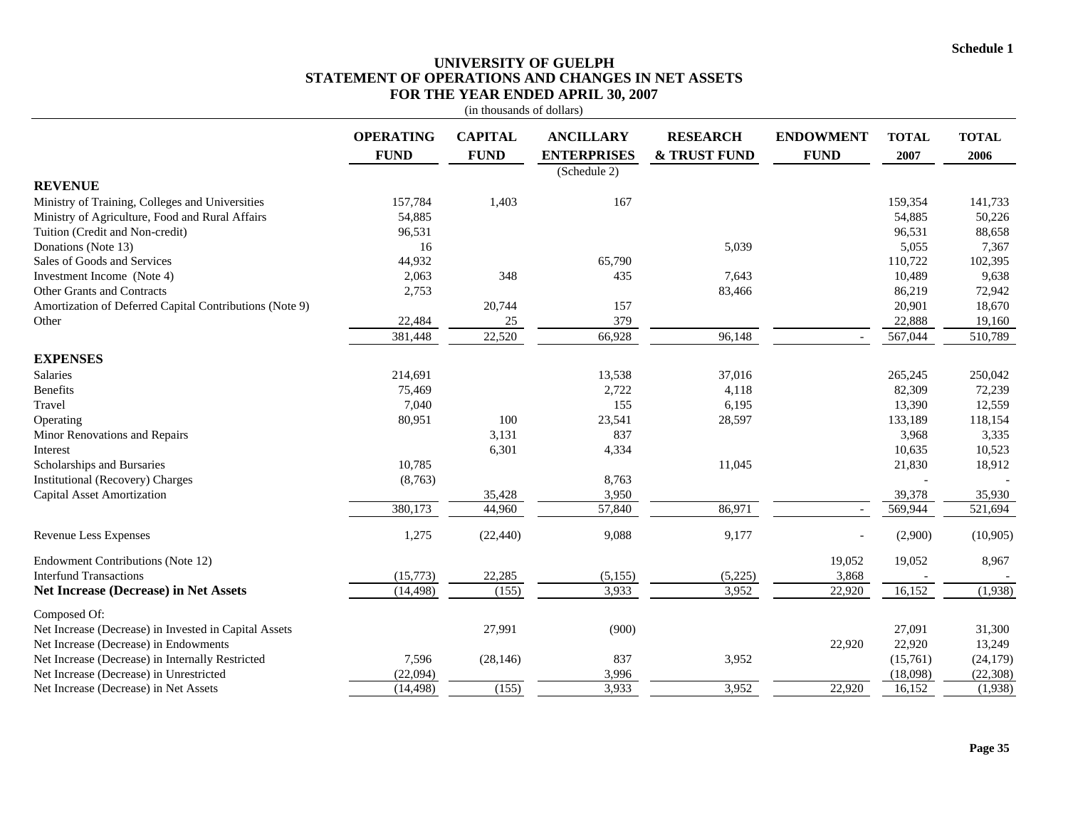Schedule 1

# UNIVERSITY OF GUELPH
## STATEMENT OF OPERATIONS AND CHANGES IN NET ASSETS
## FOR THE YEAR ENDED APRIL 30, 2007

(in thousands of dollars)

| | OPERATING FUND | CAPITAL FUND | ANCILLARY ENTERPRISES (Schedule 2) | RESEARCH & TRUST FUND | ENDOWMENT FUND | TOTAL 2007 | TOTAL 2006 |
|---|---|---|---|---|---|---|---|
| **REVENUE** | | | | | | | |
| Ministry of Training, Colleges and Universities | 157,784 | 1,403 | 167 | | | 159,354 | 141,733 |
| Ministry of Agriculture, Food and Rural Affairs | 54,885 | | | | | 54,885 | 50,226 |
| Tuition (Credit and Non-credit) | 96,531 | | | | | 96,531 | 88,658 |
| Donations (Note 13) | 16 | | | 5,039 | | 5,055 | 7,367 |
| Sales of Goods and Services | 44,932 | | 65,790 | | | 110,722 | 102,395 |
| Investment Income (Note 4) | 2,063 | 348 | 435 | 7,643 | | 10,489 | 9,638 |
| Other Grants and Contracts | 2,753 | | | 83,466 | | 86,219 | 72,942 |
| Amortization of Deferred Capital Contributions (Note 9) | | 20,744 | 157 | | | 20,901 | 18,670 |
| Other | 22,484 | 25 | 379 | | | 22,888 | 19,160 |
| | 381,448 | 22,520 | 66,928 | 96,148 | - | 567,044 | 510,789 |
| **EXPENSES** | | | | | | | |
| Salaries | 214,691 | | 13,538 | 37,016 | | 265,245 | 250,042 |
| Benefits | 75,469 | | 2,722 | 4,118 | | 82,309 | 72,239 |
| Travel | 7,040 | | 155 | 6,195 | | 13,390 | 12,559 |
| Operating | 80,951 | 100 | 23,541 | 28,597 | | 133,189 | 118,154 |
| Minor Renovations and Repairs | | 3,131 | 837 | | | 3,968 | 3,335 |
| Interest | | 6,301 | 4,334 | | | 10,635 | 10,523 |
| Scholarships and Bursaries | 10,785 | | | 11,045 | | 21,830 | 18,912 |
| Institutional (Recovery) Charges | (8,763) | | 8,763 | | | - | - |
| Capital Asset Amortization | | 35,428 | 3,950 | | | 39,378 | 35,930 |
| | 380,173 | 44,960 | 57,840 | 86,971 | - | 569,944 | 521,694 |
| Revenue Less Expenses | 1,275 | (22,440) | 9,088 | 9,177 | - | (2,900) | (10,905) |
| Endowment Contributions (Note 12) | | | | | 19,052 | 19,052 | 8,967 |
| Interfund Transactions | (15,773) | 22,285 | (5,155) | (5,225) | 3,868 | - | - |
| **Net Increase (Decrease) in Net Assets** | (14,498) | (155) | 3,933 | 3,952 | 22,920 | 16,152 | (1,938) |
| Composed Of: | | | | | | | |
| Net Increase (Decrease) in Invested in Capital Assets | | 27,991 | (900) | | | 27,091 | 31,300 |
| Net Increase (Decrease) in Endowments | | | | | 22,920 | 22,920 | 13,249 |
| Net Increase (Decrease) in Internally Restricted | 7,596 | (28,146) | 837 | 3,952 | | (15,761) | (24,179) |
| Net Increase (Decrease) in Unrestricted | (22,094) | | 3,996 | | | (18,098) | (22,308) |
| Net Increase (Decrease) in Net Assets | (14,498) | (155) | 3,933 | 3,952 | 22,920 | 16,152 | (1,938) |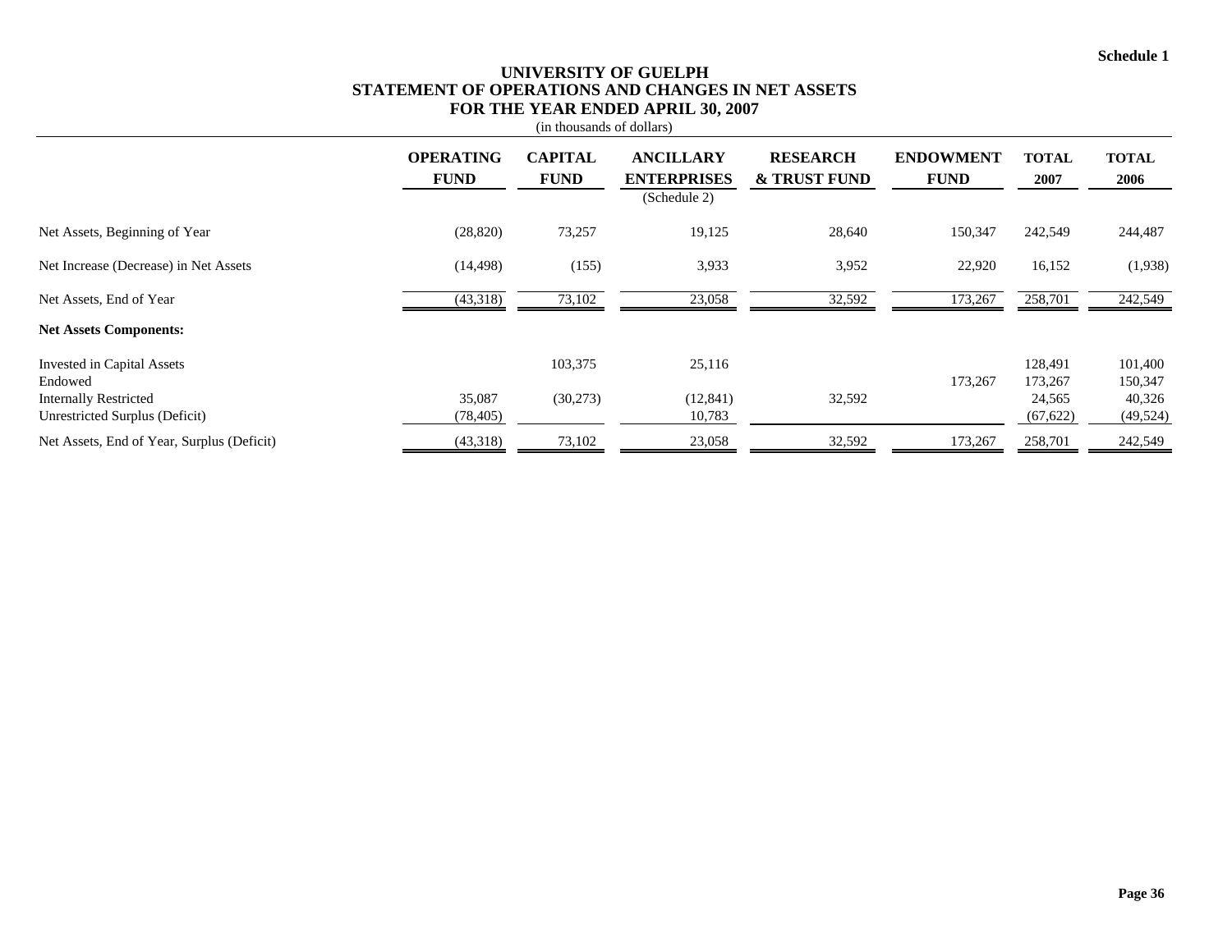Schedule 1

# UNIVERSITY OF GUELPH
## STATEMENT OF OPERATIONS AND CHANGES IN NET ASSETS
## FOR THE YEAR ENDED APRIL 30, 2007

(in thousands of dollars)

| | OPERATING FUND | CAPITAL FUND | ANCILLARY ENTERPRISES (Schedule 2) | RESEARCH & TRUST FUND | ENDOWMENT FUND | TOTAL 2007 | TOTAL 2006 |
|---|---|---|---|---|---|---|---|
| Net Assets, Beginning of Year | (28,820) | 73,257 | 19,125 | 28,640 | 150,347 | 242,549 | 244,487 |
| Net Increase (Decrease) in Net Assets | (14,498) | (155) | 3,933 | 3,952 | 22,920 | 16,152 | (1,938) |
| Net Assets, End of Year | (43,318) | 73,102 | 23,058 | 32,592 | 173,267 | 258,701 | 242,549 |
| **Net Assets Components:** | | | | | | | |
| Invested in Capital Assets | | 103,375 | 25,116 | | | 128,491 | 101,400 |
| Endowed | | | | | 173,267 | 173,267 | 150,347 |
| Internally Restricted | 35,087 | (30,273) | (12,841) | 32,592 | | 24,565 | 40,326 |
| Unrestricted Surplus (Deficit) | (78,405) | | 10,783 | | | (67,622) | (49,524) |
| Net Assets, End of Year, Surplus (Deficit) | (43,318) | 73,102 | 23,058 | 32,592 | 173,267 | 258,701 | 242,549 |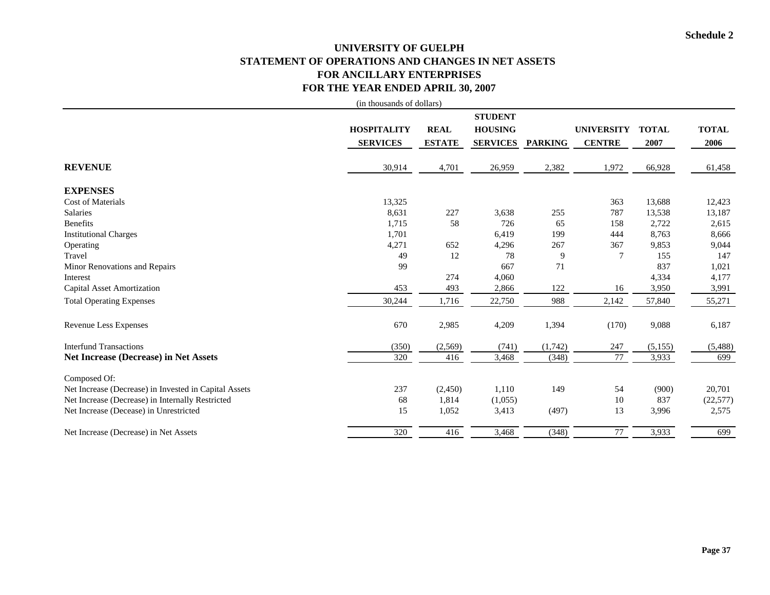Schedule 2

# UNIVERSITY OF GUELPH
## STATEMENT OF OPERATIONS AND CHANGES IN NET ASSETS
## FOR ANCILLARY ENTERPRISES
## FOR THE YEAR ENDED APRIL 30, 2007

(in thousands of dollars)

| | HOSPITALITY SERVICES | REAL ESTATE | STUDENT HOUSING SERVICES | PARKING | UNIVERSITY CENTRE | TOTAL 2007 | TOTAL 2006 |
|---|---|---|---|---|---|---|---|
| **REVENUE** | 30,914 | 4,701 | 26,959 | 2,382 | 1,972 | 66,928 | 61,458 |
| **EXPENSES** | | | | | | | |
| Cost of Materials | 13,325 | | | | 363 | 13,688 | 12,423 |
| Salaries | 8,631 | 227 | 3,638 | 255 | 787 | 13,538 | 13,187 |
| Benefits | 1,715 | 58 | 726 | 65 | 158 | 2,722 | 2,615 |
| Institutional Charges | 1,701 | | 6,419 | 199 | 444 | 8,763 | 8,666 |
| Operating | 4,271 | 652 | 4,296 | 267 | 367 | 9,853 | 9,044 |
| Travel | 49 | 12 | 78 | 9 | 7 | 155 | 147 |
| Minor Renovations and Repairs | 99 | | 667 | 71 | | 837 | 1,021 |
| Interest | | 274 | 4,060 | | | 4,334 | 4,177 |
| Capital Asset Amortization | 453 | 493 | 2,866 | 122 | 16 | 3,950 | 3,991 |
| Total Operating Expenses | 30,244 | 1,716 | 22,750 | 988 | 2,142 | 57,840 | 55,271 |
| Revenue Less Expenses | 670 | 2,985 | 4,209 | 1,394 | (170) | 9,088 | 6,187 |
| Interfund Transactions | (350) | (2,569) | (741) | (1,742) | 247 | (5,155) | (5,488) |
| **Net Increase (Decrease) in Net Assets** | 320 | 416 | 3,468 | (348) | 77 | 3,933 | 699 |
| Composed Of: | | | | | | | |
| Net Increase (Decrease) in Invested in Capital Assets | 237 | (2,450) | 1,110 | 149 | 54 | (900) | 20,701 |
| Net Increase (Decrease) in Internally Restricted | 68 | 1,814 | (1,055) | | 10 | 837 | (22,577) |
| Net Increase (Decease) in Unrestricted | 15 | 1,052 | 3,413 | (497) | 13 | 3,996 | 2,575 |
| Net Increase (Decrease) in Net Assets | 320 | 416 | 3,468 | (348) | 77 | 3,933 | 699 |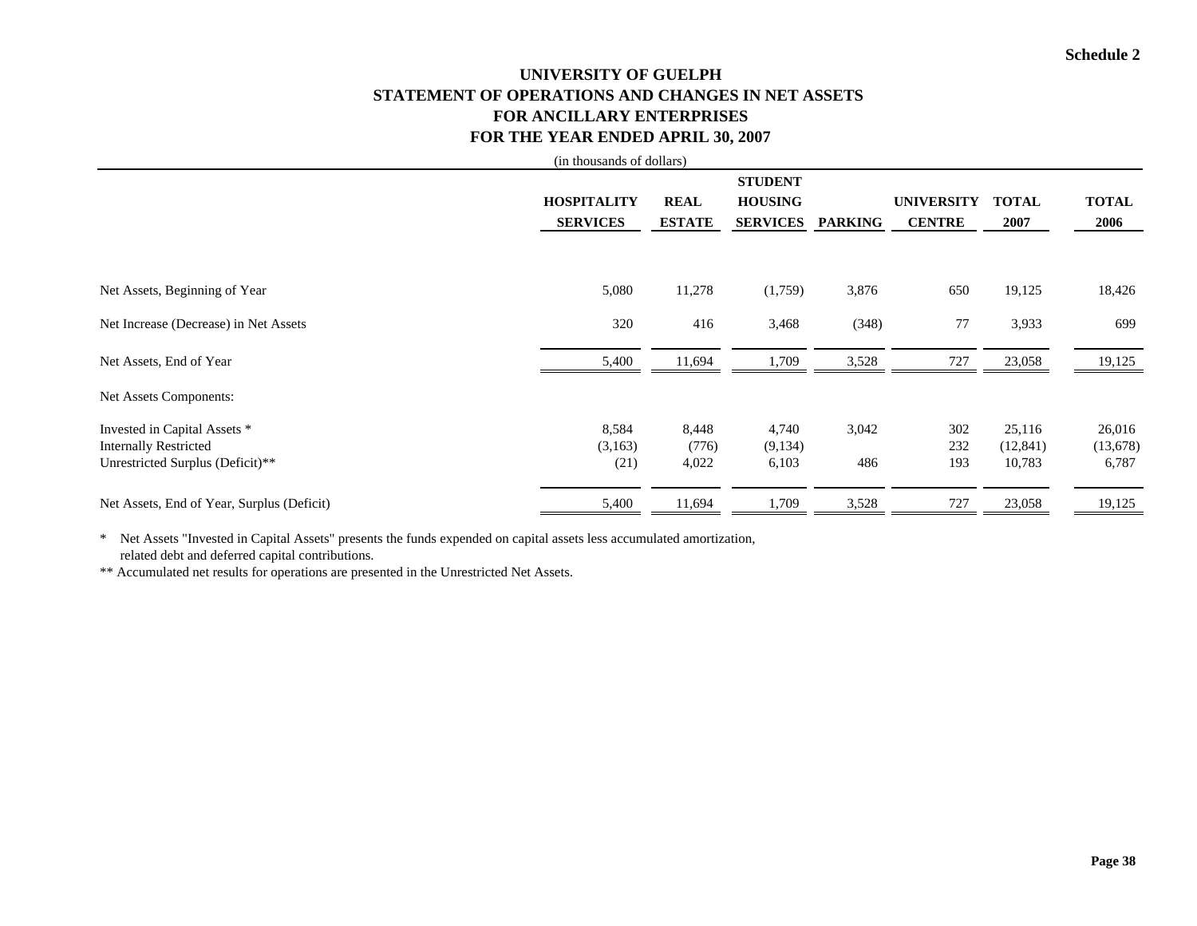Schedule 2

# UNIVERSITY OF GUELPH
## STATEMENT OF OPERATIONS AND CHANGES IN NET ASSETS
## FOR ANCILLARY ENTERPRISES
## FOR THE YEAR ENDED APRIL 30, 2007

(in thousands of dollars)

| | HOSPITALITY SERVICES | REAL ESTATE | STUDENT HOUSING SERVICES | PARKING | UNIVERSITY CENTRE | TOTAL 2007 | TOTAL 2006 |
|---|---|---|---|---|---|---|---|
| Net Assets, Beginning of Year | 5,080 | 11,278 | (1,759) | 3,876 | 650 | 19,125 | 18,426 |
| Net Increase (Decrease) in Net Assets | 320 | 416 | 3,468 | (348) | 77 | 3,933 | 699 |
| Net Assets, End of Year | 5,400 | 11,694 | 1,709 | 3,528 | 727 | 23,058 | 19,125 |
| Net Assets Components: | | | | | | | |
| Invested in Capital Assets * | 8,584 | 8,448 | 4,740 | 3,042 | 302 | 25,116 | 26,016 |
| Internally Restricted | (3,163) | (776) | (9,134) | | 232 | (12,841) | (13,678) |
| Unrestricted Surplus (Deficit)** | (21) | 4,022 | 6,103 | 486 | 193 | 10,783 | 6,787 |
| Net Assets, End of Year, Surplus (Deficit) | 5,400 | 11,694 | 1,709 | 3,528 | 727 | 23,058 | 19,125 |

\* Net Assets "Invested in Capital Assets" presents the funds expended on capital assets less accumulated amortization, related debt and deferred capital contributions.

** Accumulated net results for operations are presented in the Unrestricted Net Assets.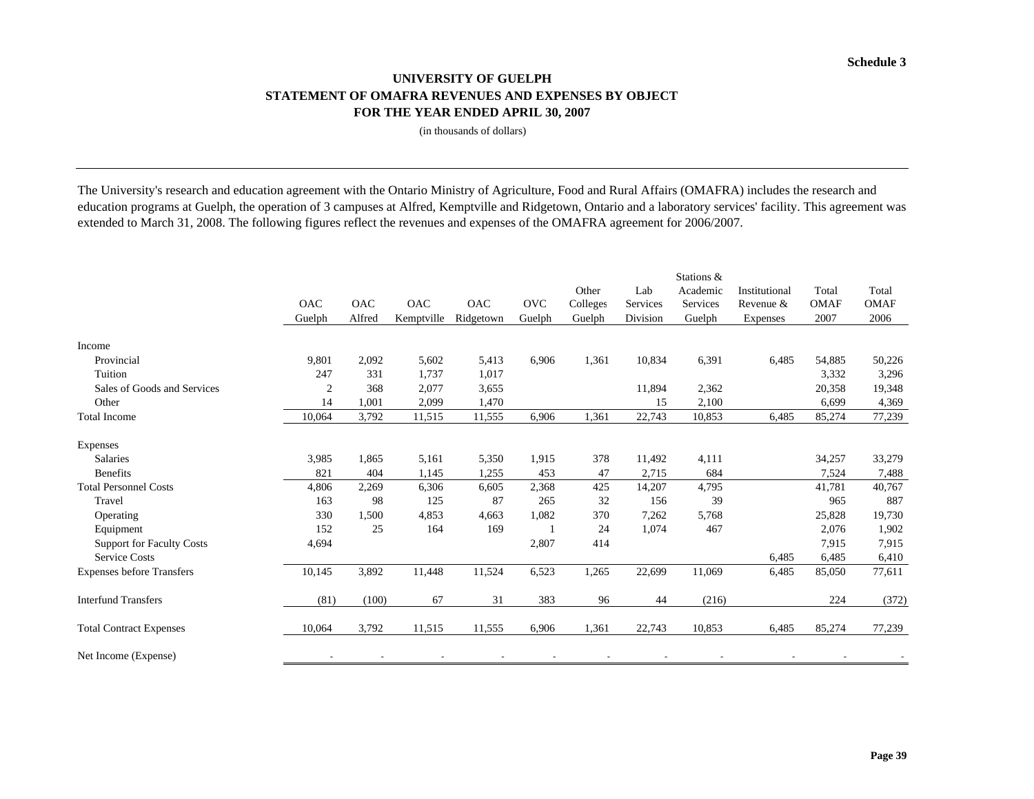**Schedule 3**

## UNIVERSITY OF GUELPH
## STATEMENT OF OMAFRA REVENUES AND EXPENSES BY OBJECT
## FOR THE YEAR ENDED APRIL 30, 2007

(in thousands of dollars)

The University's research and education agreement with the Ontario Ministry of Agriculture, Food and Rural Affairs (OMAFRA) includes the research and education programs at Guelph, the operation of 3 campuses at Alfred, Kemptville and Ridgetown, Ontario and a laboratory services' facility. This agreement was extended to March 31, 2008. The following figures reflect the revenues and expenses of the OMAFRA agreement for 2006/2007.

| | OAC Guelph | OAC Alfred | OAC Kemptville | OAC Ridgetown | OVC Guelph | Other Colleges Guelph | Lab Services Division | Stations & Academic Services Guelph | Institutional Revenue & Expenses | Total OMAF 2007 | Total OMAF 2006 |
|---|---|---|---|---|---|---|---|---|---|---|---|
| Income | | | | | | | | | | | |
| Provincial | 9,801 | 2,092 | 5,602 | 5,413 | 6,906 | 1,361 | 10,834 | 6,391 | 6,485 | 54,885 | 50,226 |
| Tuition | 247 | 331 | 1,737 | 1,017 | | | | | | 3,332 | 3,296 |
| Sales of Goods and Services | 2 | 368 | 2,077 | 3,655 | | | 11,894 | 2,362 | | 20,358 | 19,348 |
| Other | 14 | 1,001 | 2,099 | 1,470 | | | 15 | 2,100 | | 6,699 | 4,369 |
| Total Income | 10,064 | 3,792 | 11,515 | 11,555 | 6,906 | 1,361 | 22,743 | 10,853 | 6,485 | 85,274 | 77,239 |
| Expenses | | | | | | | | | | | |
| Salaries | 3,985 | 1,865 | 5,161 | 5,350 | 1,915 | 378 | 11,492 | 4,111 | | 34,257 | 33,279 |
| Benefits | 821 | 404 | 1,145 | 1,255 | 453 | 47 | 2,715 | 684 | | 7,524 | 7,488 |
| Total Personnel Costs | 4,806 | 2,269 | 6,306 | 6,605 | 2,368 | 425 | 14,207 | 4,795 | | 41,781 | 40,767 |
| Travel | 163 | 98 | 125 | 87 | 265 | 32 | 156 | 39 | | 965 | 887 |
| Operating | 330 | 1,500 | 4,853 | 4,663 | 1,082 | 370 | 7,262 | 5,768 | | 25,828 | 19,730 |
| Equipment | 152 | 25 | 164 | 169 | 1 | 24 | 1,074 | 467 | | 2,076 | 1,902 |
| Support for Faculty Costs | 4,694 | | | | 2,807 | 414 | | | | 7,915 | 7,915 |
| Service Costs | | | | | | | | | 6,485 | 6,485 | 6,410 |
| Expenses before Transfers | 10,145 | 3,892 | 11,448 | 11,524 | 6,523 | 1,265 | 22,699 | 11,069 | 6,485 | 85,050 | 77,611 |
| Interfund Transfers | (81) | (100) | 67 | 31 | 383 | 96 | 44 | (216) | | 224 | (372) |
| Total Contract Expenses | 10,064 | 3,792 | 11,515 | 11,555 | 6,906 | 1,361 | 22,743 | 10,853 | 6,485 | 85,274 | 77,239 |
| Net Income (Expense) | - | - | - | - | - | - | - | - | - | - | - |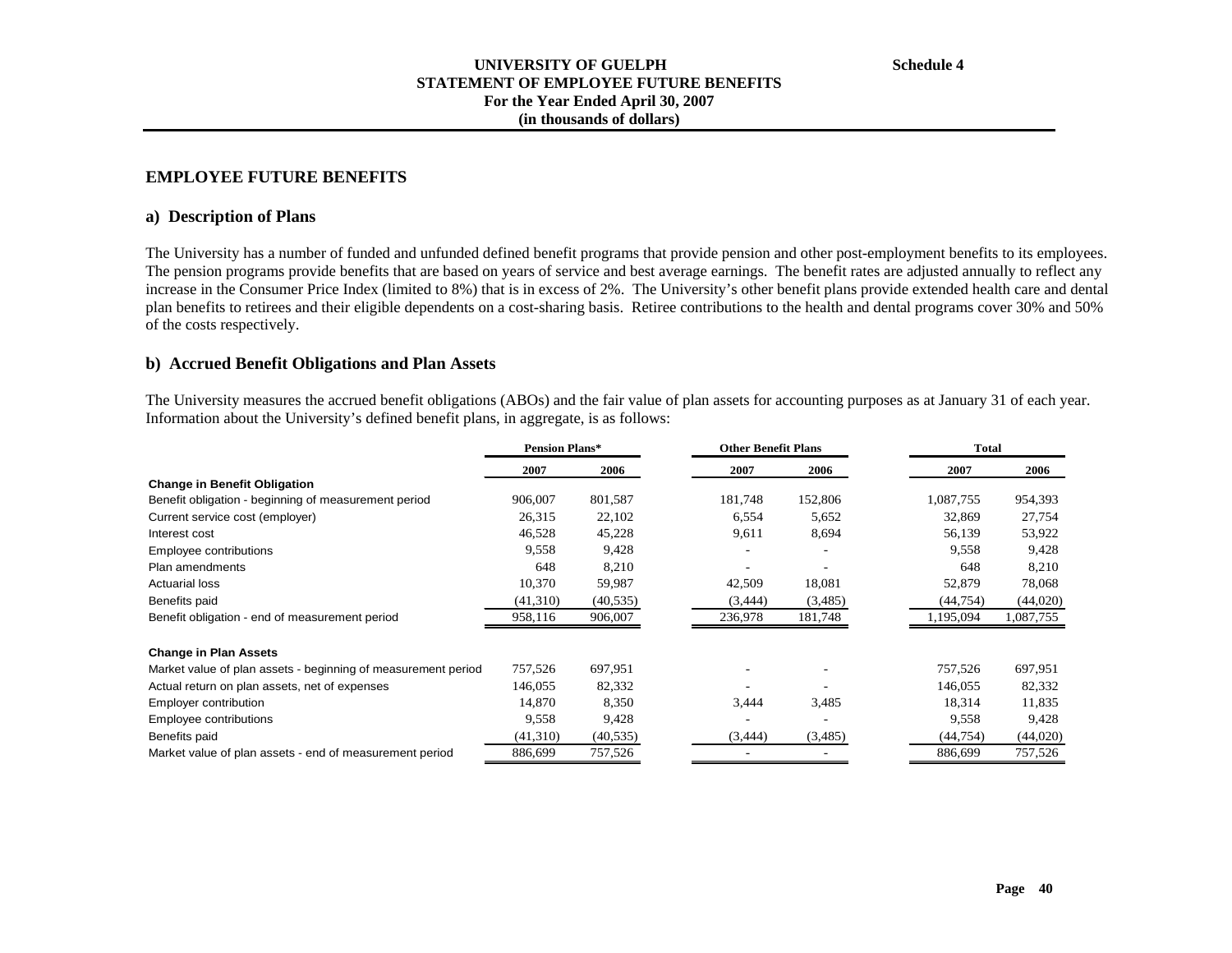# UNIVERSITY OF GUELPH
## STATEMENT OF EMPLOYEE FUTURE BENEFITS
### For the Year Ended April 30, 2007
### (in thousands of dollars)

**Schedule 4**

## EMPLOYEE FUTURE BENEFITS

### a) Description of Plans

The University has a number of funded and unfunded defined benefit programs that provide pension and other post-employment benefits to its employees. The pension programs provide benefits that are based on years of service and best average earnings. The benefit rates are adjusted annually to reflect any increase in the Consumer Price Index (limited to 8%) that is in excess of 2%. The University's other benefit plans provide extended health care and dental plan benefits to retirees and their eligible dependents on a cost-sharing basis. Retiree contributions to the health and dental programs cover 30% and 50% of the costs respectively.

### b) Accrued Benefit Obligations and Plan Assets

The University measures the accrued benefit obligations (ABOs) and the fair value of plan assets for accounting purposes as at January 31 of each year. Information about the University's defined benefit plans, in aggregate, is as follows:

| | Pension Plans* | | Other Benefit Plans | | Total | |
|---|---|---|---|---|---|---|
| | 2007 | 2006 | 2007 | 2006 | 2007 | 2006 |
| **Change in Benefit Obligation** | | | | | | |
| Benefit obligation - beginning of measurement period | 906,007 | 801,587 | 181,748 | 152,806 | 1,087,755 | 954,393 |
| Current service cost (employer) | 26,315 | 22,102 | 6,554 | 5,652 | 32,869 | 27,754 |
| Interest cost | 46,528 | 45,228 | 9,611 | 8,694 | 56,139 | 53,922 |
| Employee contributions | 9,558 | 9,428 | - | - | 9,558 | 9,428 |
| Plan amendments | 648 | 8,210 | - | - | 648 | 8,210 |
| Actuarial loss | 10,370 | 59,987 | 42,509 | 18,081 | 52,879 | 78,068 |
| Benefits paid | (41,310) | (40,535) | (3,444) | (3,485) | (44,754) | (44,020) |
| Benefit obligation - end of measurement period | 958,116 | 906,007 | 236,978 | 181,748 | 1,195,094 | 1,087,755 |
| **Change in Plan Assets** | | | | | | |
| Market value of plan assets - beginning of measurement period | 757,526 | 697,951 | - | - | 757,526 | 697,951 |
| Actual return on plan assets, net of expenses | 146,055 | 82,332 | - | - | 146,055 | 82,332 |
| Employer contribution | 14,870 | 8,350 | 3,444 | 3,485 | 18,314 | 11,835 |
| Employee contributions | 9,558 | 9,428 | - | - | 9,558 | 9,428 |
| Benefits paid | (41,310) | (40,535) | (3,444) | (3,485) | (44,754) | (44,020) |
| Market value of plan assets - end of measurement period | 886,699 | 757,526 | - | - | 886,699 | 757,526 |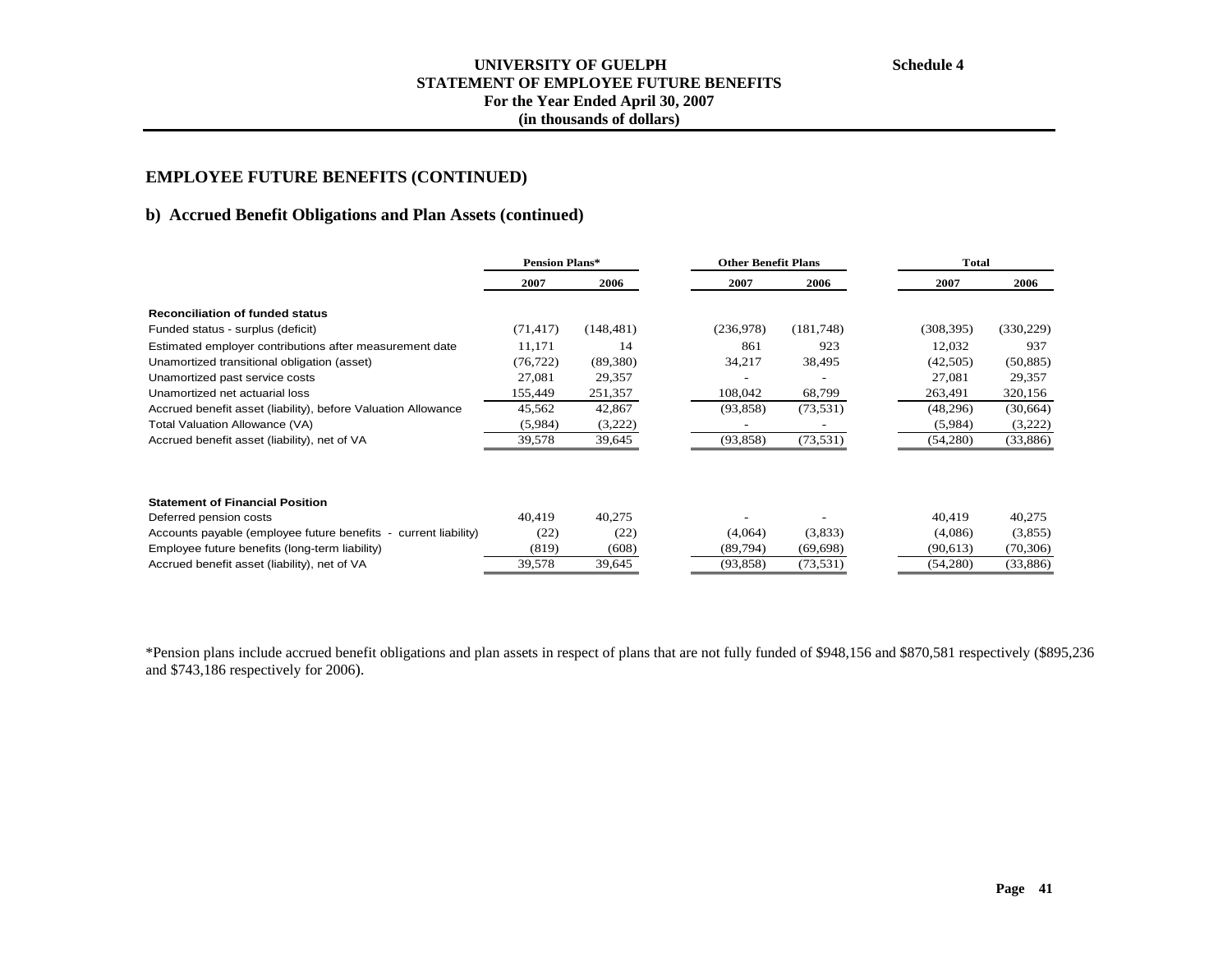**UNIVERSITY OF GUELPH**
**STATEMENT OF EMPLOYEE FUTURE BENEFITS**
**For the Year Ended April 30, 2007**
**(in thousands of dollars)**

**Schedule 4**

## EMPLOYEE FUTURE BENEFITS (CONTINUED)

### b) Accrued Benefit Obligations and Plan Assets (continued)

| | Pension Plans* | | Other Benefit Plans | | Total | |
|---|---|---|---|---|---|---|
| | **2007** | **2006** | **2007** | **2006** | **2007** | **2006** |
| **Reconciliation of funded status** | | | | | | |
| Funded status - surplus (deficit) | (71,417) | (148,481) | (236,978) | (181,748) | (308,395) | (330,229) |
| Estimated employer contributions after measurement date | 11,171 | 14 | 861 | 923 | 12,032 | 937 |
| Unamortized transitional obligation (asset) | (76,722) | (89,380) | 34,217 | 38,495 | (42,505) | (50,885) |
| Unamortized past service costs | 27,081 | 29,357 | - | - | 27,081 | 29,357 |
| Unamortized net actuarial loss | 155,449 | 251,357 | 108,042 | 68,799 | 263,491 | 320,156 |
| Accrued benefit asset (liability), before Valuation Allowance | 45,562 | 42,867 | (93,858) | (73,531) | (48,296) | (30,664) |
| Total Valuation Allowance (VA) | (5,984) | (3,222) | - | - | (5,984) | (3,222) |
| Accrued benefit asset (liability), net of VA | 39,578 | 39,645 | (93,858) | (73,531) | (54,280) | (33,886) |
| | | | | | | |
| **Statement of Financial Position** | | | | | | |
| Deferred pension costs | 40,419 | 40,275 | - | - | 40,419 | 40,275 |
| Accounts payable (employee future benefits - current liability) | (22) | (22) | (4,064) | (3,833) | (4,086) | (3,855) |
| Employee future benefits (long-term liability) | (819) | (608) | (89,794) | (69,698) | (90,613) | (70,306) |
| Accrued benefit asset (liability), net of VA | 39,578 | 39,645 | (93,858) | (73,531) | (54,280) | (33,886) |

*Pension plans include accrued benefit obligations and plan assets in respect of plans that are not fully funded of $948,156 and $870,581 respectively ($895,236 and $743,186 respectively for 2006).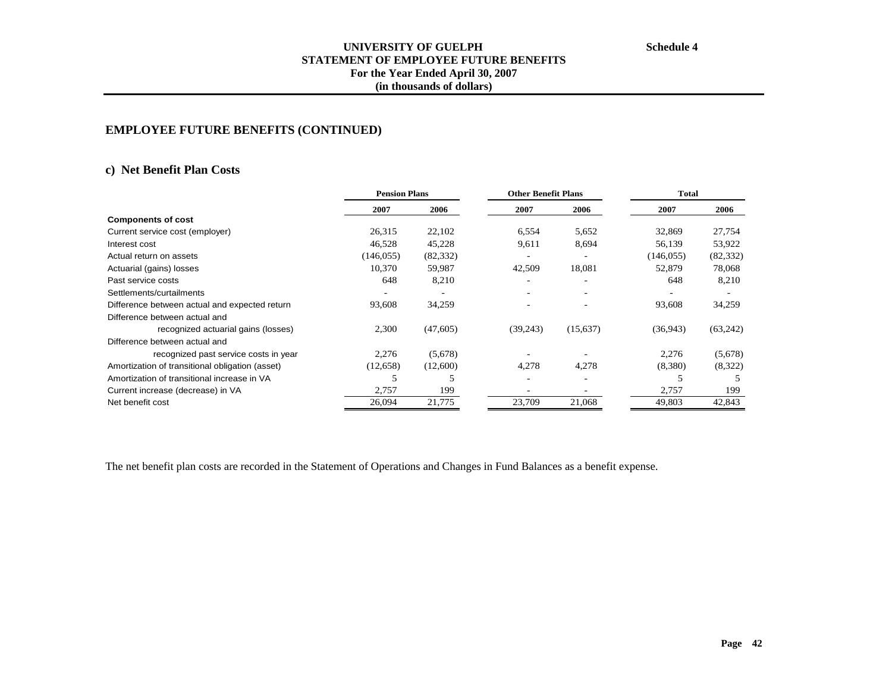**UNIVERSITY OF GUELPH**
**STATEMENT OF EMPLOYEE FUTURE BENEFITS**
**For the Year Ended April 30, 2007**
**(in thousands of dollars)**

**Schedule 4**

## EMPLOYEE FUTURE BENEFITS (CONTINUED)

### c) Net Benefit Plan Costs

| | Pension Plans | | Other Benefit Plans | | Total | |
|---|---|---|---|---|---|---|
| | 2007 | 2006 | 2007 | 2006 | 2007 | 2006 |
| **Components of cost** | | | | | | |
| Current service cost (employer) | 26,315 | 22,102 | 6,554 | 5,652 | 32,869 | 27,754 |
| Interest cost | 46,528 | 45,228 | 9,611 | 8,694 | 56,139 | 53,922 |
| Actual return on assets | (146,055) | (82,332) | - | - | (146,055) | (82,332) |
| Actuarial (gains) losses | 10,370 | 59,987 | 42,509 | 18,081 | 52,879 | 78,068 |
| Past service costs | 648 | 8,210 | - | - | 648 | 8,210 |
| Settlements/curtailments | - | - | - | - | - | - |
| Difference between actual and expected return | 93,608 | 34,259 | - | - | 93,608 | 34,259 |
| Difference between actual and recognized actuarial gains (losses) | 2,300 | (47,605) | (39,243) | (15,637) | (36,943) | (63,242) |
| Difference between actual and recognized past service costs in year | 2,276 | (5,678) | - | - | 2,276 | (5,678) |
| Amortization of transitional obligation (asset) | (12,658) | (12,600) | 4,278 | 4,278 | (8,380) | (8,322) |
| Amortization of transitional increase in VA | 5 | 5 | - | - | 5 | 5 |
| Current increase (decrease) in VA | 2,757 | 199 | - | - | 2,757 | 199 |
| Net benefit cost | 26,094 | 21,775 | 23,709 | 21,068 | 49,803 | 42,843 |

The net benefit plan costs are recorded in the Statement of Operations and Changes in Fund Balances as a benefit expense.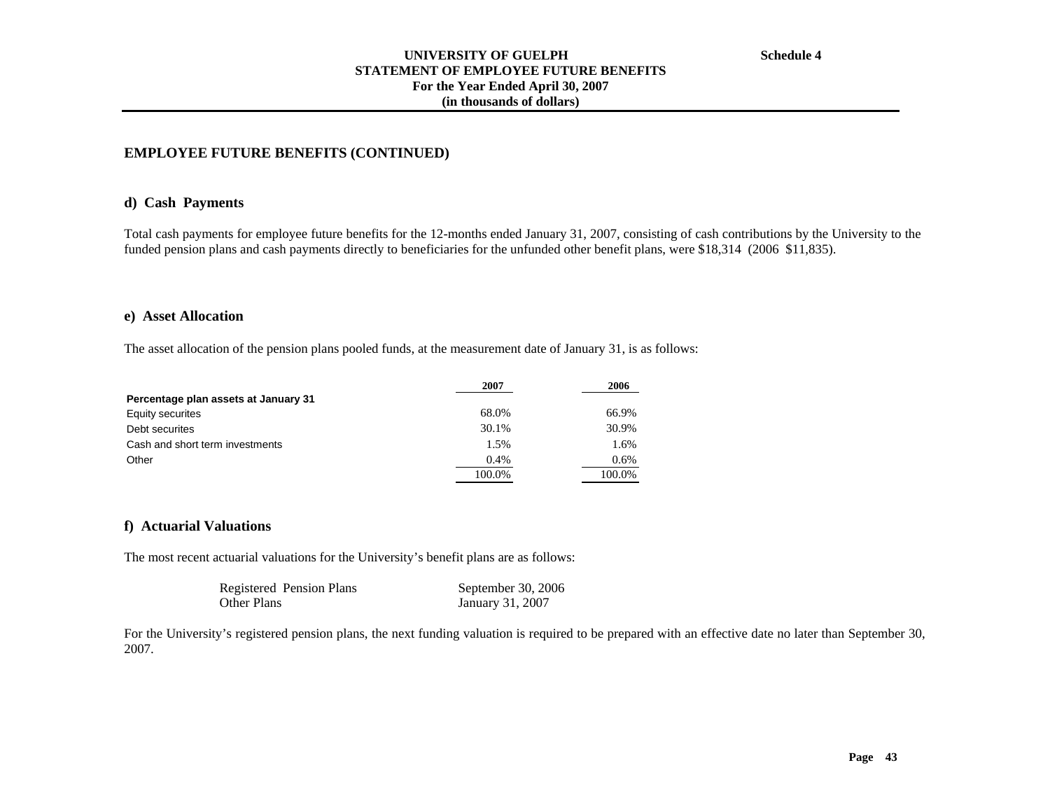# UNIVERSITY OF GUELPH
## STATEMENT OF EMPLOYEE FUTURE BENEFITS
### For the Year Ended April 30, 2007
### (in thousands of dollars)

**Schedule 4**

## EMPLOYEE FUTURE BENEFITS (CONTINUED)

### d) Cash Payments

Total cash payments for employee future benefits for the 12-months ended January 31, 2007, consisting of cash contributions by the University to the funded pension plans and cash payments directly to beneficiaries for the unfunded other benefit plans, were $18,314 (2006 $11,835).

### e) Asset Allocation

The asset allocation of the pension plans pooled funds, at the measurement date of January 31, is as follows:

| | 2007 | 2006 |
|---|---|---|
| **Percentage plan assets at January 31** | | |
| Equity securites | 68.0% | 66.9% |
| Debt securites | 30.1% | 30.9% |
| Cash and short term investments | 1.5% | 1.6% |
| Other | 0.4% | 0.6% |
| | 100.0% | 100.0% |

### f) Actuarial Valuations

The most recent actuarial valuations for the University's benefit plans are as follows:

| | |
|---|---|
| Registered Pension Plans | September 30, 2006 |
| Other Plans | January 31, 2007 |

For the University's registered pension plans, the next funding valuation is required to be prepared with an effective date no later than September 30, 2007.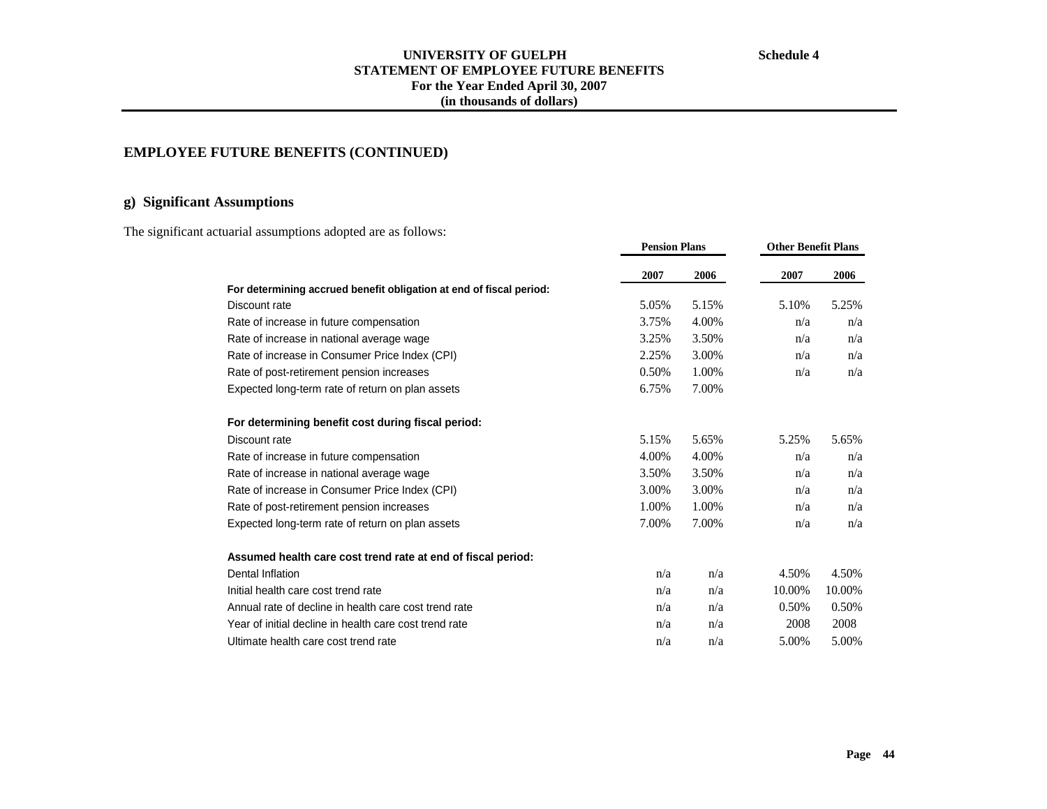**UNIVERSITY OF GUELPH**
**STATEMENT OF EMPLOYEE FUTURE BENEFITS**
**For the Year Ended April 30, 2007**
**(in thousands of dollars)**

**Schedule 4**

## EMPLOYEE FUTURE BENEFITS (CONTINUED)

### g) Significant Assumptions

The significant actuarial assumptions adopted are as follows:

| | Pension Plans | | Other Benefit Plans | |
|---|---|---|---|---|
| | **2007** | **2006** | **2007** | **2006** |
| **For determining accrued benefit obligation at end of fiscal period:** | | | | |
| Discount rate | 5.05% | 5.15% | 5.10% | 5.25% |
| Rate of increase in future compensation | 3.75% | 4.00% | n/a | n/a |
| Rate of increase in national average wage | 3.25% | 3.50% | n/a | n/a |
| Rate of increase in Consumer Price Index (CPI) | 2.25% | 3.00% | n/a | n/a |
| Rate of post-retirement pension increases | 0.50% | 1.00% | n/a | n/a |
| Expected long-term rate of return on plan assets | 6.75% | 7.00% | | |
| **For determining benefit cost during fiscal period:** | | | | |
| Discount rate | 5.15% | 5.65% | 5.25% | 5.65% |
| Rate of increase in future compensation | 4.00% | 4.00% | n/a | n/a |
| Rate of increase in national average wage | 3.50% | 3.50% | n/a | n/a |
| Rate of increase in Consumer Price Index (CPI) | 3.00% | 3.00% | n/a | n/a |
| Rate of post-retirement pension increases | 1.00% | 1.00% | n/a | n/a |
| Expected long-term rate of return on plan assets | 7.00% | 7.00% | n/a | n/a |
| **Assumed health care cost trend rate at end of fiscal period:** | | | | |
| Dental Inflation | n/a | n/a | 4.50% | 4.50% |
| Initial health care cost trend rate | n/a | n/a | 10.00% | 10.00% |
| Annual rate of decline in health care cost trend rate | n/a | n/a | 0.50% | 0.50% |
| Year of initial decline in health care cost trend rate | n/a | n/a | 2008 | 2008 |
| Ultimate health care cost trend rate | n/a | n/a | 5.00% | 5.00% |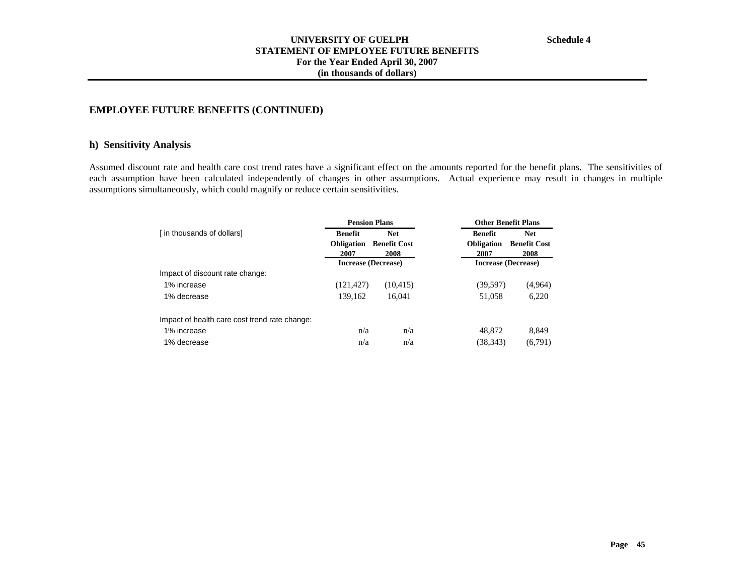**UNIVERSITY OF GUELPH**
**STATEMENT OF EMPLOYEE FUTURE BENEFITS**
**For the Year Ended April 30, 2007**
**(in thousands of dollars)**

**Schedule 4**

## EMPLOYEE FUTURE BENEFITS (CONTINUED)

### h) Sensitivity Analysis

Assumed discount rate and health care cost trend rates have a significant effect on the amounts reported for the benefit plans. The sensitivities of each assumption have been calculated independently of changes in other assumptions. Actual experience may result in changes in multiple assumptions simultaneously, which could magnify or reduce certain sensitivities.

| [ in thousands of dollars] | Pension Plans | | Other Benefit Plans | |
|---|---|---|---|---|
| | Benefit Obligation 2007 | Net Benefit Cost 2008 | Benefit Obligation 2007 | Net Benefit Cost 2008 |
| | Increase (Decrease) | | Increase (Decrease) | |
| Impact of discount rate change: | | | | |
| 1% increase | (121,427) | (10,415) | (39,597) | (4,964) |
| 1% decrease | 139,162 | 16,041 | 51,058 | 6,220 |
| Impact of health care cost trend rate change: | | | | |
| 1% increase | n/a | n/a | 48,872 | 8,849 |
| 1% decrease | n/a | n/a | (38,343) | (6,791) |